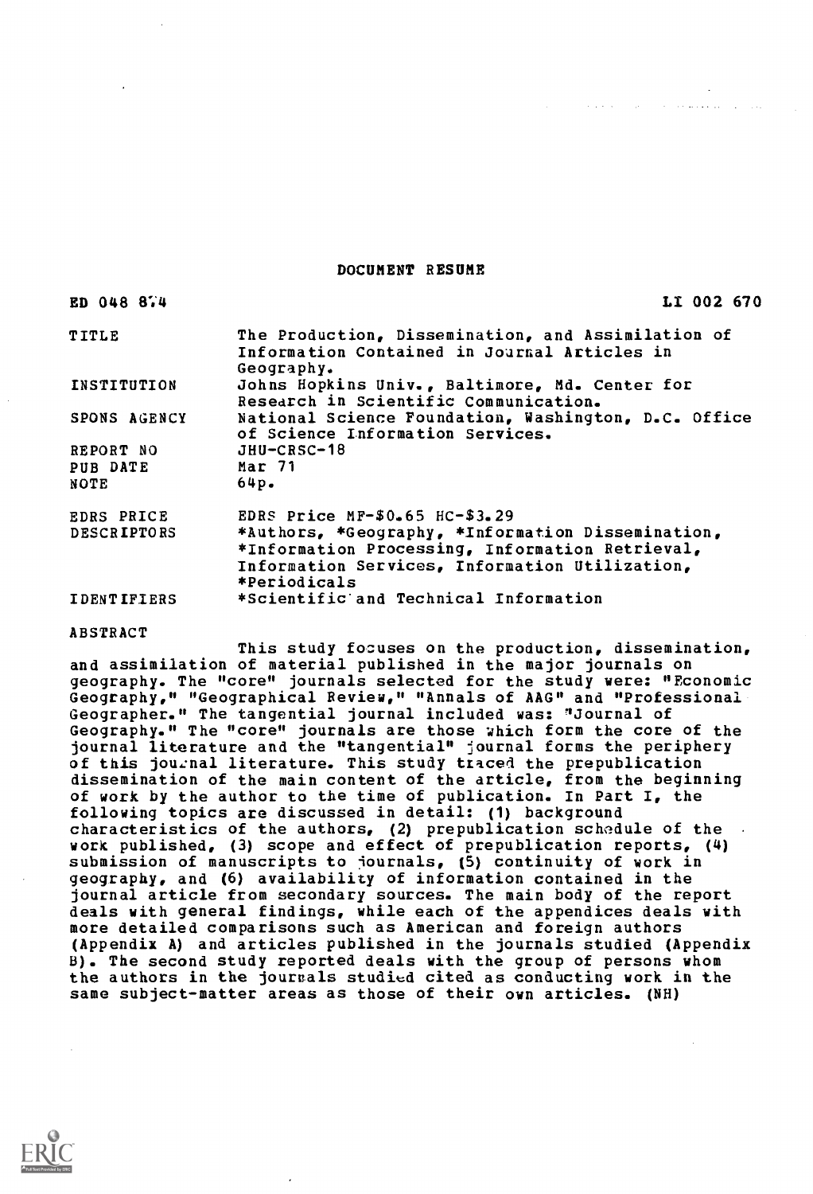# DOCUMENT RESUME

| | |
|---|---|
| ED 048 874 | LI 002 670 |
| TITLE | The Production, Dissemination, and Assimilation of Information Contained in Journal Articles in Geography. |
| INSTITUTION | Johns Hopkins Univ., Baltimore, Md. Center for Research in Scientific Communication. |
| SPONS AGENCY | National Science Foundation, Washington, D.C. Office of Science Information Services. |
| REPORT NO | JHU-CRSC-18 |
| PUB DATE | Mar 71 |
| NOTE | 64p. |
| EDRS PRICE | EDRS Price MF-$0.65 HC-$3.29 |
| DESCRIPTORS | *Authors, *Geography, *Information Dissemination, *Information Processing, Information Retrieval, Information Services, Information Utilization, *Periodicals |
| IDENTIFIERS | *Scientific and Technical Information |

## ABSTRACT

This study focuses on the production, dissemination, and assimilation of material published in the major journals on geography. The "core" journals selected for the study were: "Economic Geography," "Geographical Review," "Annals of AAG" and "Professional Geographer." The tangential journal included was: "Journal of Geography." The "core" journals are those which form the core of the journal literature and the "tangential" journal forms the periphery of this journal literature. This study traced the prepublication dissemination of the main content of the article, from the beginning of work by the author to the time of publication. In Part I, the following topics are discussed in detail: (1) background characteristics of the authors, (2) prepublication schedule of the work published, (3) scope and effect of prepublication reports, (4) submission of manuscripts to journals, (5) continuity of work in geography, and (6) availability of information contained in the journal article from secondary sources. The main body of the report deals with general findings, while each of the appendices deals with more detailed comparisons such as American and foreign authors (Appendix A) and articles published in the journals studied (Appendix B). The second study reported deals with the group of persons whom the authors in the journals studied cited as conducting work in the same subject-matter areas as those of their own articles. (NH)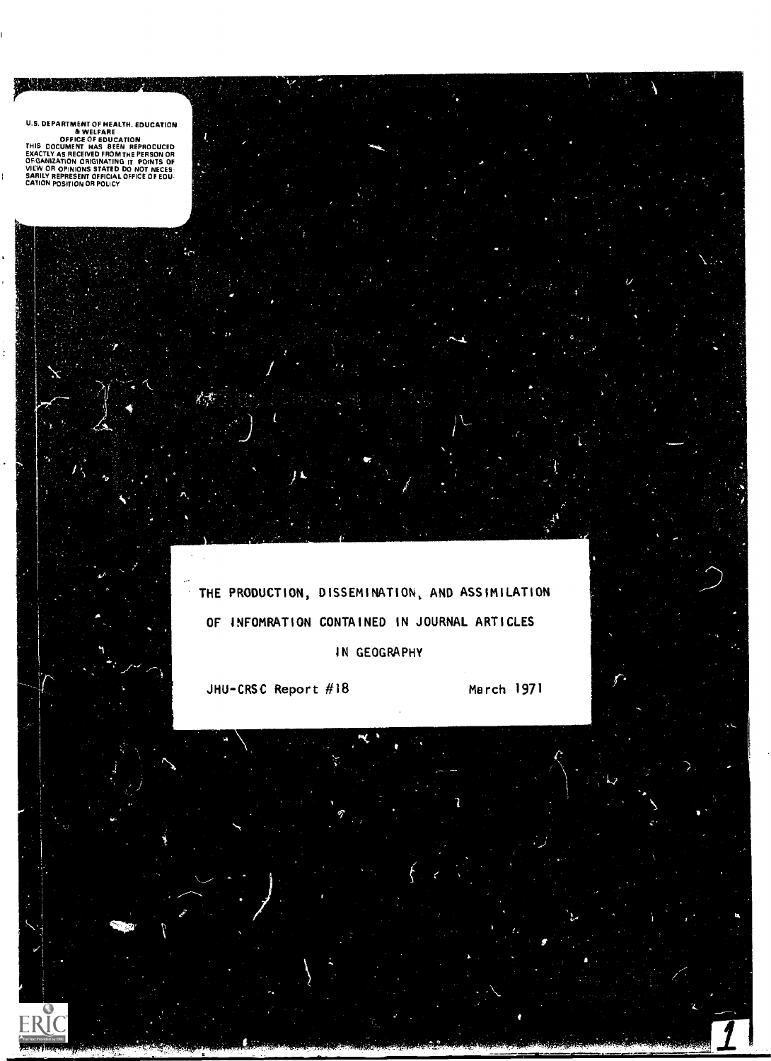U.S. DEPARTMENT OF HEALTH, EDUCATION & WELFARE
OFFICE OF EDUCATION
THIS DOCUMENT HAS BEEN REPRODUCED EXACTLY AS RECEIVED FROM THE PERSON OR ORGANIZATION ORIGINATING IT. POINTS OF VIEW OR OPINIONS STATED DO NOT NECESSARILY REPRESENT OFFICIAL OFFICE OF EDUCATION POSITION OR POLICY

# THE PRODUCTION, DISSEMINATION, AND ASSIMILATION OF INFOMRATION CONTAINED IN JOURNAL ARTICLES IN GEOGRAPHY

JHU-CRSC Report #18

March 1971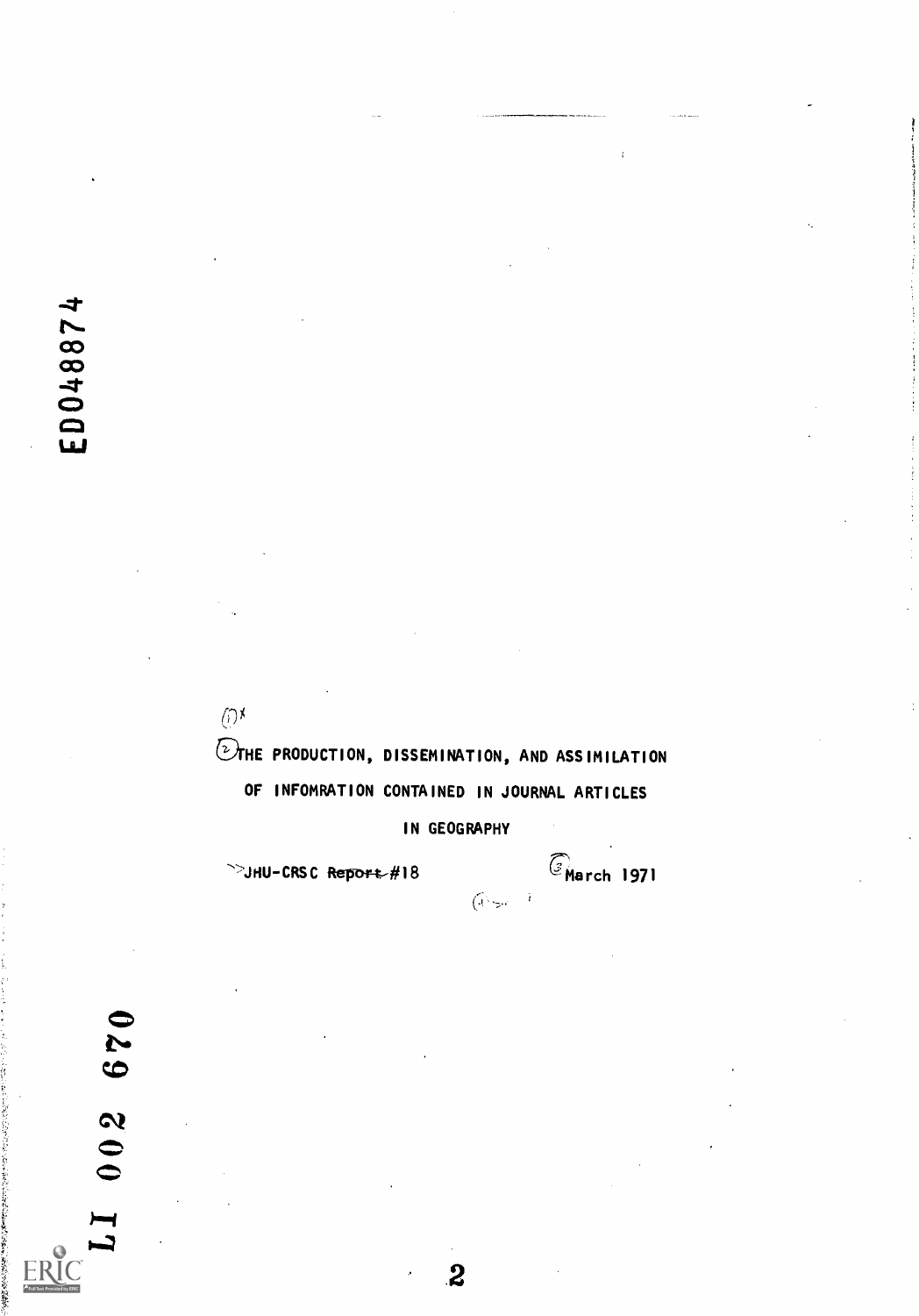# THE PRODUCTION, DISSEMINATION, AND ASSIMILATION OF INFOMRATION CONTAINED IN JOURNAL ARTICLES IN GEOGRAPHY

JHU-CRSC ~~Report~~ #18

March 1971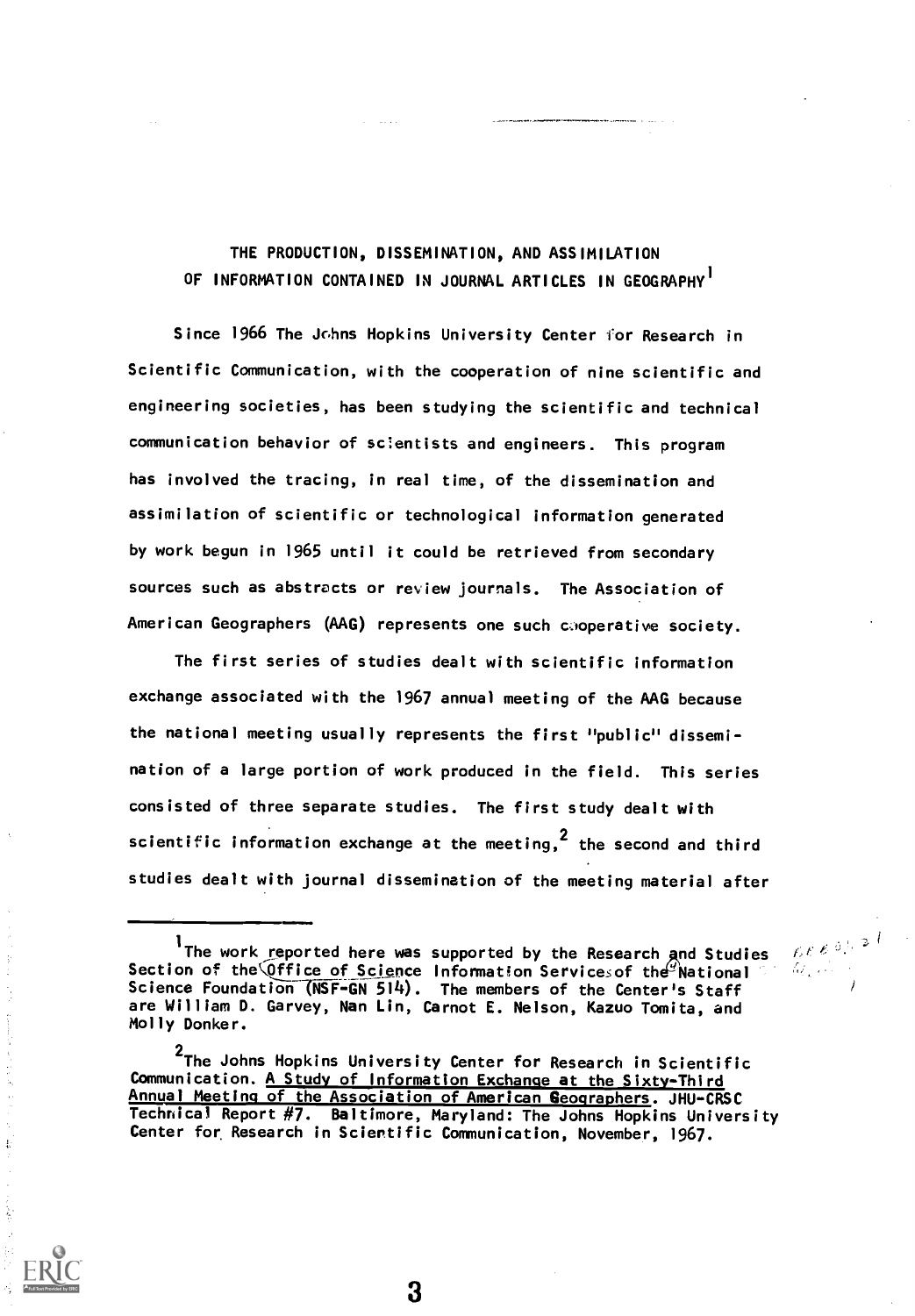# THE PRODUCTION, DISSEMINATION, AND ASSIMILATION OF INFORMATION CONTAINED IN JOURNAL ARTICLES IN GEOGRAPHY[1]

Since 1966 The Johns Hopkins University Center for Research in Scientific Communication, with the cooperation of nine scientific and engineering societies, has been studying the scientific and technical communication behavior of scientists and engineers. This program has involved the tracing, in real time, of the dissemination and assimilation of scientific or technological information generated by work begun in 1965 until it could be retrieved from secondary sources such as abstracts or review journals. The Association of American Geographers (AAG) represents one such cooperative society.

The first series of studies dealt with scientific information exchange associated with the 1967 annual meeting of the AAG because the national meeting usually represents the first "public" dissemination of a large portion of work produced in the field. This series consisted of three separate studies. The first study dealt with scientific information exchange at the meeting,[2] the second and third studies dealt with journal dissemination of the meeting material after

---

[1] The work reported here was supported by the Research and Studies Section of the Office of Science Information Services of the National Science Foundation (NSF-GN 514). The members of the Center's Staff are William D. Garvey, Nan Lin, Carnot E. Nelson, Kazuo Tomita, and Molly Donker.

[2] The Johns Hopkins University Center for Research in Scientific Communication. A Study of Information Exchange at the Sixty-Third Annual Meeting of the Association of American Geographers. JHU-CRSC Technical Report #7. Baltimore, Maryland: The Johns Hopkins University Center for Research in Scientific Communication, November, 1967.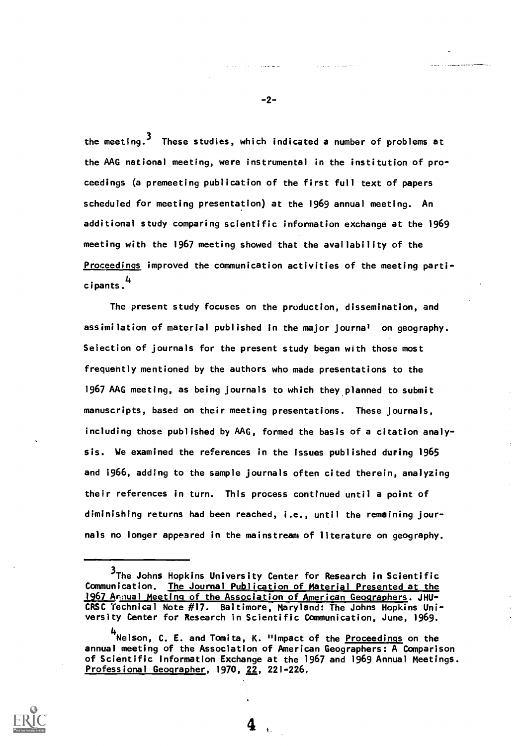the meeting.[3] These studies, which indicated a number of problems at the AAG national meeting, were instrumental in the institution of proceedings (a premeeting publication of the first full text of papers scheduled for meeting presentation) at the 1969 annual meeting. An additional study comparing scientific information exchange at the 1969 meeting with the 1967 meeting showed that the availability of the Proceedings improved the communication activities of the meeting participants.[4]

The present study focuses on the production, dissemination, and assimilation of material published in the major journal on geography. Selection of journals for the present study began with those most frequently mentioned by the authors who made presentations to the 1967 AAG meeting, as being journals to which they planned to submit manuscripts, based on their meeting presentations. These journals, including those published by AAG, formed the basis of a citation analysis. We examined the references in the issues published during 1965 and 1966, adding to the sample journals often cited therein, analyzing their references in turn. This process continued until a point of diminishing returns had been reached, i.e., until the remaining journals no longer appeared in the mainstream of literature on geography.

---

[3] The Johns Hopkins University Center for Research in Scientific Communication. The Journal Publication of Material Presented at the 1967 Annual Meeting of the Association of American Geographers. JHU-CRSC Technical Note #17. Baltimore, Maryland: The Johns Hopkins University Center for Research in Scientific Communication, June, 1969.

[4] Nelson, C. E. and Tomita, K. "Impact of the Proceedings on the annual meeting of the Association of American Geographers: A Comparison of Scientific Information Exchange at the 1967 and 1969 Annual Meetings. Professional Geographer, 1970, 22, 221-226.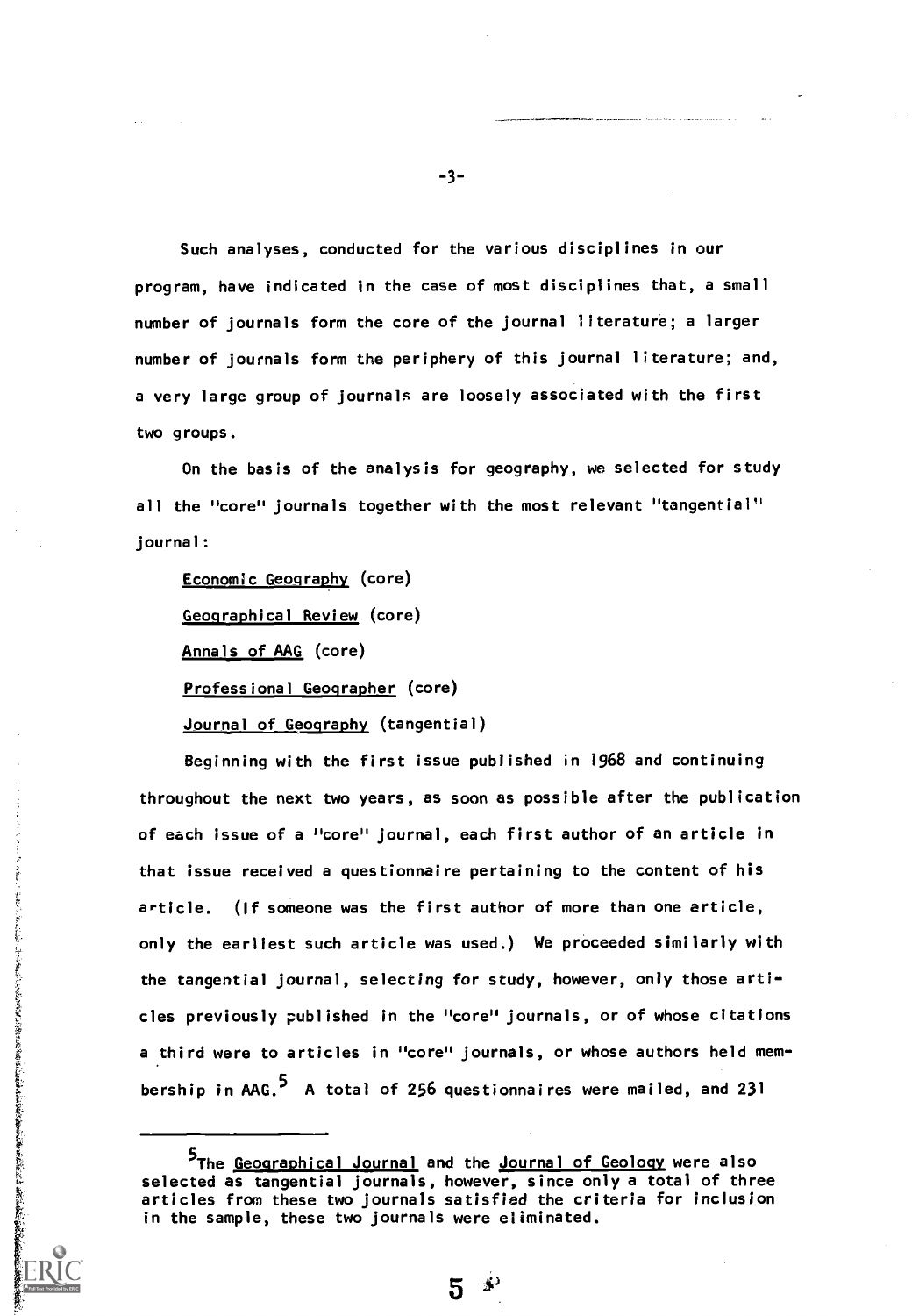Such analyses, conducted for the various disciplines in our program, have indicated in the case of most disciplines that, a small number of journals form the core of the journal literature; a larger number of journals form the periphery of this journal literature; and, a very large group of journals are loosely associated with the first two groups.

On the basis of the analysis for geography, we selected for study all the "core" journals together with the most relevant "tangential" journal:

Economic Geography (core)

Geographical Review (core)

Annals of AAG (core)

Professional Geographer (core)

Journal of Geography (tangential)

Beginning with the first issue published in 1968 and continuing throughout the next two years, as soon as possible after the publication of each issue of a "core" journal, each first author of an article in that issue received a questionnaire pertaining to the content of his article. (If someone was the first author of more than one article, only the earliest such article was used.) We proceeded similarly with the tangential journal, selecting for study, however, only those articles previously published in the "core" journals, or of whose citations a third were to articles in "core" journals, or whose authors held membership in AAG.[5] A total of 256 questionnaires were mailed, and 231

---

[5]The Geographical Journal and the Journal of Geology were also selected as tangential journals, however, since only a total of three articles from these two journals satisfied the criteria for inclusion in the sample, these two journals were eliminated.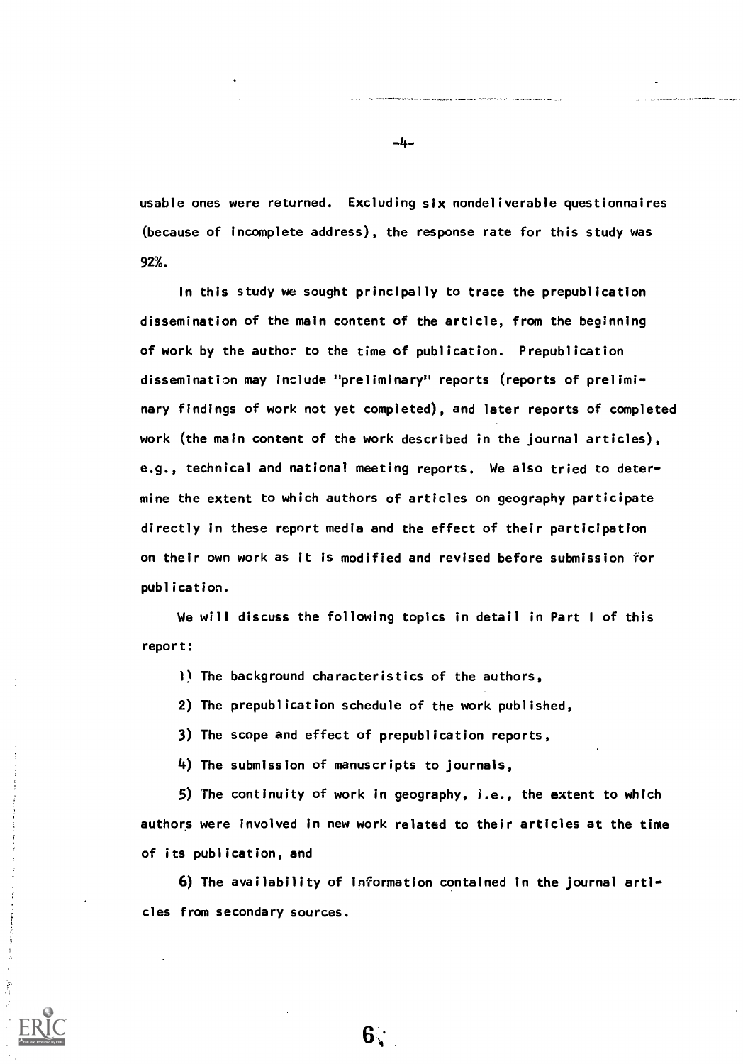usable ones were returned. Excluding six nondeliverable questionnaires (because of incomplete address), the response rate for this study was 92%.

In this study we sought principally to trace the prepublication dissemination of the main content of the article, from the beginning of work by the author to the time of publication. Prepublication dissemination may include "preliminary" reports (reports of preliminary findings of work not yet completed), and later reports of completed work (the main content of the work described in the journal articles), e.g., technical and national meeting reports. We also tried to determine the extent to which authors of articles on geography participate directly in these report media and the effect of their participation on their own work as it is modified and revised before submission for publication.

We will discuss the following topics in detail in Part I of this report:

1) The background characteristics of the authors,

2) The prepublication schedule of the work published,

3) The scope and effect of prepublication reports,

4) The submission of manuscripts to journals,

5) The continuity of work in geography, i.e., the extent to which authors were involved in new work related to their articles at the time of its publication, and

6) The availability of information contained in the journal articles from secondary sources.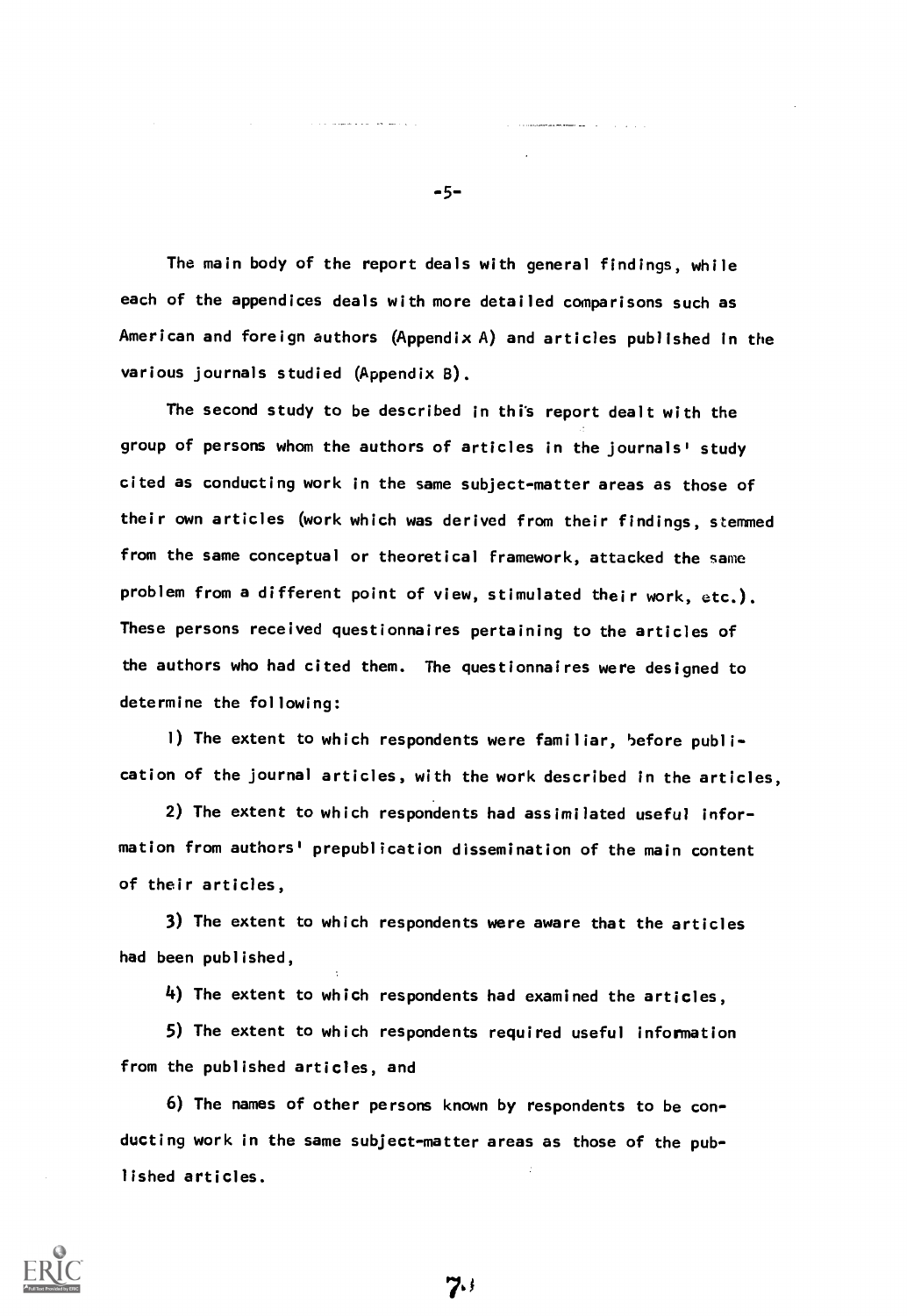The main body of the report deals with general findings, while each of the appendices deals with more detailed comparisons such as American and foreign authors (Appendix A) and articles published in the various journals studied (Appendix B).

The second study to be described in this report dealt with the group of persons whom the authors of articles in the journals' study cited as conducting work in the same subject-matter areas as those of their own articles (work which was derived from their findings, stemmed from the same conceptual or theoretical framework, attacked the same problem from a different point of view, stimulated their work, etc.). These persons received questionnaires pertaining to the articles of the authors who had cited them. The questionnaires were designed to determine the following:

1) The extent to which respondents were familiar, before publication of the journal articles, with the work described in the articles,

2) The extent to which respondents had assimilated useful information from authors' prepublication dissemination of the main content of their articles,

3) The extent to which respondents were aware that the articles had been published,

4) The extent to which respondents had examined the articles,

5) The extent to which respondents required useful information from the published articles, and

6) The names of other persons known by respondents to be conducting work in the same subject-matter areas as those of the published articles.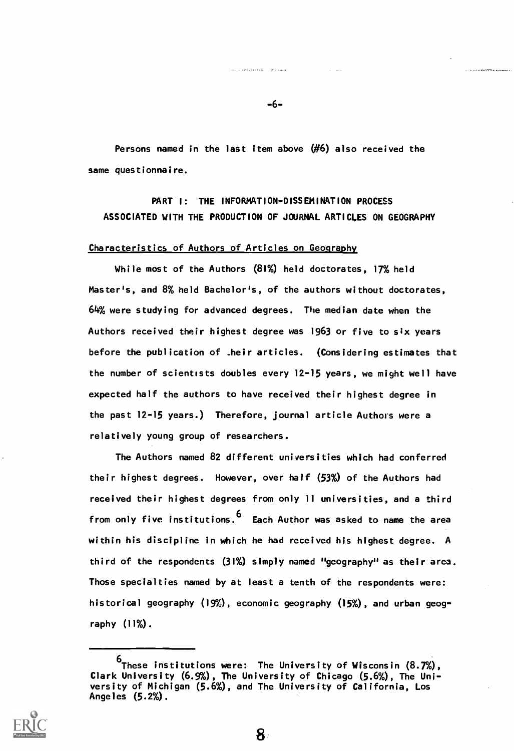Persons named in the last item above (#6) also received the same questionnaire.

## PART I: THE INFORMATION-DISSEMINATION PROCESS ASSOCIATED WITH THE PRODUCTION OF JOURNAL ARTICLES ON GEOGRAPHY

### Characteristics of Authors of Articles on Geography

While most of the Authors (81%) held doctorates, 17% held Master's, and 8% held Bachelor's, of the authors without doctorates, 64% were studying for advanced degrees. The median date when the Authors received their highest degree was 1963 or five to six years before the publication of their articles. (Considering estimates that the number of scientists doubles every 12-15 years, we might well have expected half the authors to have received their highest degree in the past 12-15 years.) Therefore, journal article Authors were a relatively young group of researchers.

The Authors named 82 different universities which had conferred their highest degrees. However, over half (53%) of the Authors had received their highest degrees from only 11 universities, and a third from only five institutions.[6] Each Author was asked to name the area within his discipline in which he had received his highest degree. A third of the respondents (31%) simply named "geography" as their area. Those specialties named by at least a tenth of the respondents were: historical geography (19%), economic geography (15%), and urban geography (11%).

---

[6] These institutions were: The University of Wisconsin (8.7%), Clark University (6.9%), The University of Chicago (5.6%), The University of Michigan (5.6%), and The University of California, Los Angeles (5.2%).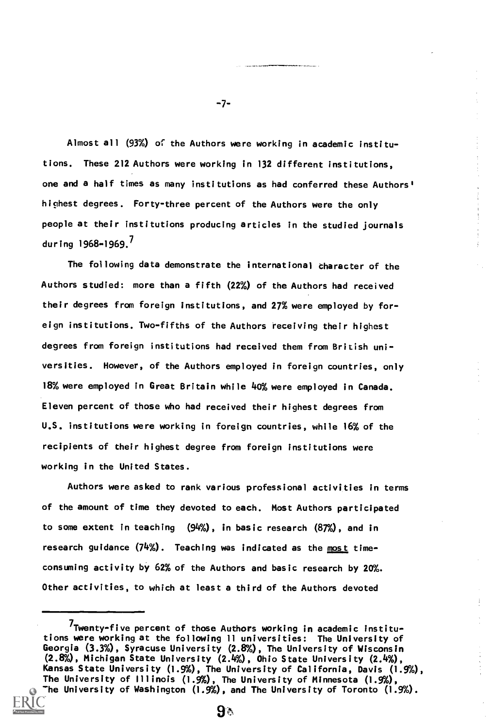Almost all (93%) of the Authors were working in academic institutions. These 212 Authors were working in 132 different institutions, one and a half times as many institutions as had conferred these Authors' highest degrees. Forty-three percent of the Authors were the only people at their institutions producing articles in the studied journals during 1968-1969.[7]

The following data demonstrate the international character of the Authors studied: more than a fifth (22%) of the Authors had received their degrees from foreign institutions, and 27% were employed by foreign institutions. Two-fifths of the Authors receiving their highest degrees from foreign institutions had received them from British universities. However, of the Authors employed in foreign countries, only 18% were employed in Great Britain while 40% were employed in Canada. Eleven percent of those who had received their highest degrees from U.S. institutions were working in foreign countries, while 16% of the recipients of their highest degree from foreign institutions were working in the United States.

Authors were asked to rank various professional activities in terms of the amount of time they devoted to each. Most Authors participated to some extent in teaching (94%), in basic research (87%), and in research guidance (74%). Teaching was indicated as the <u>most</u> time-consuming activity by 62% of the Authors and basic research by 20%. Other activities, to which at least a third of the Authors devoted

---

[7]Twenty-five percent of those Authors working in academic institutions were working at the following 11 universities: The University of Georgia (3.3%), Syracuse University (2.8%), The University of Wisconsin (2.8%), Michigan State University (2.4%), Ohio State University (2.4%), Kansas State University (1.9%), The University of California, Davis (1.9%), The University of Illinois (1.9%), The University of Minnesota (1.9%), The University of Washington (1.9%), and The University of Toronto (1.9%).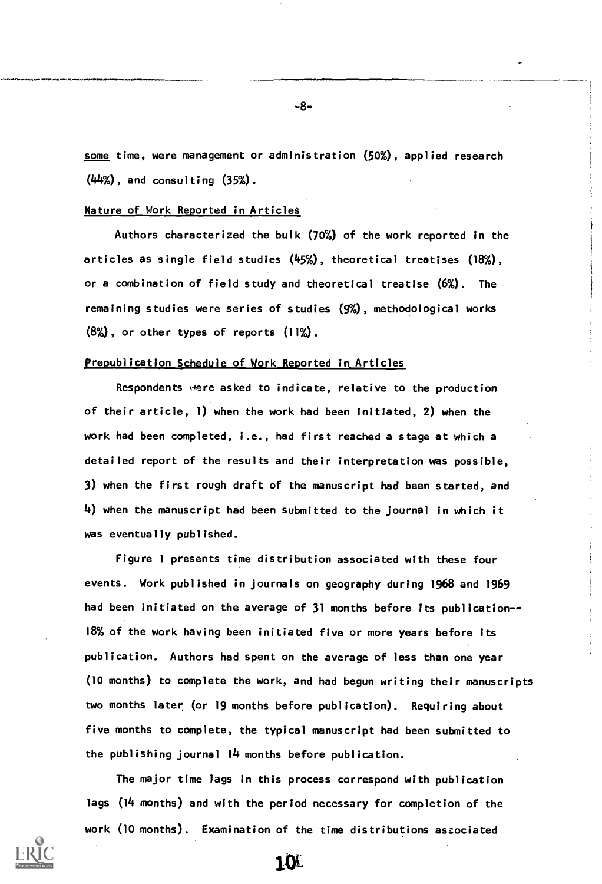some time, were management or administration (50%), applied research (44%), and consulting (35%).

Nature of Work Reported in Articles

Authors characterized the bulk (70%) of the work reported in the articles as single field studies (45%), theoretical treatises (18%), or a combination of field study and theoretical treatise (6%). The remaining studies were series of studies (9%), methodological works (8%), or other types of reports (11%).

Prepublication Schedule of Work Reported in Articles

Respondents were asked to indicate, relative to the production of their article, 1) when the work had been initiated, 2) when the work had been completed, i.e., had first reached a stage at which a detailed report of the results and their interpretation was possible, 3) when the first rough draft of the manuscript had been started, and 4) when the manuscript had been submitted to the journal in which it was eventually published.

Figure 1 presents time distribution associated with these four events. Work published in journals on geography during 1968 and 1969 had been initiated on the average of 31 months before its publication--18% of the work having been initiated five or more years before its publication. Authors had spent on the average of less than one year (10 months) to complete the work, and had begun writing their manuscripts two months later (or 19 months before publication). Requiring about five months to complete, the typical manuscript had been submitted to the publishing journal 14 months before publication.

The major time lags in this process correspond with publication lags (14 months) and with the period necessary for completion of the work (10 months). Examination of the time distributions associated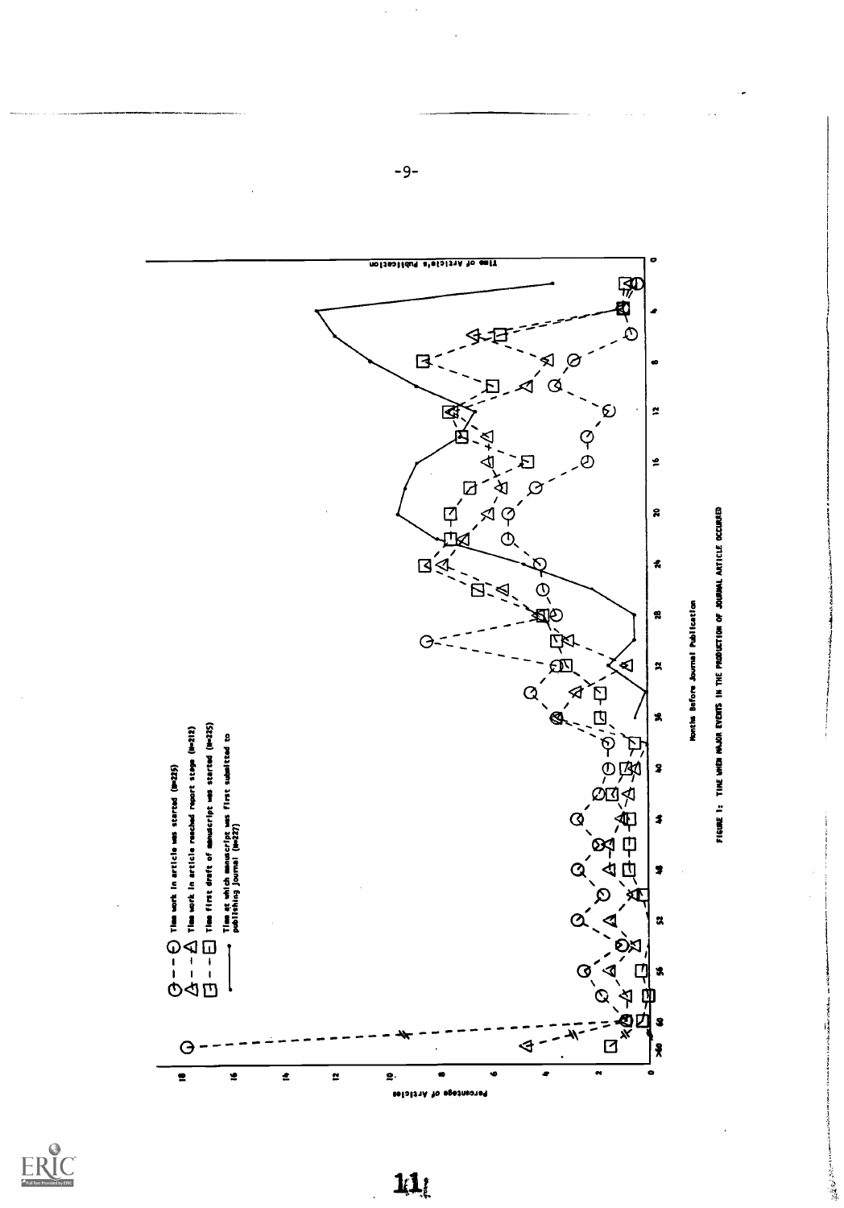Time work in article was started (N=225)

Time work in article reached report stage (N=212)

Time first draft of manuscript was started (N=225)

Time at which manuscript was first submitted to publishing journal (N=227)

Percentage of Articles

Months Before Journal Publication

Time of Article's Publication

FIGURE 1: TIME WHEN MAJOR EVENTS IN THE PRODUCTION OF JOURNAL ARTICLE OCCURRED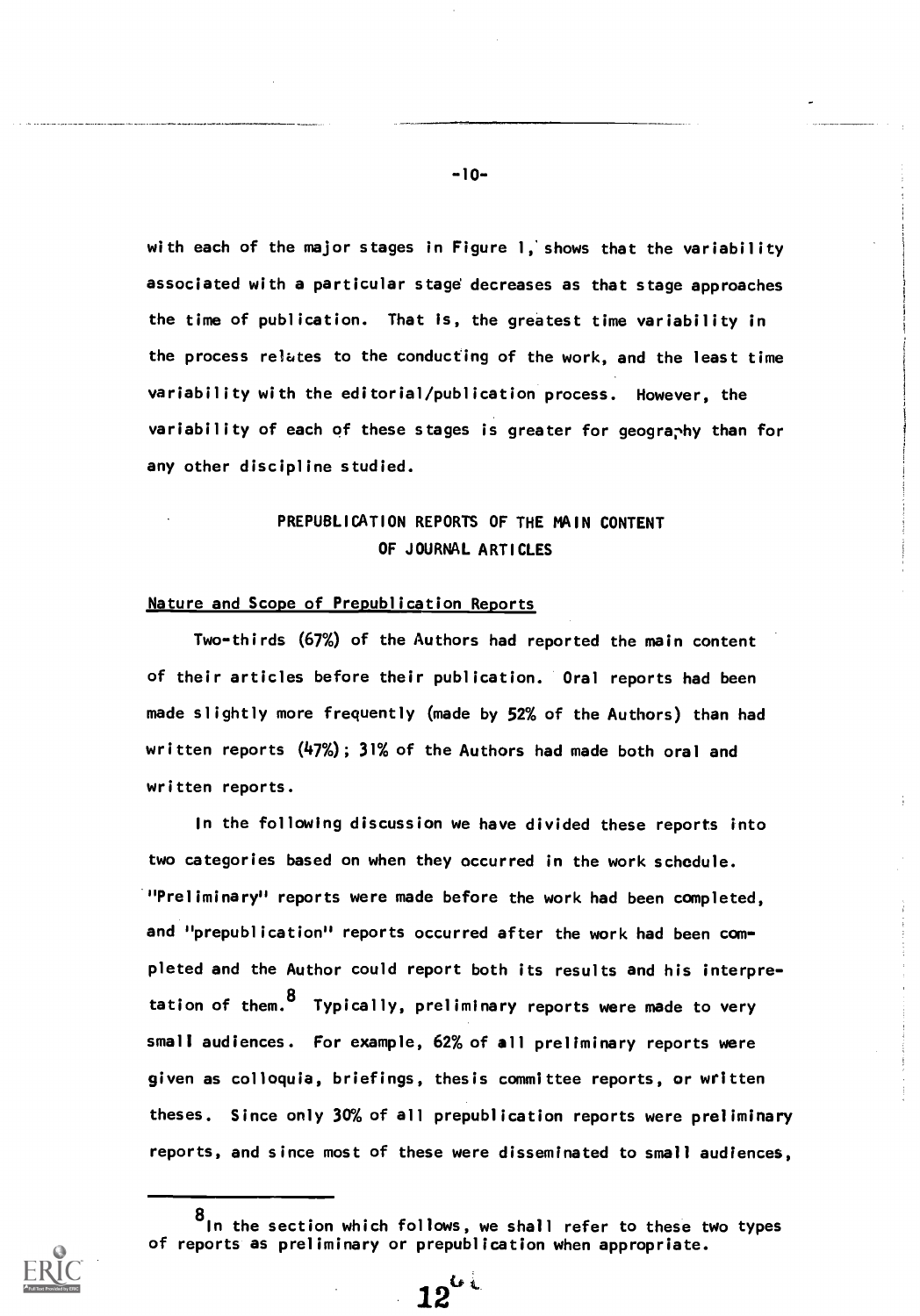with each of the major stages in Figure 1, shows that the variability associated with a particular stage decreases as that stage approaches the time of publication. That is, the greatest time variability in the process relates to the conducting of the work, and the least time variability with the editorial/publication process. However, the variability of each of these stages is greater for geography than for any other discipline studied.

## PREPUBLICATION REPORTS OF THE MAIN CONTENT OF JOURNAL ARTICLES

### Nature and Scope of Prepublication Reports

Two-thirds (67%) of the Authors had reported the main content of their articles before their publication. Oral reports had been made slightly more frequently (made by 52% of the Authors) than had written reports (47%); 31% of the Authors had made both oral and written reports.

In the following discussion we have divided these reports into two categories based on when they occurred in the work schedule. "Preliminary" reports were made before the work had been completed, and "prepublication" reports occurred after the work had been completed and the Author could report both its results and his interpretation of them.[8] Typically, preliminary reports were made to very small audiences. For example, 62% of all preliminary reports were given as colloquia, briefings, thesis committee reports, or written theses. Since only 30% of all prepublication reports were preliminary reports, and since most of these were disseminated to small audiences,

[8] In the section which follows, we shall refer to these two types of reports as preliminary or prepublication when appropriate.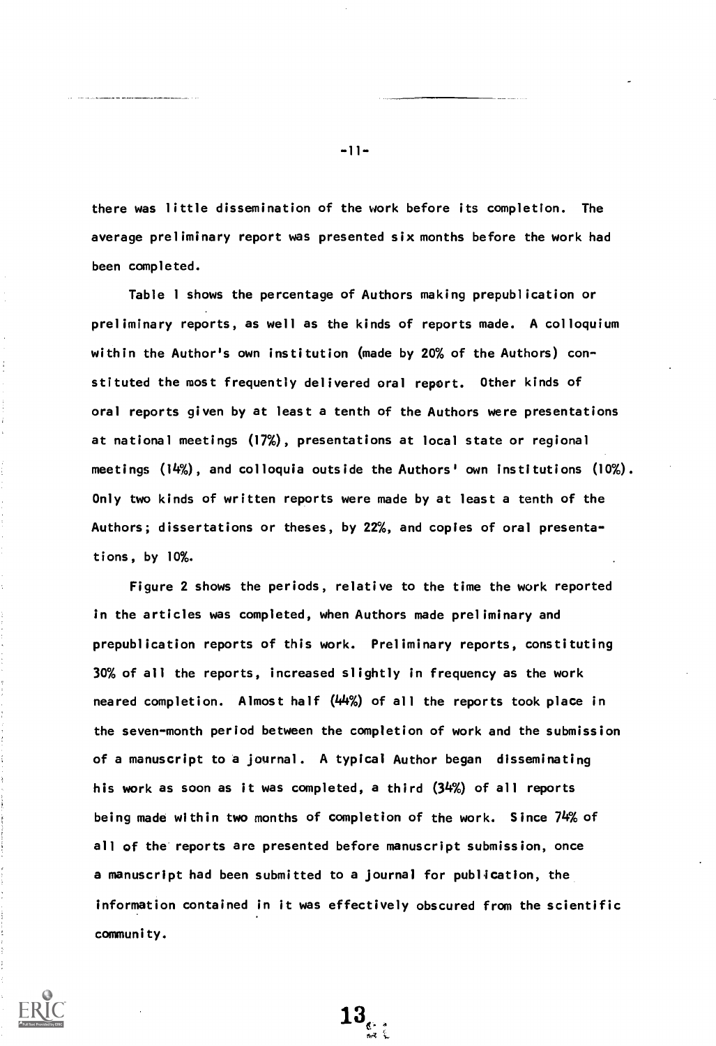there was little dissemination of the work before its completion. The average preliminary report was presented six months before the work had been completed.

Table 1 shows the percentage of Authors making prepublication or preliminary reports, as well as the kinds of reports made. A colloquium within the Author's own institution (made by 20% of the Authors) constituted the most frequently delivered oral report. Other kinds of oral reports given by at least a tenth of the Authors were presentations at national meetings (17%), presentations at local state or regional meetings (14%), and colloquia outside the Authors' own institutions (10%). Only two kinds of written reports were made by at least a tenth of the Authors; dissertations or theses, by 22%, and copies of oral presentations, by 10%.

Figure 2 shows the periods, relative to the time the work reported in the articles was completed, when Authors made preliminary and prepublication reports of this work. Preliminary reports, constituting 30% of all the reports, increased slightly in frequency as the work neared completion. Almost half (44%) of all the reports took place in the seven-month period between the completion of work and the submission of a manuscript to a journal. A typical Author began disseminating his work as soon as it was completed, a third (34%) of all reports being made within two months of completion of the work. Since 74% of all of the reports are presented before manuscript submission, once a manuscript had been submitted to a journal for publication, the information contained in it was effectively obscured from the scientific community.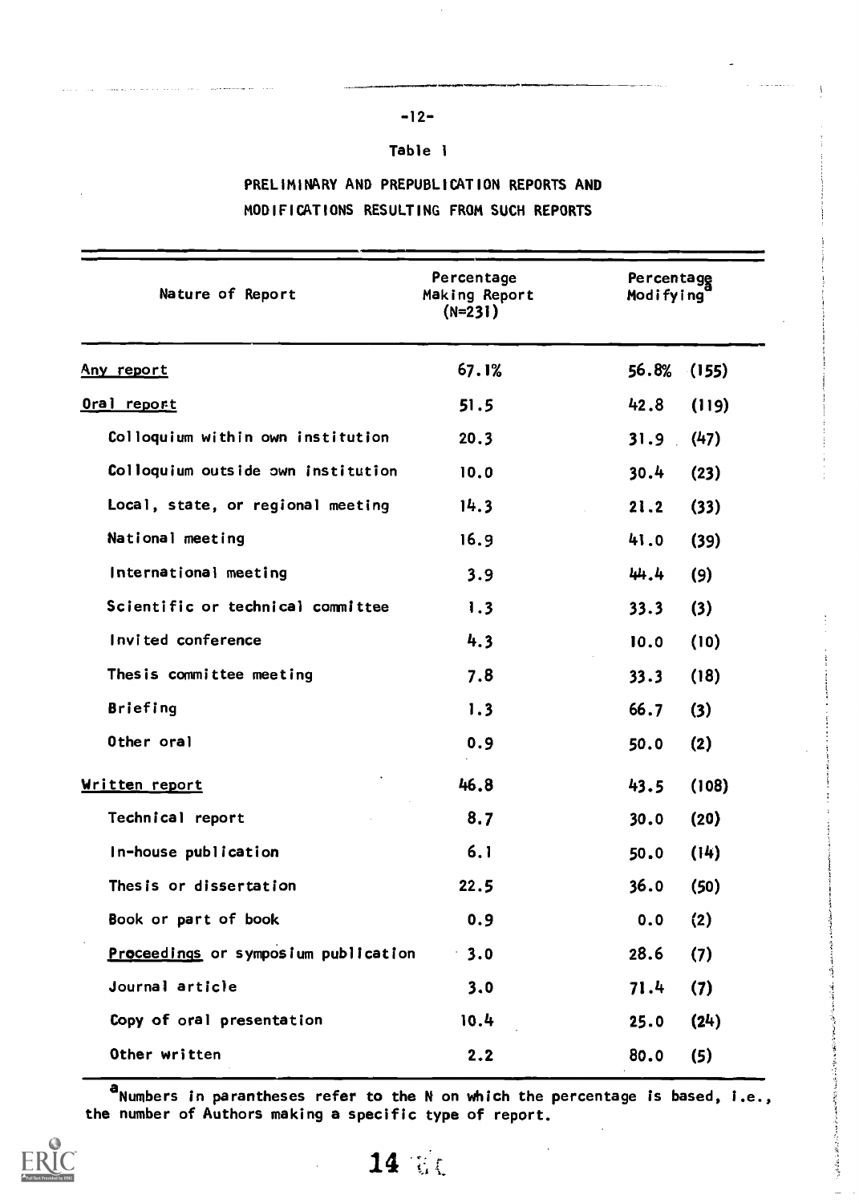Table 1

PRELIMINARY AND PREPUBLICATION REPORTS AND MODIFICATIONS RESULTING FROM SUCH REPORTS

| Nature of Report | Percentage Making Report (N=231) | Percentage Modifying[a] | |
|---|---|---|---|
| Any report | 67.1% | 56.8% | (155) |
| Oral report | 51.5 | 42.8 | (119) |
| Colloquium within own institution | 20.3 | 31.9 | (47) |
| Colloquium outside own institution | 10.0 | 30.4 | (23) |
| Local, state, or regional meeting | 14.3 | 21.2 | (33) |
| National meeting | 16.9 | 41.0 | (39) |
| International meeting | 3.9 | 44.4 | (9) |
| Scientific or technical committee | 1.3 | 33.3 | (3) |
| Invited conference | 4.3 | 10.0 | (10) |
| Thesis committee meeting | 7.8 | 33.3 | (18) |
| Briefing | 1.3 | 66.7 | (3) |
| Other oral | 0.9 | 50.0 | (2) |
| Written report | 46.8 | 43.5 | (108) |
| Technical report | 8.7 | 30.0 | (20) |
| In-house publication | 6.1 | 50.0 | (14) |
| Thesis or dissertation | 22.5 | 36.0 | (50) |
| Book or part of book | 0.9 | 0.0 | (2) |
| Proceedings or symposium publication | 3.0 | 28.6 | (7) |
| Journal article | 3.0 | 71.4 | (7) |
| Copy of oral presentation | 10.4 | 25.0 | (24) |
| Other written | 2.2 | 80.0 | (5) |

[a] Numbers in parantheses refer to the N on which the percentage is based, i.e., the number of Authors making a specific type of report.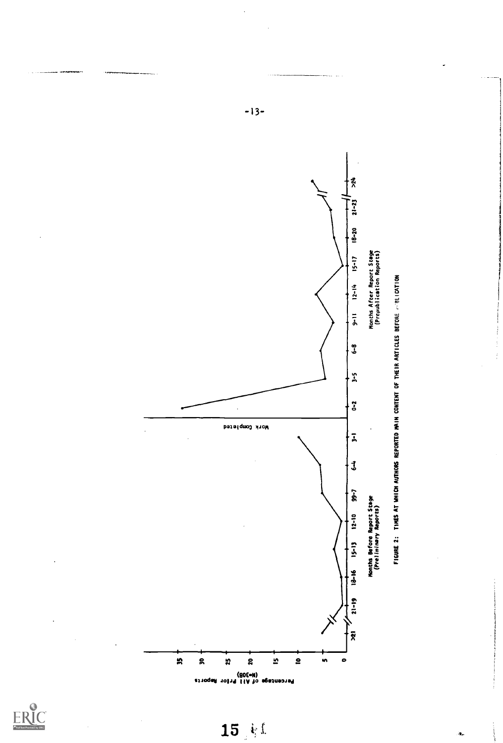Percentage of All Prior Reports (N=308)

35
30
25
20
15
10
5
0

Work Completed

>21 21-19 18-16 15-13 12-10 99-7 6-4 3-1

Months Before Report Stage (Preliminary Reports)

0-2 3-5 6-8 9-11 12-14 15-17 18-20 21-23 >24

Months After Report Stage (Prepublication Reports)

FIGURE 2: TIMES AT WHICH AUTHORS REPORTED MAIN CONTENT OF THEIR ARTICLES BEFORE PUBLICATION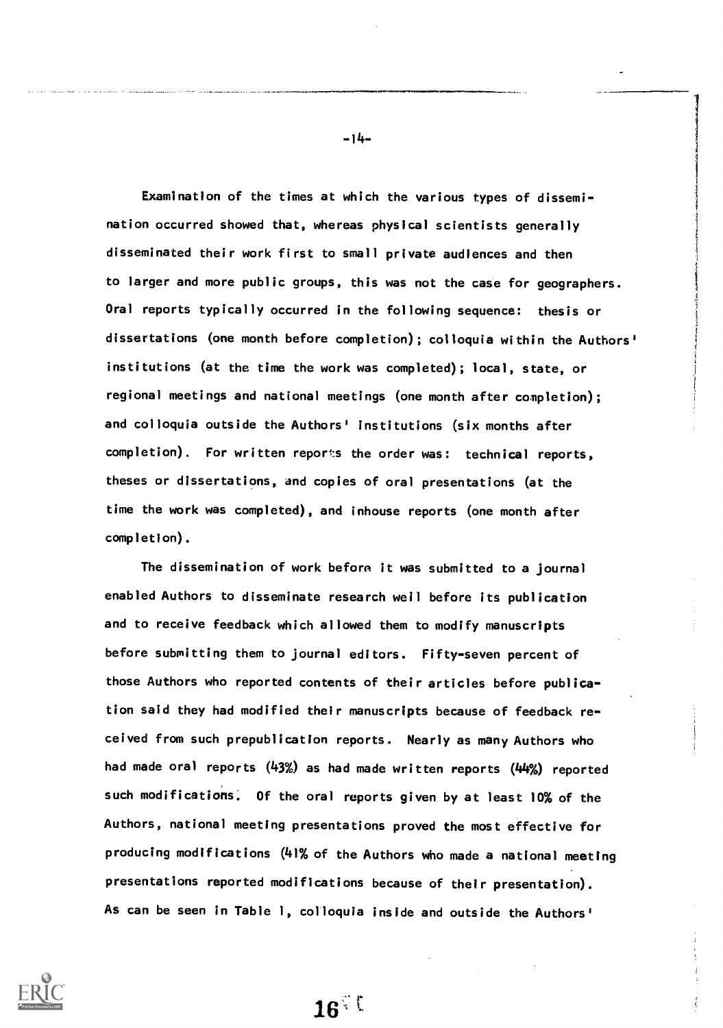Examination of the times at which the various types of dissemination occurred showed that, whereas physical scientists generally disseminated their work first to small private audiences and then to larger and more public groups, this was not the case for geographers. Oral reports typically occurred in the following sequence: thesis or dissertations (one month before completion); colloquia within the Authors' institutions (at the time the work was completed); local, state, or regional meetings and national meetings (one month after completion); and colloquia outside the Authors' institutions (six months after completion). For written reports the order was: technical reports, theses or dissertations, and copies of oral presentations (at the time the work was completed), and inhouse reports (one month after completion).

The dissemination of work before it was submitted to a journal enabled Authors to disseminate research well before its publication and to receive feedback which allowed them to modify manuscripts before submitting them to journal editors. Fifty-seven percent of those Authors who reported contents of their articles before publication said they had modified their manuscripts because of feedback received from such prepublication reports. Nearly as many Authors who had made oral reports (43%) as had made written reports (44%) reported such modifications. Of the oral reports given by at least 10% of the Authors, national meeting presentations proved the most effective for producing modifications (41% of the Authors who made a national meeting presentations reported modifications because of their presentation). As can be seen in Table 1, colloquia inside and outside the Authors'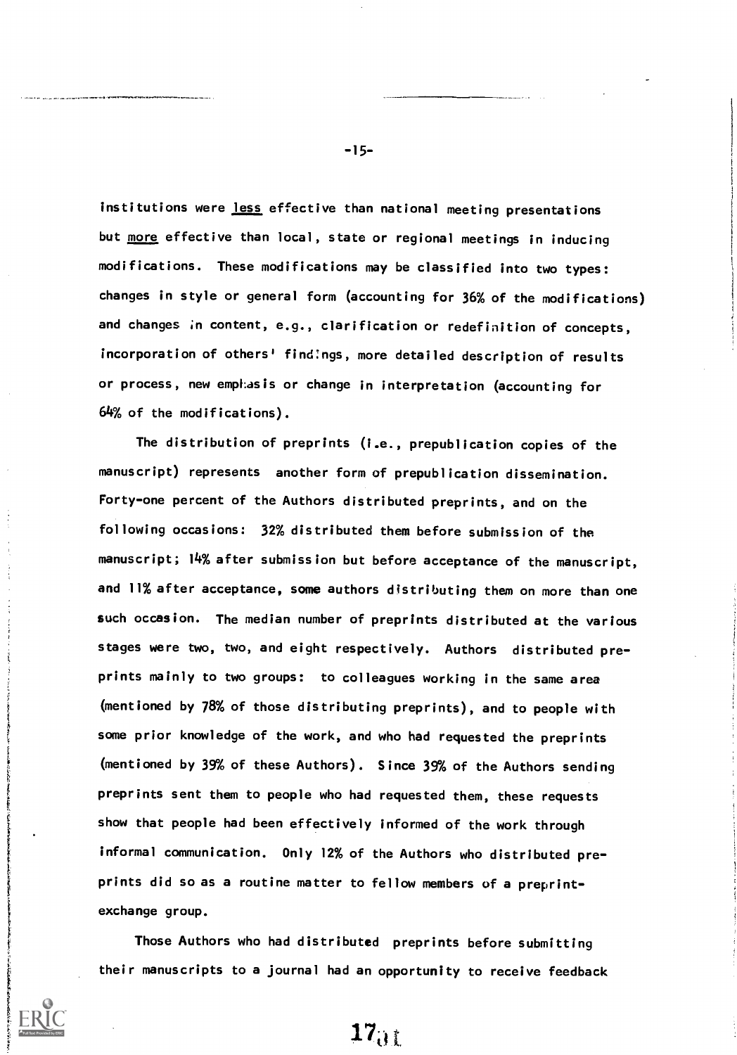institutions were <u>less</u> effective than national meeting presentations but <u>more</u> effective than local, state or regional meetings in inducing modifications. These modifications may be classified into two types: changes in style or general form (accounting for 36% of the modifications) and changes in content, e.g., clarification or redefinition of concepts, incorporation of others' findings, more detailed description of results or process, new emphasis or change in interpretation (accounting for 64% of the modifications).

The distribution of preprints (i.e., prepublication copies of the manuscript) represents another form of prepublication dissemination. Forty-one percent of the Authors distributed preprints, and on the following occasions: 32% distributed them before submission of the manuscript; 14% after submission but before acceptance of the manuscript, and 11% after acceptance, some authors distributing them on more than one such occasion. The median number of preprints distributed at the various stages were two, two, and eight respectively. Authors distributed preprints mainly to two groups: to colleagues working in the same area (mentioned by 78% of those distributing preprints), and to people with some prior knowledge of the work, and who had requested the preprints (mentioned by 39% of these Authors). Since 39% of the Authors sending preprints sent them to people who had requested them, these requests show that people had been effectively informed of the work through informal communication. Only 12% of the Authors who distributed preprints did so as a routine matter to fellow members of a preprint-exchange group.

Those Authors who had distributed preprints before submitting their manuscripts to a journal had an opportunity to receive feedback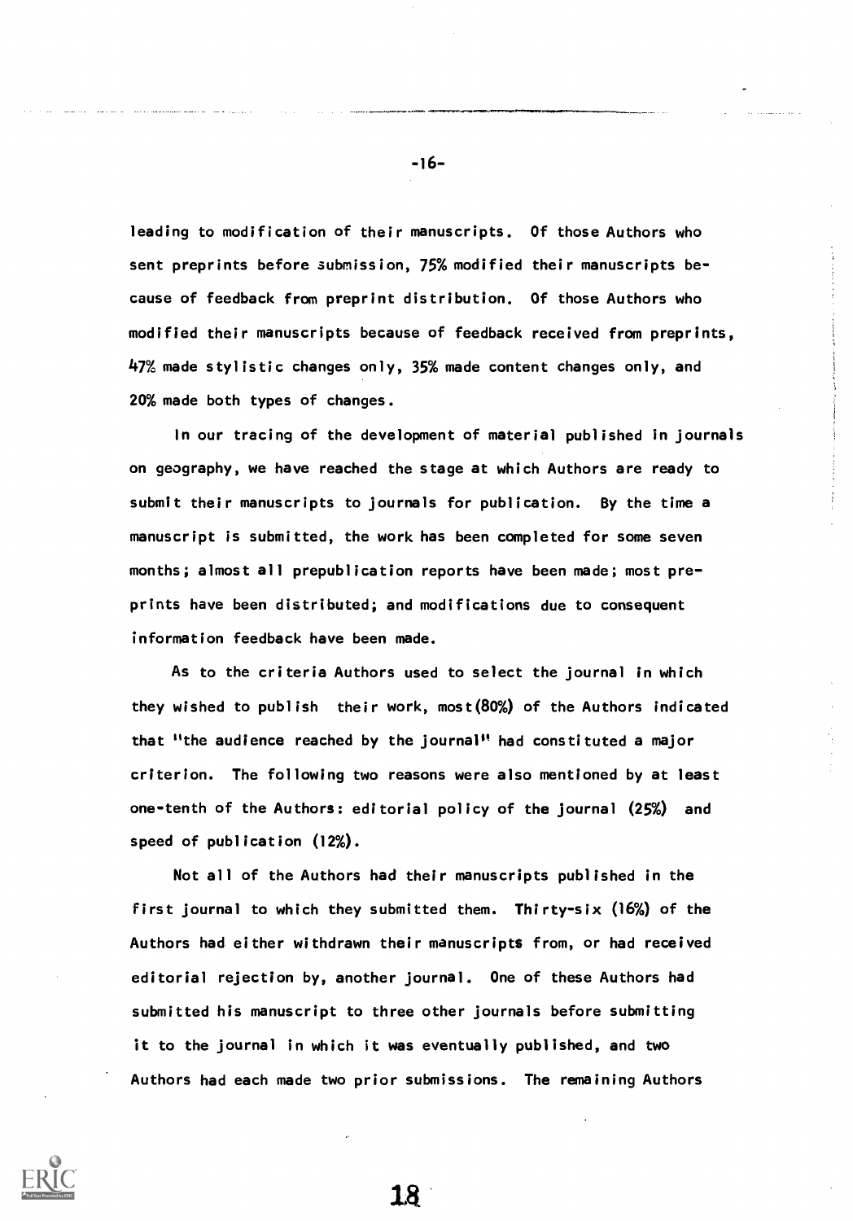leading to modification of their manuscripts. Of those Authors who sent preprints before submission, 75% modified their manuscripts because of feedback from preprint distribution. Of those Authors who modified their manuscripts because of feedback received from preprints, 47% made stylistic changes only, 35% made content changes only, and 20% made both types of changes.

In our tracing of the development of material published in journals on geography, we have reached the stage at which Authors are ready to submit their manuscripts to journals for publication. By the time a manuscript is submitted, the work has been completed for some seven months; almost all prepublication reports have been made; most preprints have been distributed; and modifications due to consequent information feedback have been made.

As to the criteria Authors used to select the journal in which they wished to publish their work, most(80%) of the Authors indicated that "the audience reached by the journal" had constituted a major criterion. The following two reasons were also mentioned by at least one-tenth of the Authors: editorial policy of the journal (25%) and speed of publication (12%).

Not all of the Authors had their manuscripts published in the first journal to which they submitted them. Thirty-six (16%) of the Authors had either withdrawn their manuscripts from, or had received editorial rejection by, another journal. One of these Authors had submitted his manuscript to three other journals before submitting it to the journal in which it was eventually published, and two Authors had each made two prior submissions. The remaining Authors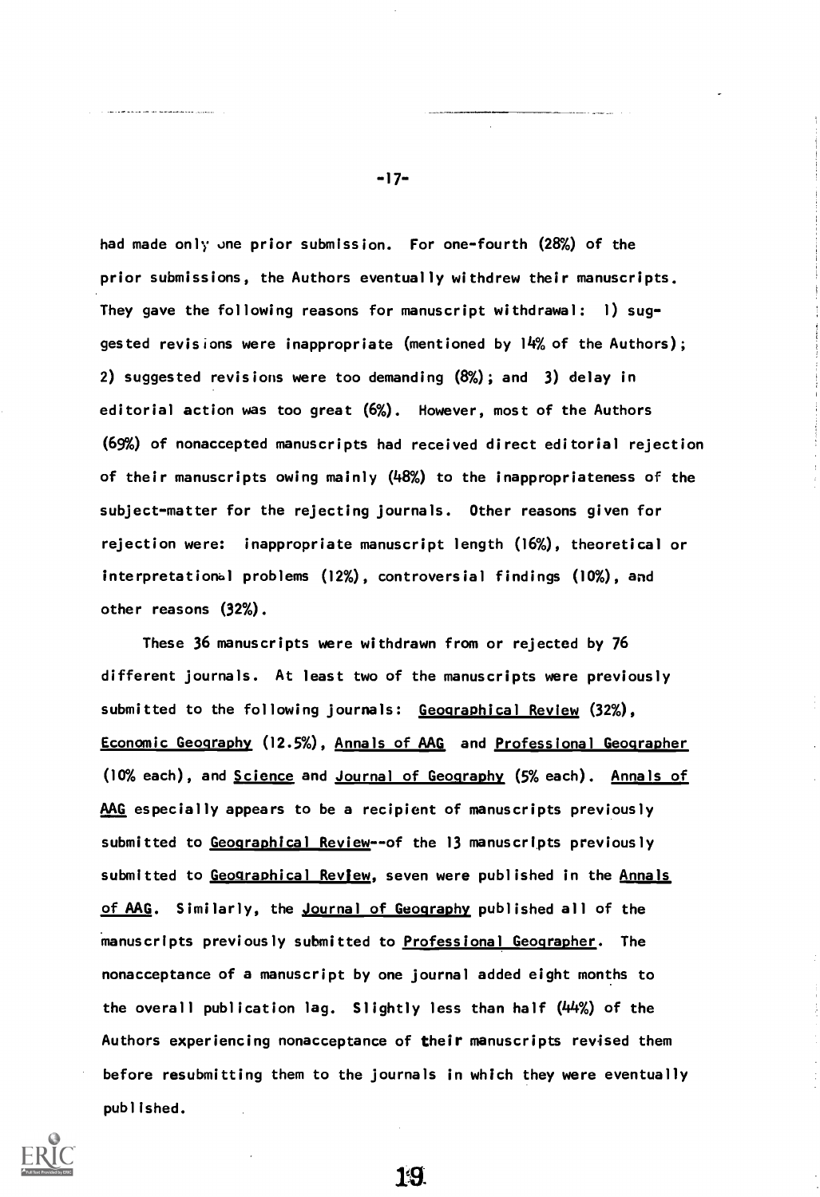had made only one prior submission. For one-fourth (28%) of the prior submissions, the Authors eventually withdrew their manuscripts. They gave the following reasons for manuscript withdrawal: 1) suggested revisions were inappropriate (mentioned by 14% of the Authors); 2) suggested revisions were too demanding (8%); and 3) delay in editorial action was too great (6%). However, most of the Authors (69%) of nonaccepted manuscripts had received direct editorial rejection of their manuscripts owing mainly (48%) to the inappropriateness of the subject-matter for the rejecting journals. Other reasons given for rejection were: inappropriate manuscript length (16%), theoretical or interpretational problems (12%), controversial findings (10%), and other reasons (32%).

These 36 manuscripts were withdrawn from or rejected by 76 different journals. At least two of the manuscripts were previously submitted to the following journals: Geographical Review (32%), Economic Geography (12.5%), Annals of AAG and Professional Geographer (10% each), and Science and Journal of Geography (5% each). Annals of AAG especially appears to be a recipient of manuscripts previously submitted to Geographical Review--of the 13 manuscripts previously submitted to Geographical Review, seven were published in the Annals of AAG. Similarly, the Journal of Geography published all of the manuscripts previously submitted to Professional Geographer. The nonacceptance of a manuscript by one journal added eight months to the overall publication lag. Slightly less than half (44%) of the Authors experiencing nonacceptance of their manuscripts revised them before resubmitting them to the journals in which they were eventually published.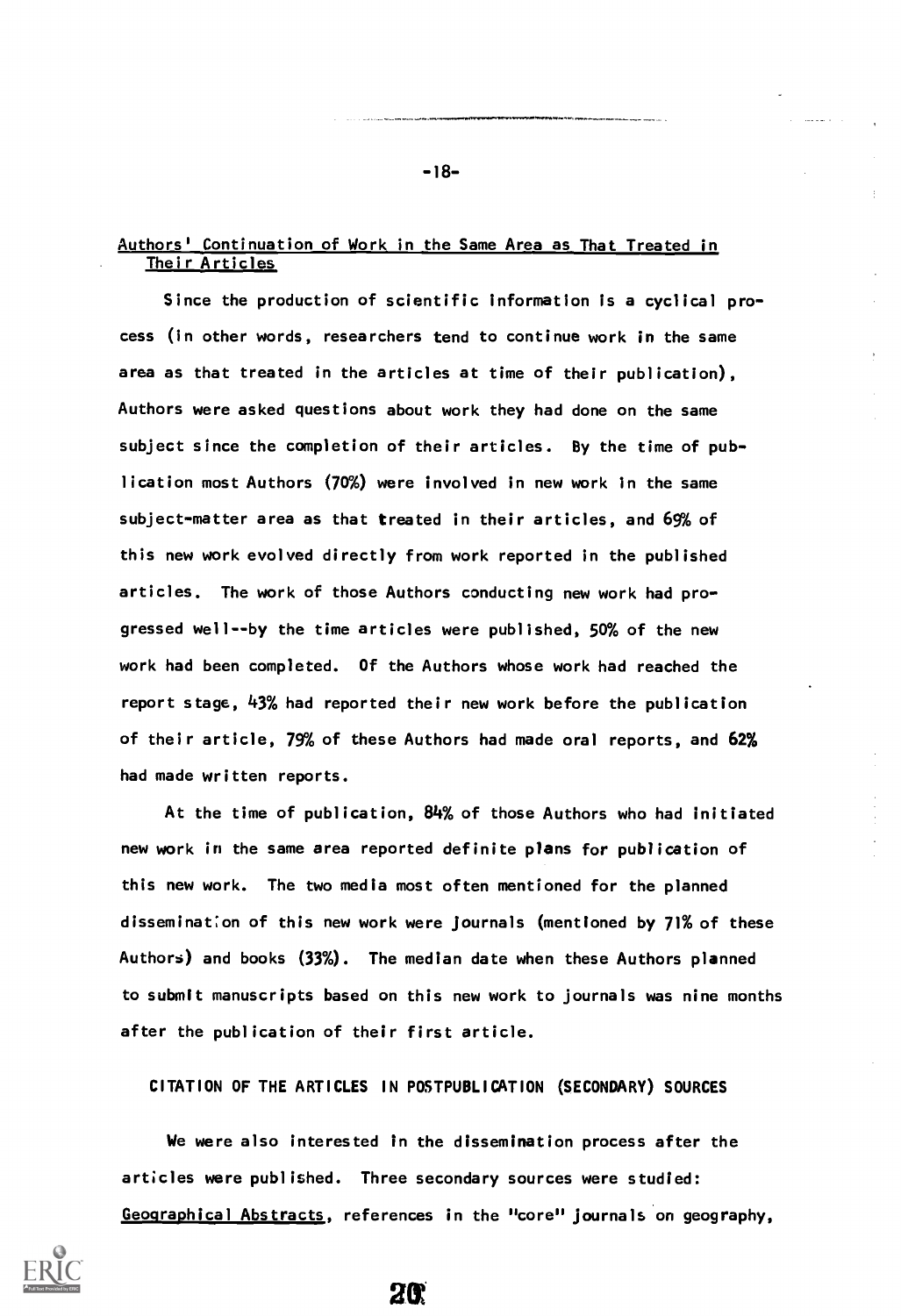### Authors' Continuation of Work in the Same Area as That Treated in Their Articles

Since the production of scientific information is a cyclical process (in other words, researchers tend to continue work in the same area as that treated in the articles at time of their publication), Authors were asked questions about work they had done on the same subject since the completion of their articles. By the time of publication most Authors (70%) were involved in new work in the same subject-matter area as that treated in their articles, and 69% of this new work evolved directly from work reported in the published articles. The work of those Authors conducting new work had progressed well--by the time articles were published, 50% of the new work had been completed. Of the Authors whose work had reached the report stage, 43% had reported their new work before the publication of their article, 79% of these Authors had made oral reports, and 62% had made written reports.

At the time of publication, 84% of those Authors who had initiated new work in the same area reported definite plans for publication of this new work. The two media most often mentioned for the planned dissemination of this new work were journals (mentioned by 71% of these Authors) and books (33%). The median date when these Authors planned to submit manuscripts based on this new work to journals was nine months after the publication of their first article.

## CITATION OF THE ARTICLES IN POSTPUBLICATION (SECONDARY) SOURCES

We were also interested in the dissemination process after the articles were published. Three secondary sources were studied: Geographical Abstracts, references in the "core" journals on geography,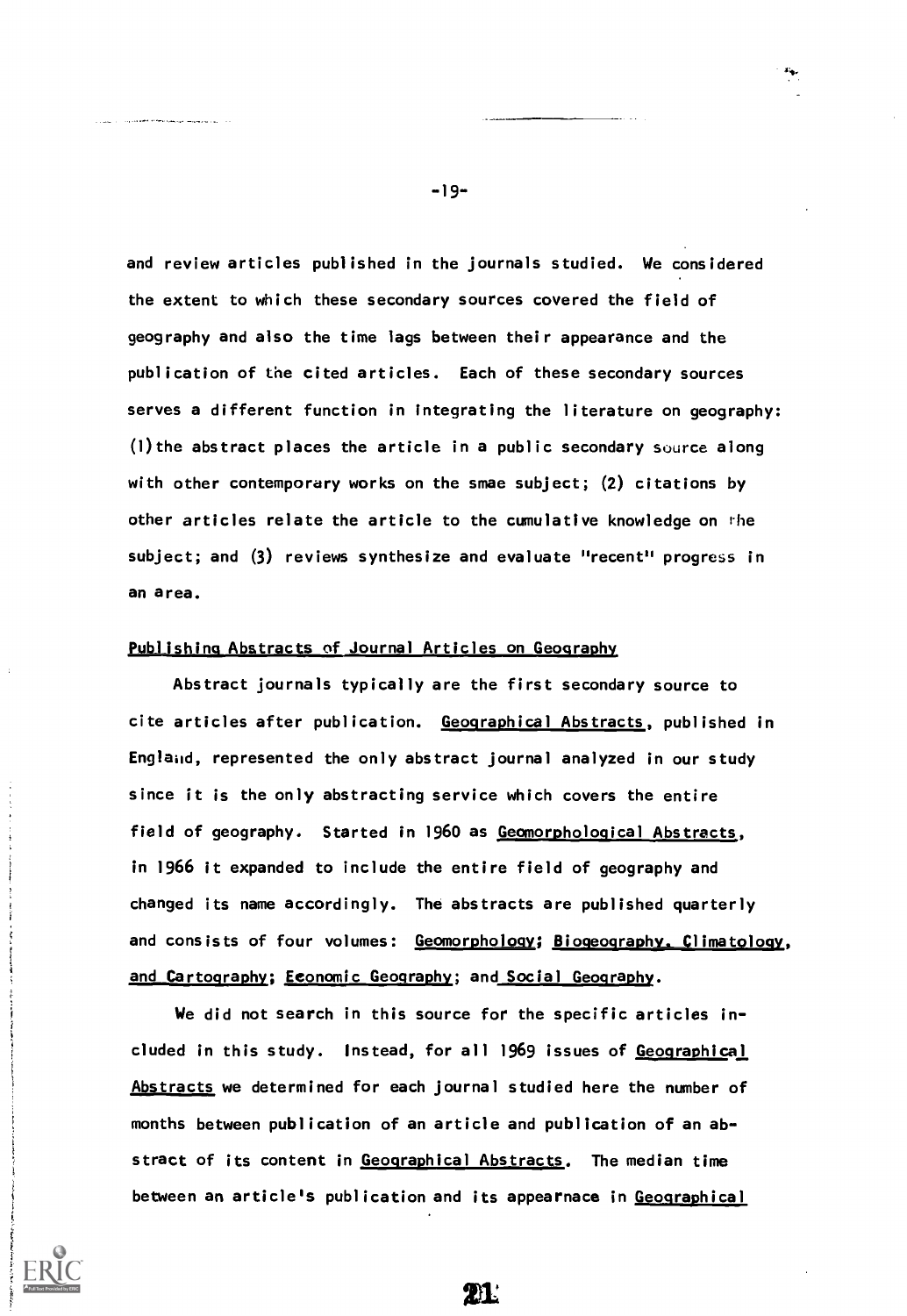and review articles published in the journals studied. We considered the extent to which these secondary sources covered the field of geography and also the time lags between their appearance and the publication of the cited articles. Each of these secondary sources serves a different function in integrating the literature on geography: (1) the abstract places the article in a public secondary source along with other contemporary works on the smae subject; (2) citations by other articles relate the article to the cumulative knowledge on the subject; and (3) reviews synthesize and evaluate "recent" progress in an area.

## Publishing Abstracts of Journal Articles on Geography

Abstract journals typically are the first secondary source to cite articles after publication. Geographical Abstracts, published in England, represented the only abstract journal analyzed in our study since it is the only abstracting service which covers the entire field of geography. Started in 1960 as Geomorphological Abstracts, in 1966 it expanded to include the entire field of geography and changed its name accordingly. The abstracts are published quarterly and consists of four volumes: Geomorphology; Biogeography, Climatology, and Cartography; Economic Geography; and Social Geography.

We did not search in this source for the specific articles included in this study. Instead, for all 1969 issues of Geographical Abstracts we determined for each journal studied here the number of months between publication of an article and publication of an abstract of its content in Geographical Abstracts. The median time between an article's publication and its appearnace in Geographical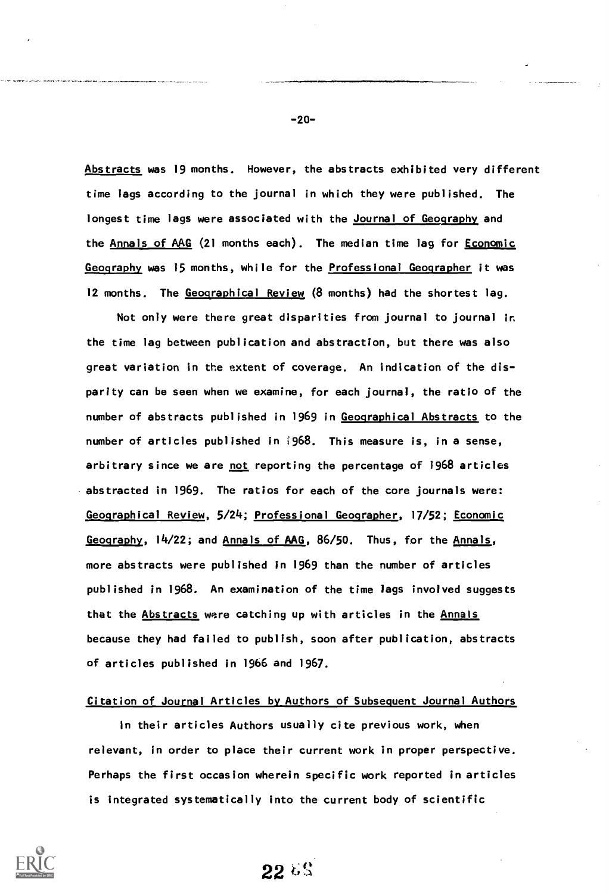Abstracts was 19 months. However, the abstracts exhibited very different time lags according to the journal in which they were published. The longest time lags were associated with the Journal of Geography and the Annals of AAG (21 months each). The median time lag for Economic Geography was 15 months, while for the Professional Geographer it was 12 months. The Geographical Review (8 months) had the shortest lag.

Not only were there great disparities from journal to journal in the time lag between publication and abstraction, but there was also great variation in the extent of coverage. An indication of the disparity can be seen when we examine, for each journal, the ratio of the number of abstracts published in 1969 in Geographical Abstracts to the number of articles published in 1968. This measure is, in a sense, arbitrary since we are not reporting the percentage of 1968 articles abstracted in 1969. The ratios for each of the core journals were: Geographical Review, 5/24; Professional Geographer, 17/52; Economic Geography, 14/22; and Annals of AAG, 86/50. Thus, for the Annals, more abstracts were published in 1969 than the number of articles published in 1968. An examination of the time lags involved suggests that the Abstracts were catching up with articles in the Annals because they had failed to publish, soon after publication, abstracts of articles published in 1966 and 1967.

### Citation of Journal Articles by Authors of Subsequent Journal Authors

In their articles Authors usually cite previous work, when relevant, in order to place their current work in proper perspective. Perhaps the first occasion wherein specific work reported in articles is integrated systematically into the current body of scientific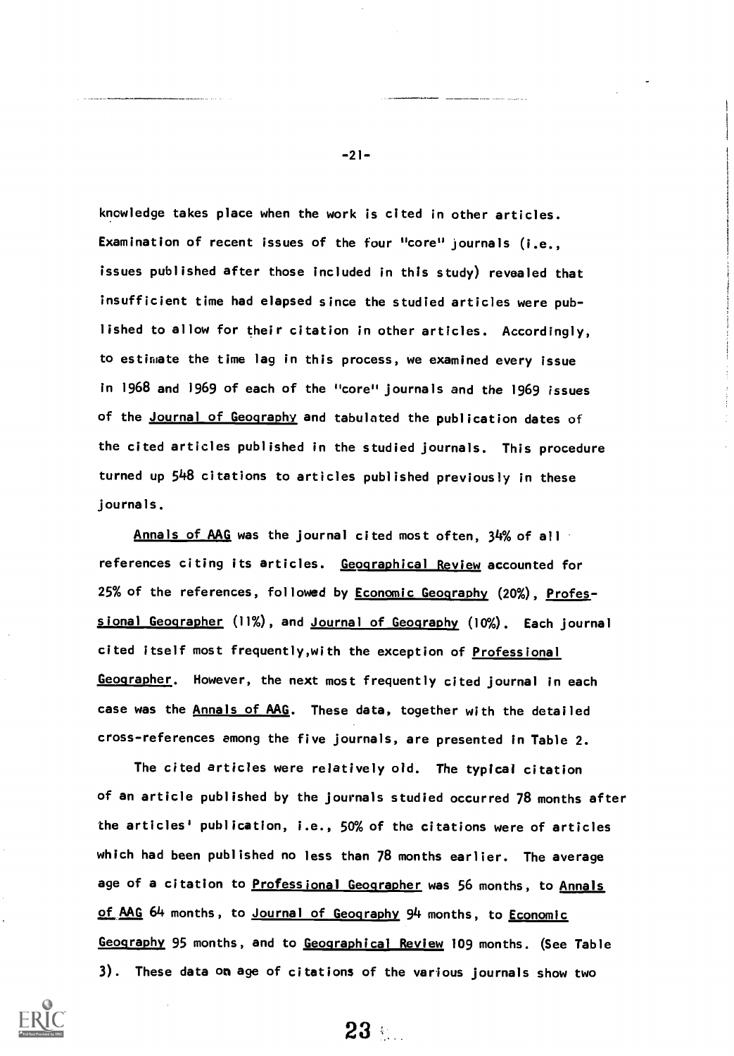knowledge takes place when the work is cited in other articles. Examination of recent issues of the four "core" journals (i.e., issues published after those included in this study) revealed that insufficient time had elapsed since the studied articles were published to allow for their citation in other articles. Accordingly, to estimate the time lag in this process, we examined every issue in 1968 and 1969 of each of the "core" journals and the 1969 issues of the Journal of Geography and tabulated the publication dates of the cited articles published in the studied journals. This procedure turned up 548 citations to articles published previously in these journals.

Annals of AAG was the journal cited most often, 34% of all references citing its articles. Geographical Review accounted for 25% of the references, followed by Economic Geography (20%), Professional Geographer (11%), and Journal of Geography (10%). Each journal cited itself most frequently, with the exception of Professional Geographer. However, the next most frequently cited journal in each case was the Annals of AAG. These data, together with the detailed cross-references among the five journals, are presented in Table 2.

The cited articles were relatively old. The typical citation of an article published by the journals studied occurred 78 months after the articles' publication, i.e., 50% of the citations were of articles which had been published no less than 78 months earlier. The average age of a citation to Professional Geographer was 56 months, to Annals of AAG 64 months, to Journal of Geography 94 months, to Economic Geography 95 months, and to Geographical Review 109 months. (See Table 3). These data on age of citations of the various journals show two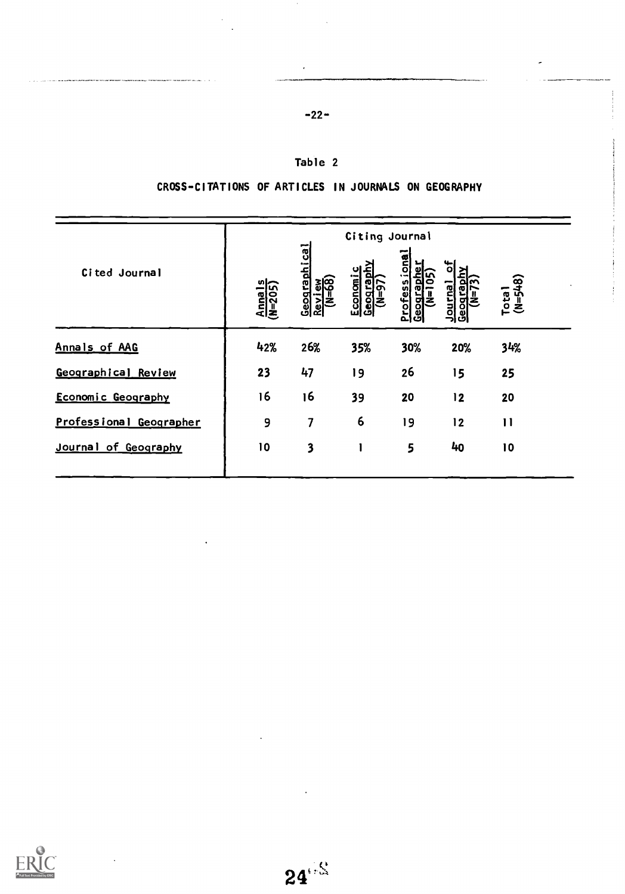Table 2

CROSS-CITATIONS OF ARTICLES IN JOURNALS ON GEOGRAPHY

| Cited Journal | Citing Journal | | | | | |
|---|---|---|---|---|---|---|
| | Annals (N=205) | Geographical Review (N=68) | Economic Geography (N=97) | Professional Geographer (N=105) | Journal of Geography (N=73) | Total (N=548) |
| Annals of AAG | 42% | 26% | 35% | 30% | 20% | 34% |
| Geographical Review | 23 | 47 | 19 | 26 | 15 | 25 |
| Economic Geography | 16 | 16 | 39 | 20 | 12 | 20 |
| Professional Geographer | 9 | 7 | 6 | 19 | 12 | 11 |
| Journal of Geography | 10 | 3 | 1 | 5 | 40 | 10 |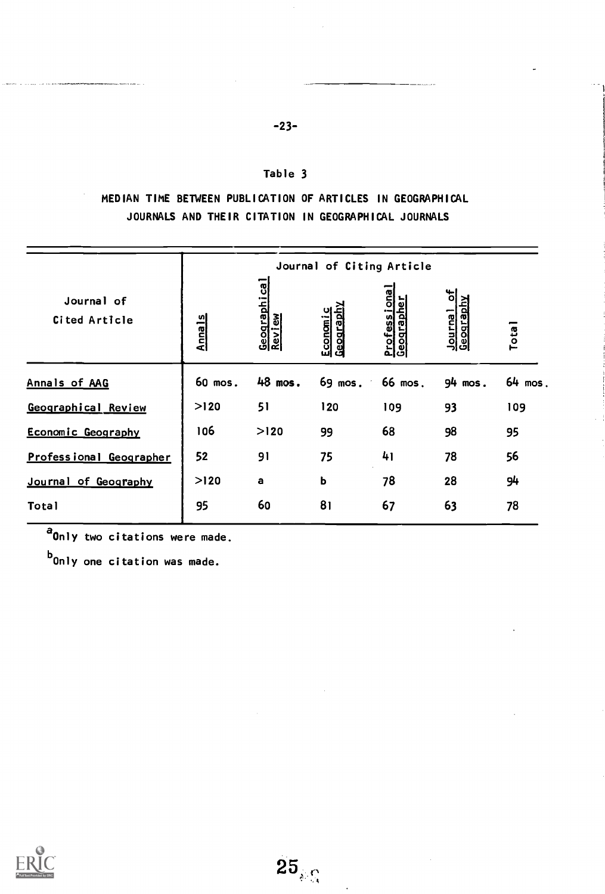### Table 3

MEDIAN TIME BETWEEN PUBLICATION OF ARTICLES IN GEOGRAPHICAL JOURNALS AND THEIR CITATION IN GEOGRAPHICAL JOURNALS

| Journal of Cited Article | Journal of Citing Article | | | | | |
|---|---|---|---|---|---|---|
| | Annals | Geographical Review | Economic Geography | Professional Geographer | Journal of Geography | Total |
| Annals of AAG | 60 mos. | 48 mos. | 69 mos. | 66 mos. | 94 mos. | 64 mos. |
| Geographical Review | >120 | 51 | 120 | 109 | 93 | 109 |
| Economic Geography | 106 | >120 | 99 | 68 | 98 | 95 |
| Professional Geographer | 52 | 91 | 75 | 41 | 78 | 56 |
| Journal of Geography | >120 | a | b | 78 | 28 | 94 |
| Total | 95 | 60 | 81 | 67 | 63 | 78 |

[a] Only two citations were made.

[b] Only one citation was made.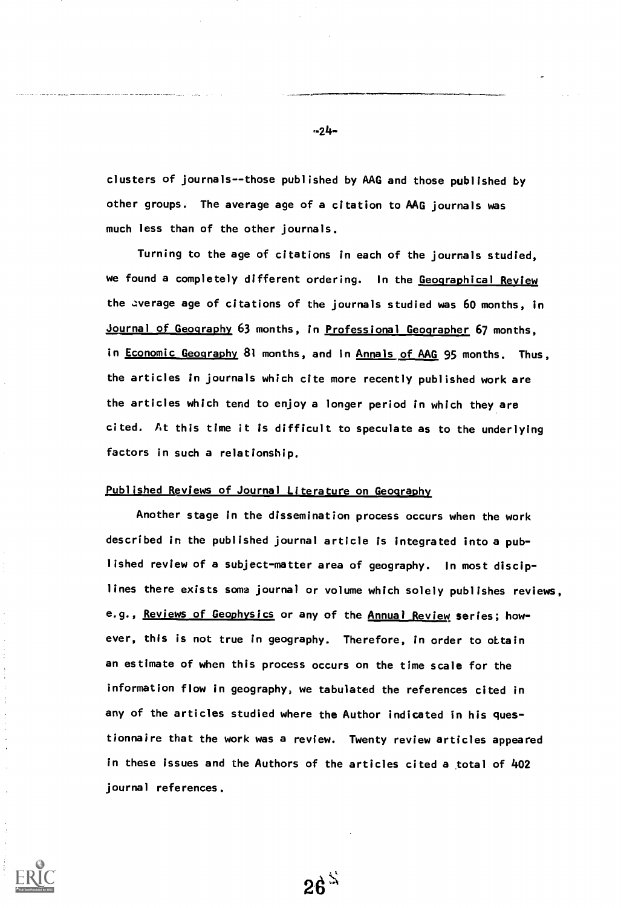clusters of journals--those published by AAG and those published by other groups. The average age of a citation to AAG journals was much less than of the other journals.

Turning to the age of citations in each of the journals studied, we found a completely different ordering. In the Geographical Review the average age of citations of the journals studied was 60 months, in Journal of Geography 63 months, in Professional Geographer 67 months, in Economic Geography 81 months, and in Annals of AAG 95 months. Thus, the articles in journals which cite more recently published work are the articles which tend to enjoy a longer period in which they are cited. At this time it is difficult to speculate as to the underlying factors in such a relationship.

## Published Reviews of Journal Literature on Geography

Another stage in the dissemination process occurs when the work described in the published journal article is integrated into a published review of a subject-matter area of geography. In most disciplines there exists some journal or volume which solely publishes reviews, e.g., Reviews of Geophysics or any of the Annual Review series; however, this is not true in geography. Therefore, in order to obtain an estimate of when this process occurs on the time scale for the information flow in geography, we tabulated the references cited in any of the articles studied where the Author indicated in his questionnaire that the work was a review. Twenty review articles appeared in these issues and the Authors of the articles cited a total of 402 journal references.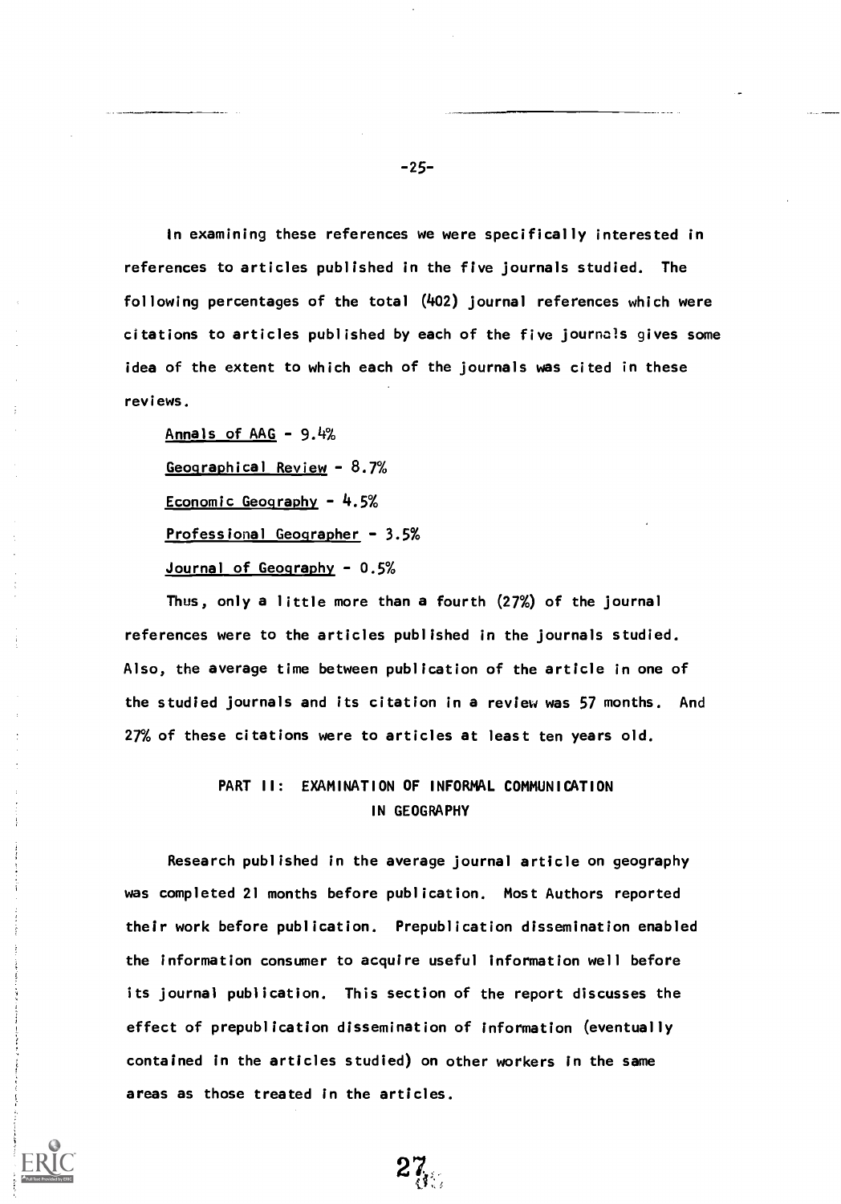In examining these references we were specifically interested in references to articles published in the five journals studied. The following percentages of the total (402) journal references which were citations to articles published by each of the five journals gives some idea of the extent to which each of the journals was cited in these reviews.

<u>Annals of AAG</u> - 9.4%

<u>Geographical Review</u> - 8.7%

<u>Economic Geography</u> - 4.5%

<u>Professional Geographer</u> - 3.5%

<u>Journal of Geography</u> - 0.5%

Thus, only a little more than a fourth (27%) of the journal references were to the articles published in the journals studied. Also, the average time between publication of the article in one of the studied journals and its citation in a review was 57 months. And 27% of these citations were to articles at least ten years old.

## PART II: EXAMINATION OF INFORMAL COMMUNICATION IN GEOGRAPHY

Research published in the average journal article on geography was completed 21 months before publication. Most Authors reported their work before publication. Prepublication dissemination enabled the information consumer to acquire useful information well before its journal publication. This section of the report discusses the effect of prepublication dissemination of information (eventually contained in the articles studied) on other workers in the same areas as those treated in the articles.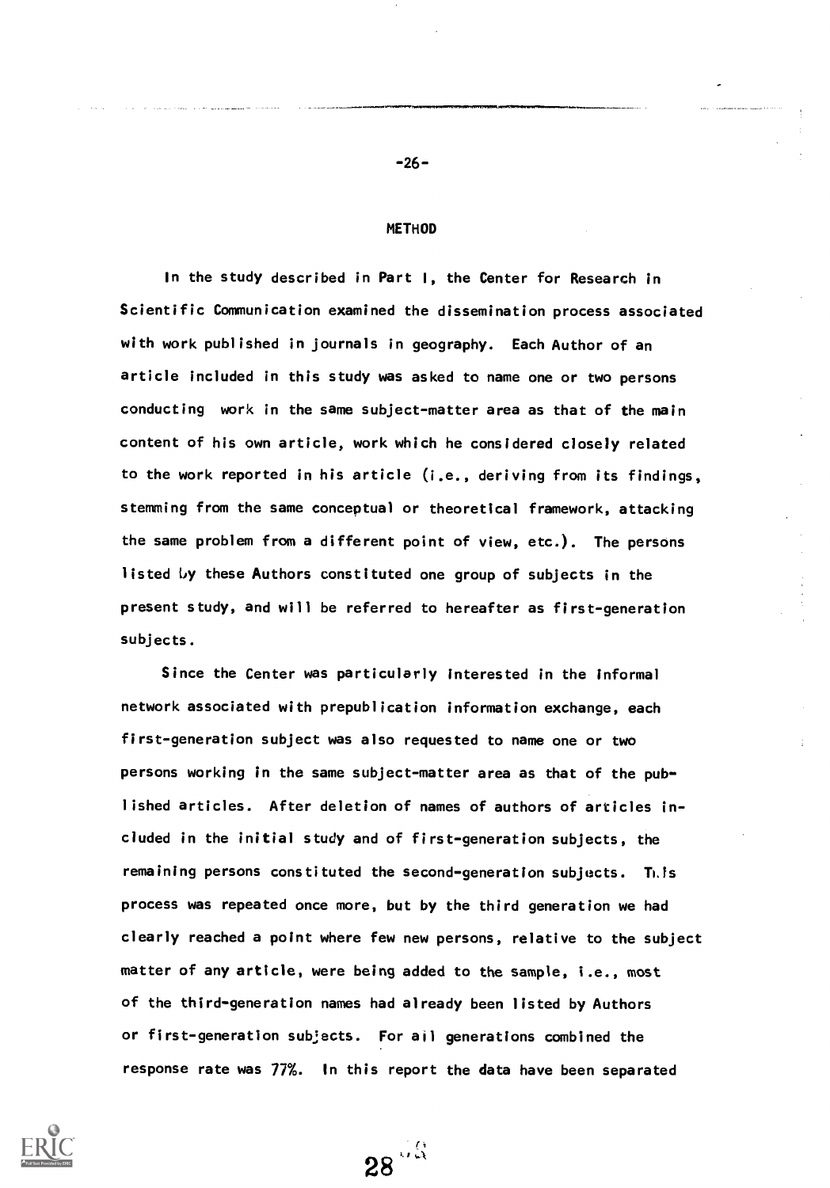## METHOD

In the study described in Part I, the Center for Research in Scientific Communication examined the dissemination process associated with work published in journals in geography. Each Author of an article included in this study was asked to name one or two persons conducting work in the same subject-matter area as that of the main content of his own article, work which he considered closely related to the work reported in his article (i.e., deriving from its findings, stemming from the same conceptual or theoretical framework, attacking the same problem from a different point of view, etc.). The persons listed by these Authors constituted one group of subjects in the present study, and will be referred to hereafter as first-generation subjects.

Since the Center was particularly interested in the informal network associated with prepublication information exchange, each first-generation subject was also requested to name one or two persons working in the same subject-matter area as that of the published articles. After deletion of names of authors of articles included in the initial study and of first-generation subjects, the remaining persons constituted the second-generation subjects. This process was repeated once more, but by the third generation we had clearly reached a point where few new persons, relative to the subject matter of any article, were being added to the sample, i.e., most of the third-generation names had already been listed by Authors or first-generation subjects. For all generations combined the response rate was 77%. In this report the data have been separated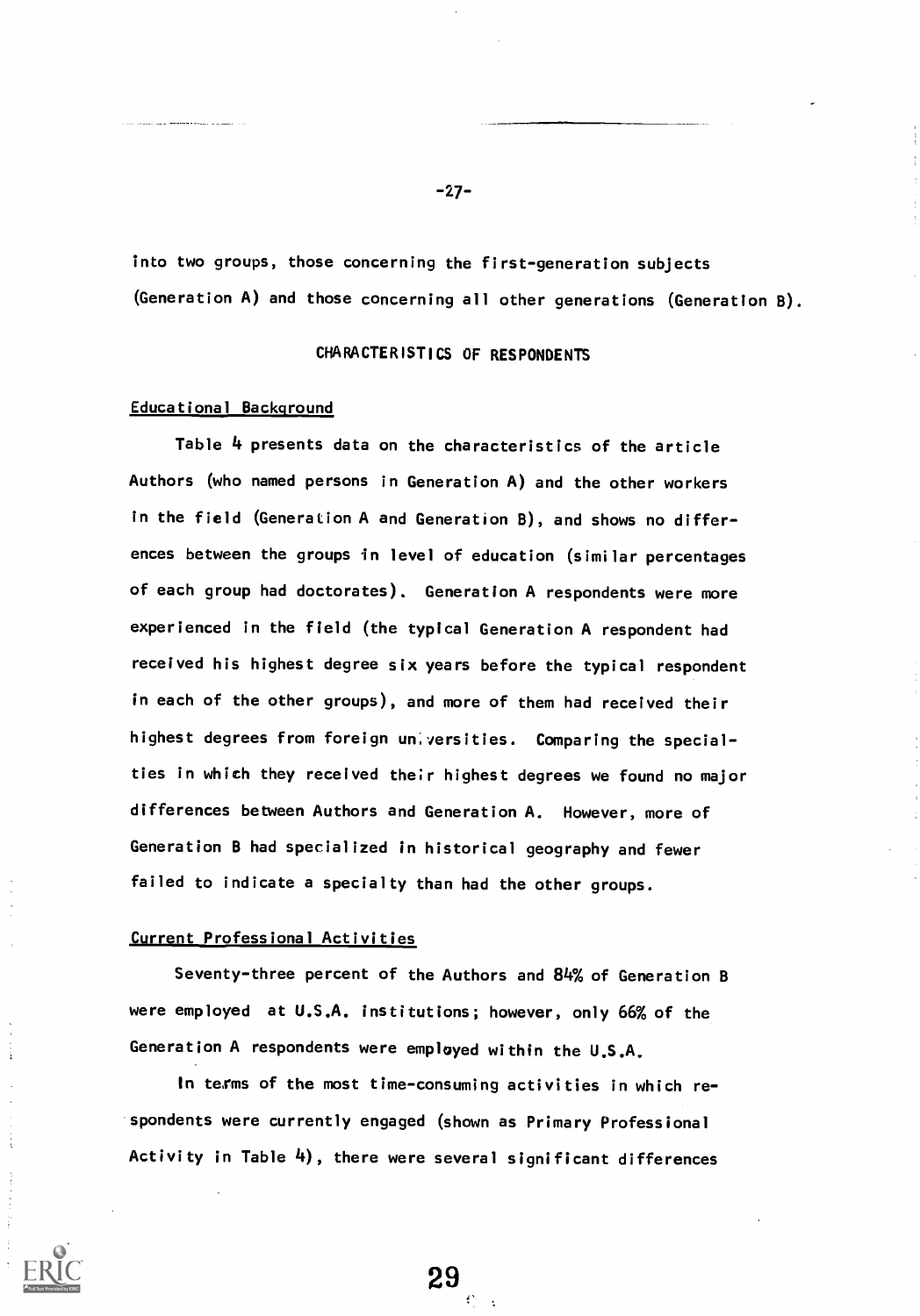into two groups, those concerning the first-generation subjects (Generation A) and those concerning all other generations (Generation B).

## CHARACTERISTICS OF RESPONDENTS

### Educational Background

Table 4 presents data on the characteristics of the article Authors (who named persons in Generation A) and the other workers in the field (Generation A and Generation B), and shows no differences between the groups in level of education (similar percentages of each group had doctorates). Generation A respondents were more experienced in the field (the typical Generation A respondent had received his highest degree six years before the typical respondent in each of the other groups), and more of them had received their highest degrees from foreign universities. Comparing the specialties in which they received their highest degrees we found no major differences between Authors and Generation A. However, more of Generation B had specialized in historical geography and fewer failed to indicate a specialty than had the other groups.

### Current Professional Activities

Seventy-three percent of the Authors and 84% of Generation B were employed at U.S.A. institutions; however, only 66% of the Generation A respondents were employed within the U.S.A.

In terms of the most time-consuming activities in which respondents were currently engaged (shown as Primary Professional Activity in Table 4), there were several significant differences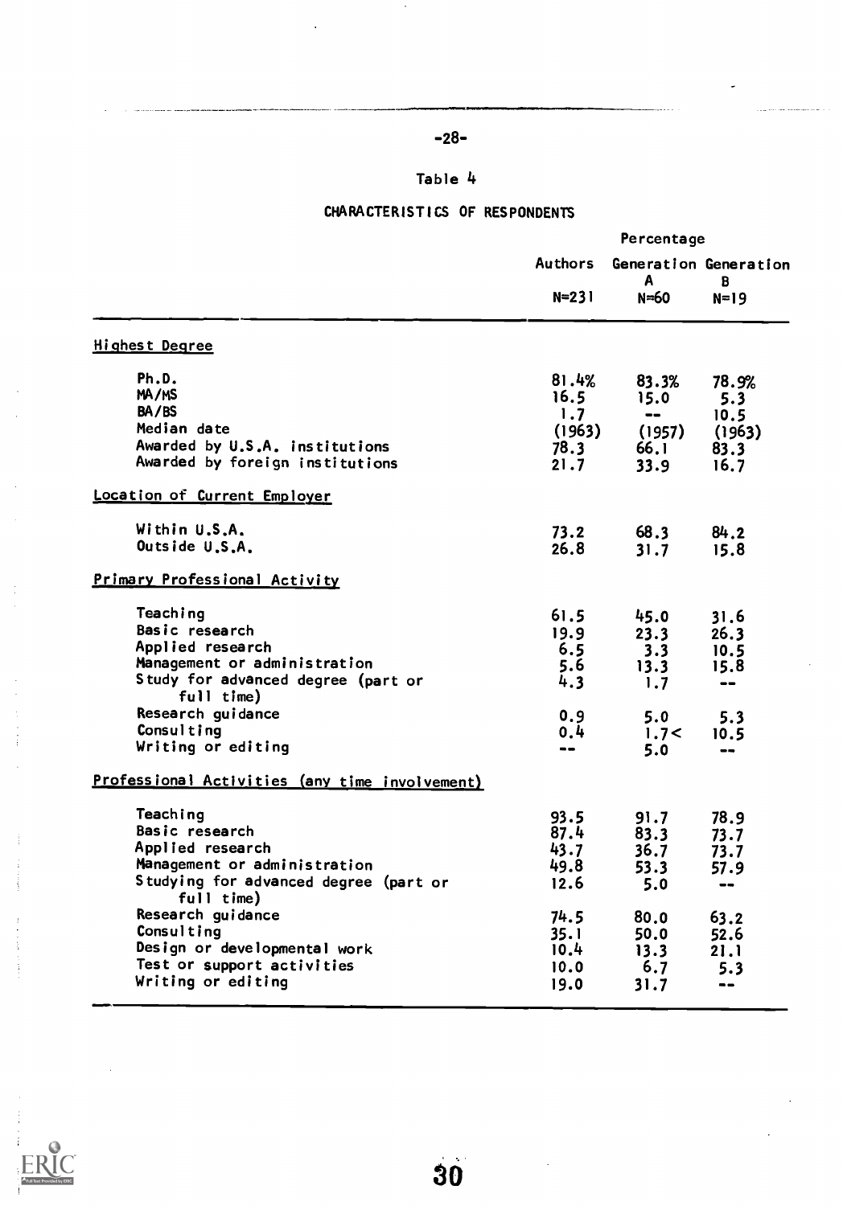Table 4

CHARACTERISTICS OF RESPONDENTS

| | Percentage | | |
|---|---|---|---|
| | Authors N=231 | Generation A N=60 | Generation B N=19 |
| **Highest Degree** | | | |
| Ph.D. | 81.4% | 83.3% | 78.9% |
| MA/MS | 16.5 | 15.0 | 5.3 |
| BA/BS | 1.7 | -- | 10.5 |
| Median date | (1963) | (1957) | (1963) |
| Awarded by U.S.A. institutions | 78.3 | 66.1 | 83.3 |
| Awarded by foreign institutions | 21.7 | 33.9 | 16.7 |
| **Location of Current Employer** | | | |
| Within U.S.A. | 73.2 | 68.3 | 84.2 |
| Outside U.S.A. | 26.8 | 31.7 | 15.8 |
| **Primary Professional Activity** | | | |
| Teaching | 61.5 | 45.0 | 31.6 |
| Basic research | 19.9 | 23.3 | 26.3 |
| Applied research | 6.5 | 3.3 | 10.5 |
| Management or administration | 5.6 | 13.3 | 15.8 |
| Study for advanced degree (part or full time) | 4.3 | 1.7 | -- |
| Research guidance | 0.9 | 5.0 | 5.3 |
| Consulting | 0.4 | 1.7< | 10.5 |
| Writing or editing | -- | 5.0 | -- |
| **Professional Activities (any time involvement)** | | | |
| Teaching | 93.5 | 91.7 | 78.9 |
| Basic research | 87.4 | 83.3 | 73.7 |
| Applied research | 43.7 | 36.7 | 73.7 |
| Management or administration | 49.8 | 53.3 | 57.9 |
| Studying for advanced degree (part or full time) | 12.6 | 5.0 | -- |
| Research guidance | 74.5 | 80.0 | 63.2 |
| Consulting | 35.1 | 50.0 | 52.6 |
| Design or developmental work | 10.4 | 13.3 | 21.1 |
| Test or support activities | 10.0 | 6.7 | 5.3 |
| Writing or editing | 19.0 | 31.7 | -- |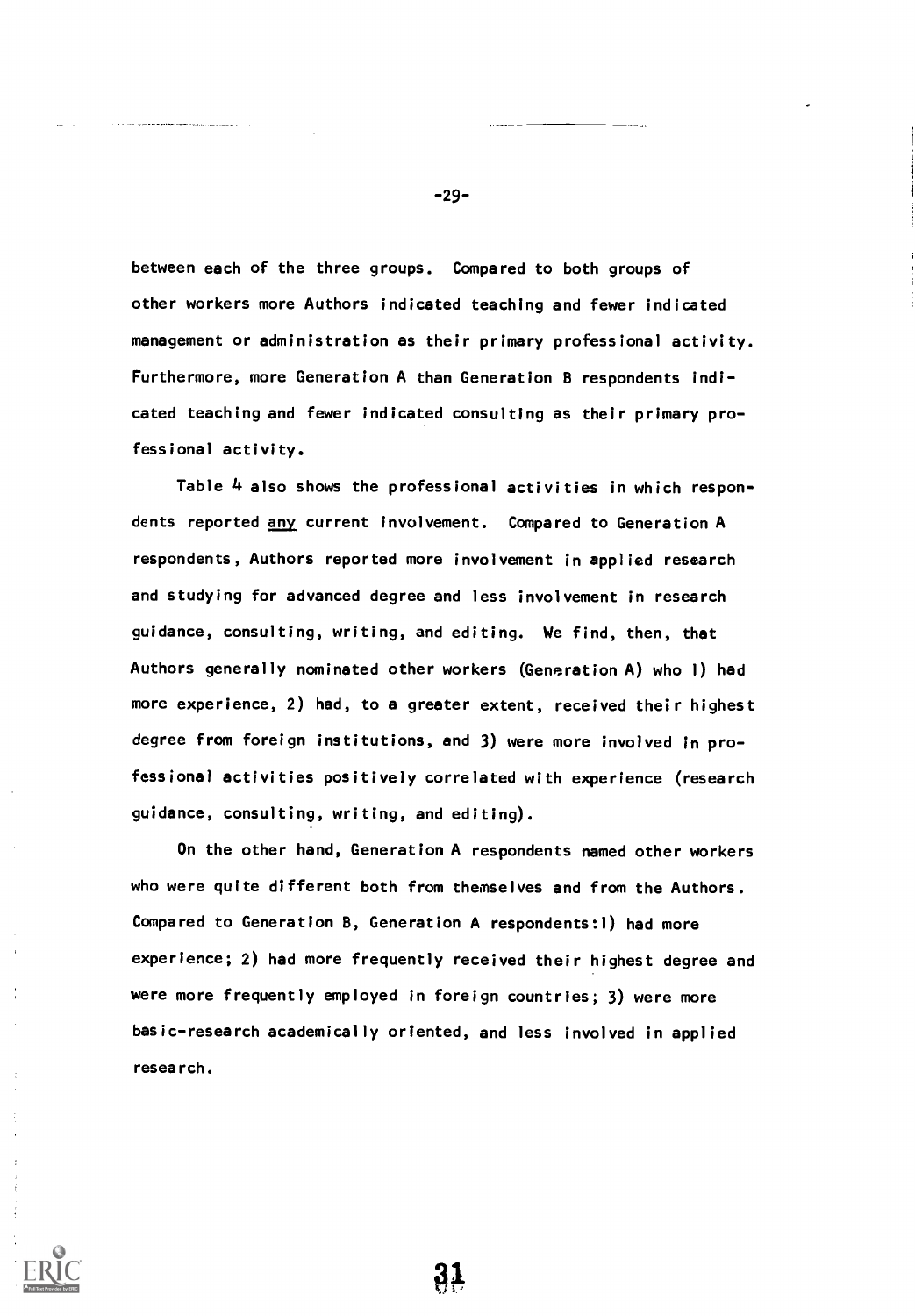between each of the three groups. Compared to both groups of other workers more Authors indicated teaching and fewer indicated management or administration as their primary professional activity. Furthermore, more Generation A than Generation B respondents indicated teaching and fewer indicated consulting as their primary professional activity.

Table 4 also shows the professional activities in which respondents reported <u>any</u> current involvement. Compared to Generation A respondents, Authors reported more involvement in applied research and studying for advanced degree and less involvement in research guidance, consulting, writing, and editing. We find, then, that Authors generally nominated other workers (Generation A) who 1) had more experience, 2) had, to a greater extent, received their highest degree from foreign institutions, and 3) were more involved in professional activities positively correlated with experience (research guidance, consulting, writing, and editing).

On the other hand, Generation A respondents named other workers who were quite different both from themselves and from the Authors. Compared to Generation B, Generation A respondents: 1) had more experience; 2) had more frequently received their highest degree and were more frequently employed in foreign countries; 3) were more basic-research academically oriented, and less involved in applied research.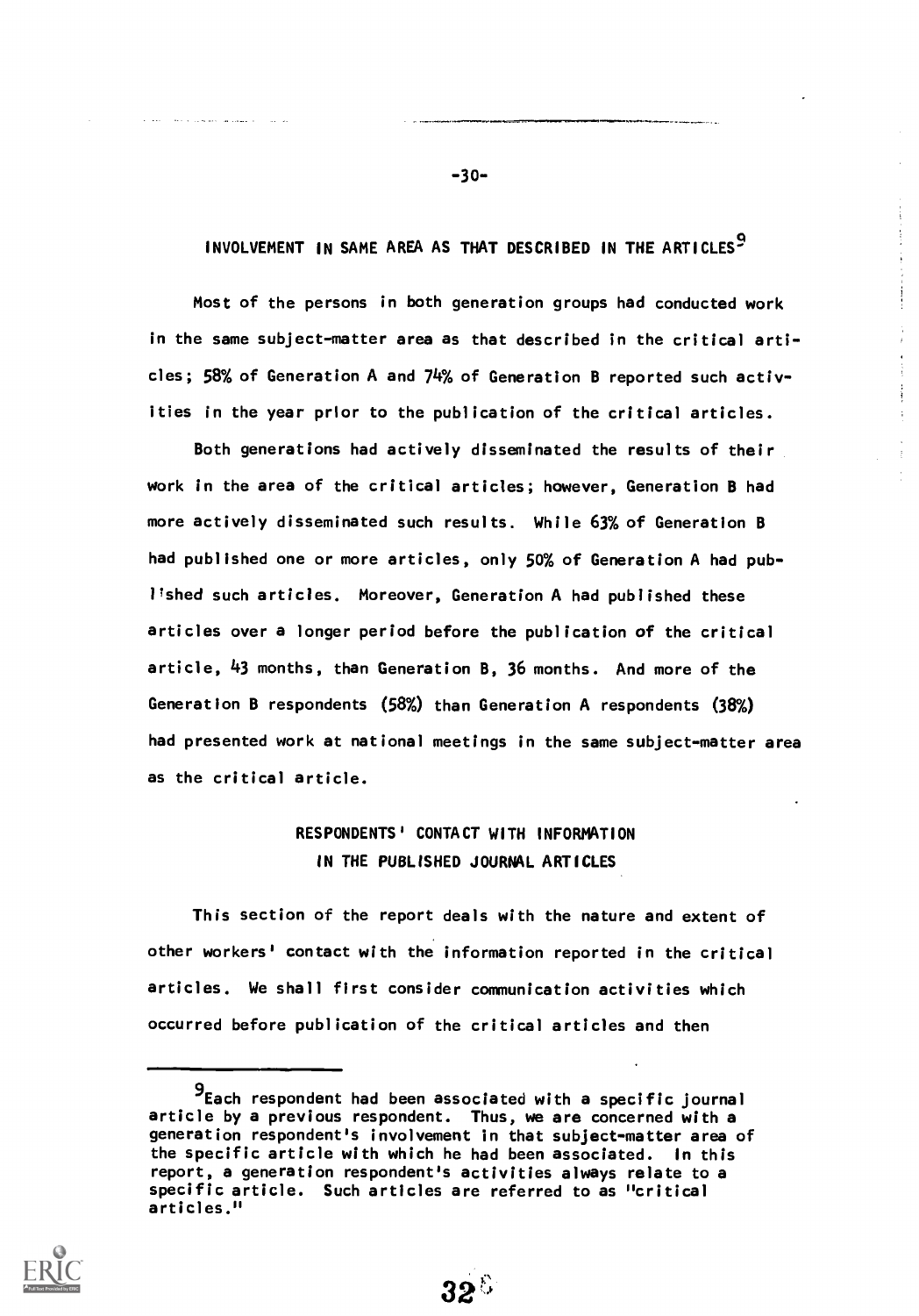## INVOLVEMENT IN SAME AREA AS THAT DESCRIBED IN THE ARTICLES[9]

Most of the persons in both generation groups had conducted work in the same subject-matter area as that described in the critical articles; 58% of Generation A and 74% of Generation B reported such activities in the year prior to the publication of the critical articles.

Both generations had actively disseminated the results of their work in the area of the critical articles; however, Generation B had more actively disseminated such results. While 63% of Generation B had published one or more articles, only 50% of Generation A had published such articles. Moreover, Generation A had published these articles over a longer period before the publication of the critical article, 43 months, than Generation B, 36 months. And more of the Generation B respondents (58%) than Generation A respondents (38%) had presented work at national meetings in the same subject-matter area as the critical article.

## RESPONDENTS' CONTACT WITH INFORMATION IN THE PUBLISHED JOURNAL ARTICLES

This section of the report deals with the nature and extent of other workers' contact with the information reported in the critical articles. We shall first consider communication activities which occurred before publication of the critical articles and then

---

[9] Each respondent had been associated with a specific journal article by a previous respondent. Thus, we are concerned with a generation respondent's involvement in that subject-matter area of the specific article with which he had been associated. In this report, a generation respondent's activities always relate to a specific article. Such articles are referred to as "critical articles."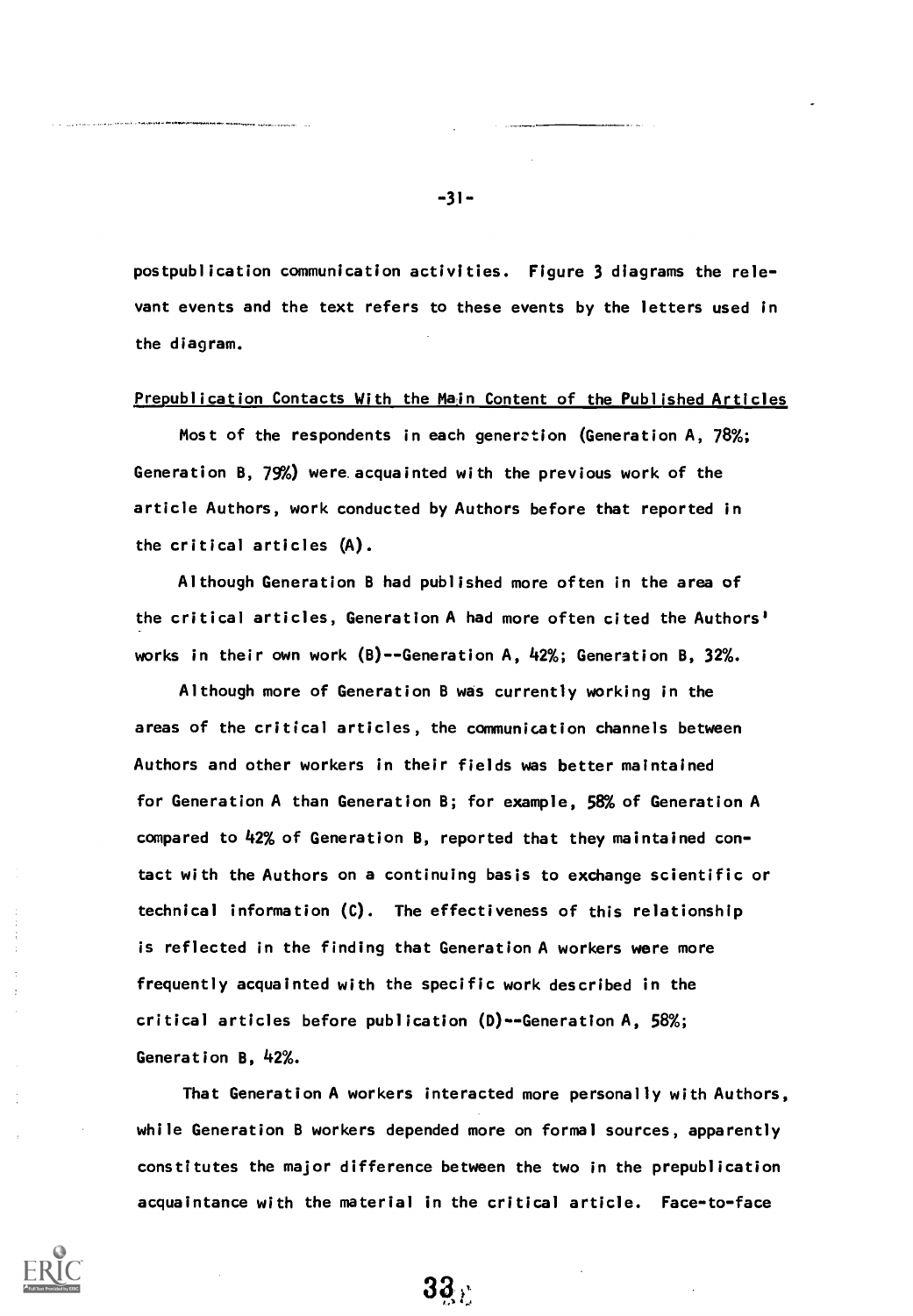postpublication communication activities. Figure 3 diagrams the relevant events and the text refers to these events by the letters used in the diagram.

Prepublication Contacts With the Main Content of the Published Articles

Most of the respondents in each generation (Generation A, 78%; Generation B, 79%) were acquainted with the previous work of the article Authors, work conducted by Authors before that reported in the critical articles (A).

Although Generation B had published more often in the area of the critical articles, Generation A had more often cited the Authors' works in their own work (B)--Generation A, 42%; Generation B, 32%.

Although more of Generation B was currently working in the areas of the critical articles, the communication channels between Authors and other workers in their fields was better maintained for Generation A than Generation B; for example, 58% of Generation A compared to 42% of Generation B, reported that they maintained contact with the Authors on a continuing basis to exchange scientific or technical information (C). The effectiveness of this relationship is reflected in the finding that Generation A workers were more frequently acquainted with the specific work described in the critical articles before publication (D)--Generation A, 58%; Generation B, 42%.

That Generation A workers interacted more personally with Authors, while Generation B workers depended more on formal sources, apparently constitutes the major difference between the two in the prepublication acquaintance with the material in the critical article. Face-to-face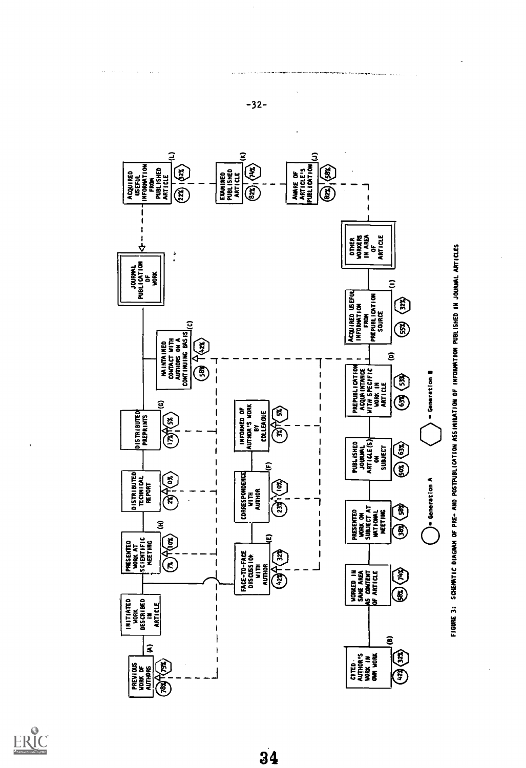| Diagram element | Generation A | Generation B |
|---|---|---|
| PREVIOUS WORK OF AUTHORS (A) | 78% | 79% |
| INITIATED WORK DESCRIBED IN ARTICLE | | |
| PRESENTED WORK AT SCIENTIFIC MEETING (H) | 7% | 10% |
| DISTRIBUTED TECHNICAL REPORT | 2% | 0% |
| DISTRIBUTED PREPRINTS (G) | 17% | 5% |
| MAINTAINED CONTACT WITH AUTHORS ON A CONTINUING BASIS (C) | 58% | 42% |
| JOURNAL PUBLICATION OF WORK | | |
| ACQUIRED USEFUL INFORMATION FROM PUBLISHED ARTICLE (L) | 22% | 32% |
| EXAMINED PUBLISHED ARTICLE (K) | 82% | 74% |
| AWARE OF ARTICLE'S PUBLICATION (J) | 82% | 58% |
| FACE-TO-FACE DISCUSSION WITH AUTHOR (E) | 42% | 32% |
| CORRESPONDENCE WITH AUTHOR (F) | 23% | 10% |
| INFORMED OF AUTHOR'S WORK BY COLLEAGUE | 3% | 5% |
| CITED AUTHOR'S WORK IN OWN WORK (B) | 42% | 32% |
| WORKED IN SAME AREA AS CONTENT OF ARTICLE | 58% | 74% |
| PRESENTED WORK ON SUBJECT AT NATIONAL MEETING | 38% | 58% |
| PUBLISHED JOURNAL ARTICLE(S) ON SUBJECT | 50% | 63% |
| PREPUBLICATION ACQUAINTANCE WITH SPECIFIC WORK IN ARTICLE (D) | 63% | 53% |
| ACQUIRED USEFUL INFORMATION FROM PREPUBLICATION SOURCE (I) | 55% | 32% |
| OTHER WORKERS IN AREA OF ARTICLE | | |

○ = Generation A ⬡ = Generation B

FIGURE 3: SCHEMATIC DIAGRAM OF PRE- AND POSTPUBLICATION ASSIMILATION OF INFORMATION PUBLISHED IN JOURNAL ARTICLES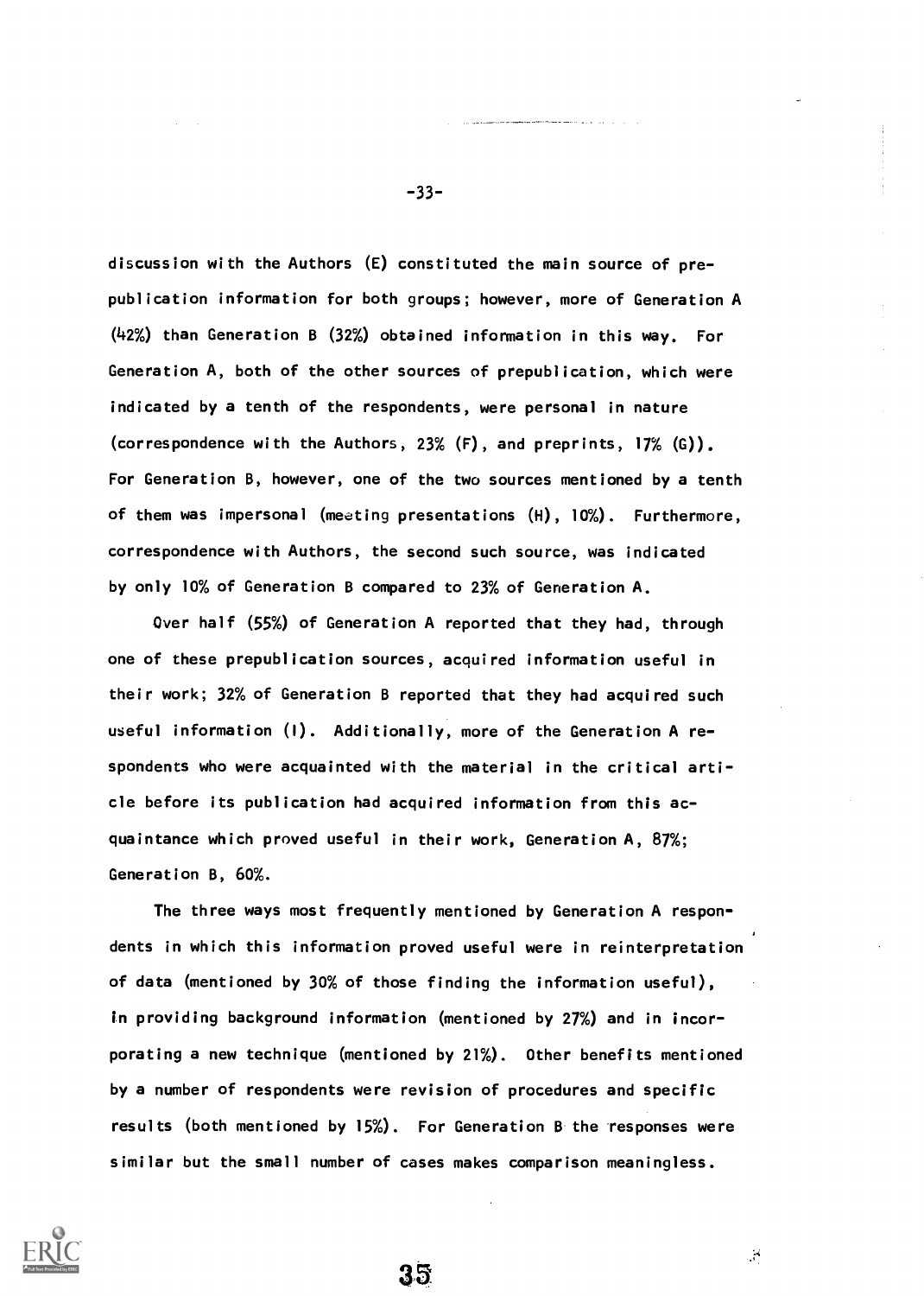discussion with the Authors (E) constituted the main source of prepublication information for both groups; however, more of Generation A (42%) than Generation B (32%) obtained information in this way. For Generation A, both of the other sources of prepublication, which were indicated by a tenth of the respondents, were personal in nature (correspondence with the Authors, 23% (F), and preprints, 17% (G)). For Generation B, however, one of the two sources mentioned by a tenth of them was impersonal (meeting presentations (H), 10%). Furthermore, correspondence with Authors, the second such source, was indicated by only 10% of Generation B compared to 23% of Generation A.

Over half (55%) of Generation A reported that they had, through one of these prepublication sources, acquired information useful in their work; 32% of Generation B reported that they had acquired such useful information (I). Additionally, more of the Generation A respondents who were acquainted with the material in the critical article before its publication had acquired information from this acquaintance which proved useful in their work, Generation A, 87%; Generation B, 60%.

The three ways most frequently mentioned by Generation A respondents in which this information proved useful were in reinterpretation of data (mentioned by 30% of those finding the information useful), in providing background information (mentioned by 27%) and in incorporating a new technique (mentioned by 21%). Other benefits mentioned by a number of respondents were revision of procedures and specific results (both mentioned by 15%). For Generation B the responses were similar but the small number of cases makes comparison meaningless.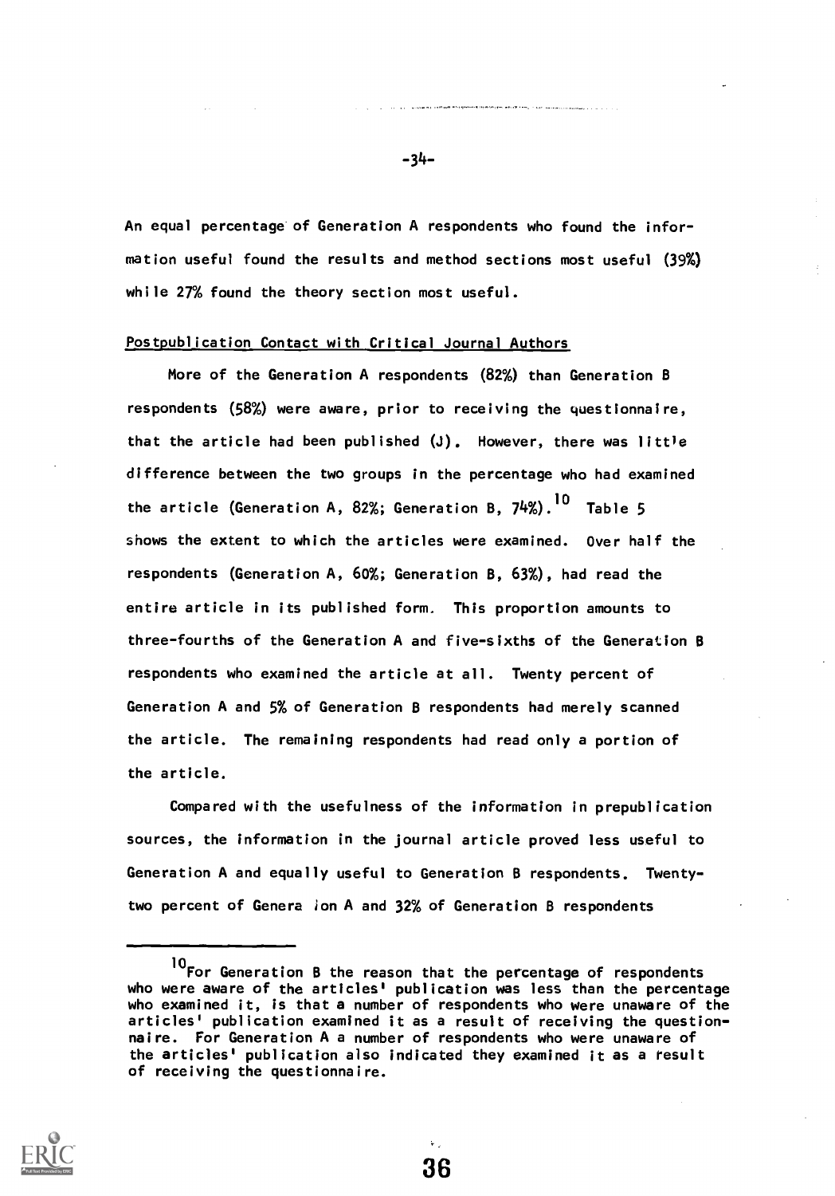An equal percentage of Generation A respondents who found the information useful found the results and method sections most useful (39%) while 27% found the theory section most useful.

Postpublication Contact with Critical Journal Authors

More of the Generation A respondents (82%) than Generation B respondents (58%) were aware, prior to receiving the questionnaire, that the article had been published (J). However, there was little difference between the two groups in the percentage who had examined the article (Generation A, 82%; Generation B, 74%).[10] Table 5 shows the extent to which the articles were examined. Over half the respondents (Generation A, 60%; Generation B, 63%), had read the entire article in its published form. This proportion amounts to three-fourths of the Generation A and five-sixths of the Generation B respondents who examined the article at all. Twenty percent of Generation A and 5% of Generation B respondents had merely scanned the article. The remaining respondents had read only a portion of the article.

Compared with the usefulness of the information in prepublication sources, the information in the journal article proved less useful to Generation A and equally useful to Generation B respondents. Twenty-two percent of Generation A and 32% of Generation B respondents

---

[10] For Generation B the reason that the percentage of respondents who were aware of the articles' publication was less than the percentage who examined it, is that a number of respondents who were unaware of the articles' publication examined it as a result of receiving the questionnaire. For Generation A a number of respondents who were unaware of the articles' publication also indicated they examined it as a result of receiving the questionnaire.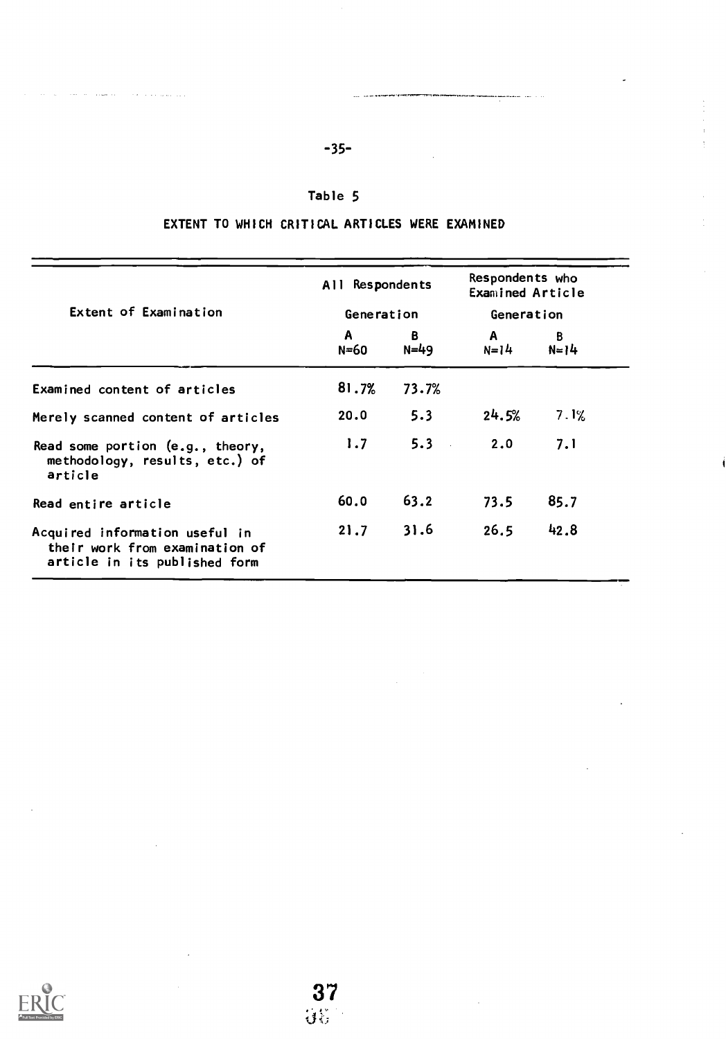Table 5

EXTENT TO WHICH CRITICAL ARTICLES WERE EXAMINED

| Extent of Examination | All Respondents | | Respondents who Examined Article | |
|---|---|---|---|---|
| | Generation | | Generation | |
| | A N=60 | B N=49 | A N=14 | B N=14 |
| Examined content of articles | 81.7% | 73.7% | | |
| Merely scanned content of articles | 20.0 | 5.3 | 24.5% | 7.1% |
| Read some portion (e.g., theory, methodology, results, etc.) of article | 1.7 | 5.3 | 2.0 | 7.1 |
| Read entire article | 60.0 | 63.2 | 73.5 | 85.7 |
| Acquired information useful in their work from examination of article in its published form | 21.7 | 31.6 | 26.5 | 42.8 |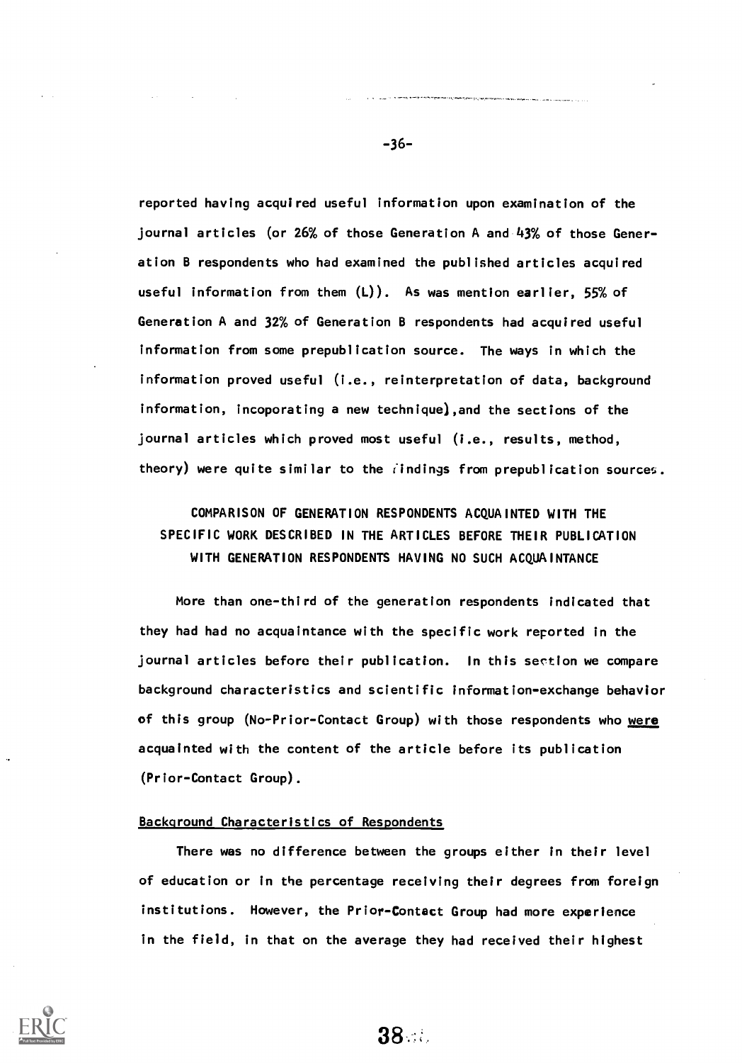reported having acquired useful information upon examination of the journal articles (or 26% of those Generation A and 43% of those Generation B respondents who had examined the published articles acquired useful information from them (L)). As was mention earlier, 55% of Generation A and 32% of Generation B respondents had acquired useful information from some prepublication source. The ways in which the information proved useful (i.e., reinterpretation of data, background information, incoporating a new technique),and the sections of the journal articles which proved most useful (i.e., results, method, theory) were quite similar to the findings from prepublication sources.

## COMPARISON OF GENERATION RESPONDENTS ACQUAINTED WITH THE SPECIFIC WORK DESCRIBED IN THE ARTICLES BEFORE THEIR PUBLICATION WITH GENERATION RESPONDENTS HAVING NO SUCH ACQUAINTANCE

More than one-third of the generation respondents indicated that they had had no acquaintance with the specific work reported in the journal articles before their publication. In this section we compare background characteristics and scientific information-exchange behavior of this group (No-Prior-Contact Group) with those respondents who were acquainted with the content of the article before its publication (Prior-Contact Group).

### Background Characteristics of Respondents

There was no difference between the groups either in their level of education or in the percentage receiving their degrees from foreign institutions. However, the Prior-Contact Group had more experience in the field, in that on the average they had received their highest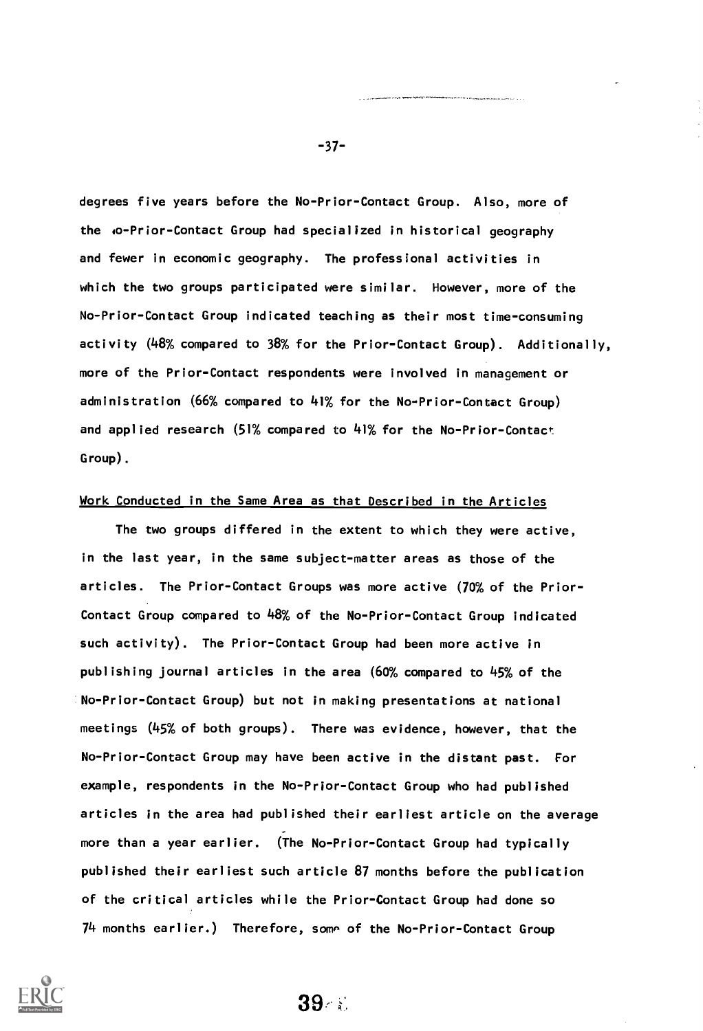degrees five years before the No-Prior-Contact Group. Also, more of the No-Prior-Contact Group had specialized in historical geography and fewer in economic geography. The professional activities in which the two groups participated were similar. However, more of the No-Prior-Contact Group indicated teaching as their most time-consuming activity (48% compared to 38% for the Prior-Contact Group). Additionally, more of the Prior-Contact respondents were involved in management or administration (66% compared to 41% for the No-Prior-Contact Group) and applied research (51% compared to 41% for the No-Prior-Contact Group).

## Work Conducted in the Same Area as that Described in the Articles

The two groups differed in the extent to which they were active, in the last year, in the same subject-matter areas as those of the articles. The Prior-Contact Groups was more active (70% of the Prior-Contact Group compared to 48% of the No-Prior-Contact Group indicated such activity). The Prior-Contact Group had been more active in publishing journal articles in the area (60% compared to 45% of the No-Prior-Contact Group) but not in making presentations at national meetings (45% of both groups). There was evidence, however, that the No-Prior-Contact Group may have been active in the distant past. For example, respondents in the No-Prior-Contact Group who had published articles in the area had published their earliest article on the average more than a year earlier. (The No-Prior-Contact Group had typically published their earliest such article 87 months before the publication of the critical articles while the Prior-Contact Group had done so 74 months earlier.) Therefore, some of the No-Prior-Contact Group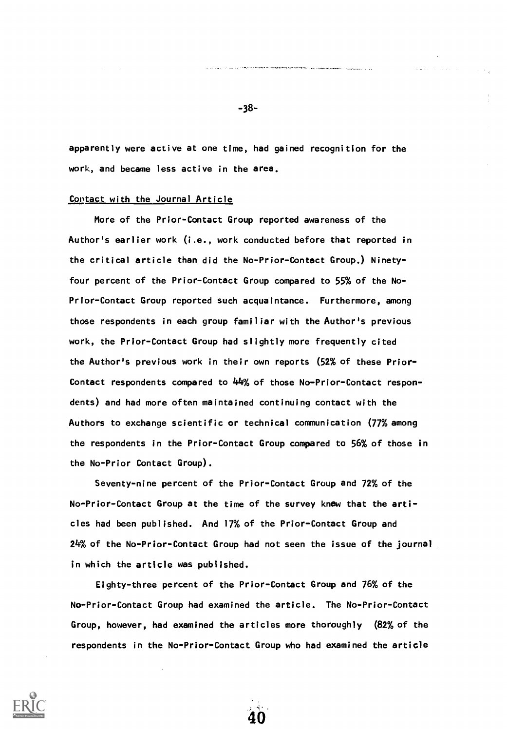apparently were active at one time, had gained recognition for the work, and became less active in the area.

Contact with the Journal Article

More of the Prior-Contact Group reported awareness of the Author's earlier work (i.e., work conducted before that reported in the critical article than did the No-Prior-Contact Group.) Ninety-four percent of the Prior-Contact Group compared to 55% of the No-Prior-Contact Group reported such acquaintance. Furthermore, among those respondents in each group familiar with the Author's previous work, the Prior-Contact Group had slightly more frequently cited the Author's previous work in their own reports (52% of these Prior-Contact respondents compared to 44% of those No-Prior-Contact respondents) and had more often maintained continuing contact with the Authors to exchange scientific or technical communication (77% among the respondents in the Prior-Contact Group compared to 56% of those in the No-Prior Contact Group).

Seventy-nine percent of the Prior-Contact Group and 72% of the No-Prior-Contact Group at the time of the survey knew that the articles had been published. And 17% of the Prior-Contact Group and 24% of the No-Prior-Contact Group had not seen the issue of the journal in which the article was published.

Eighty-three percent of the Prior-Contact Group and 76% of the No-Prior-Contact Group had examined the article. The No-Prior-Contact Group, however, had examined the articles more thoroughly (82% of the respondents in the No-Prior-Contact Group who had examined the article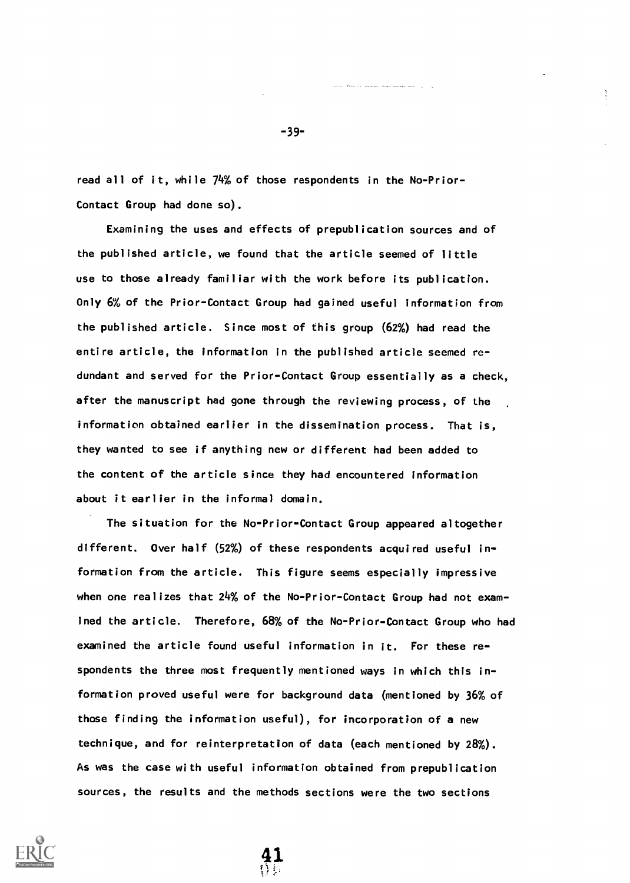read all of it, while 74% of those respondents in the No-Prior-Contact Group had done so).

Examining the uses and effects of prepublication sources and of the published article, we found that the article seemed of little use to those already familiar with the work before its publication. Only 6% of the Prior-Contact Group had gained useful information from the published article. Since most of this group (62%) had read the entire article, the information in the published article seemed redundant and served for the Prior-Contact Group essentially as a check, after the manuscript had gone through the reviewing process, of the information obtained earlier in the dissemination process. That is, they wanted to see if anything new or different had been added to the content of the article since they had encountered information about it earlier in the informal domain.

The situation for the No-Prior-Contact Group appeared altogether different. Over half (52%) of these respondents acquired useful information from the article. This figure seems especially impressive when one realizes that 24% of the No-Prior-Contact Group had not examined the article. Therefore, 68% of the No-Prior-Contact Group who had examined the article found useful information in it. For these respondents the three most frequently mentioned ways in which this information proved useful were for background data (mentioned by 36% of those finding the information useful), for incorporation of a new technique, and for reinterpretation of data (each mentioned by 28%). As was the case with useful information obtained from prepublication sources, the results and the methods sections were the two sections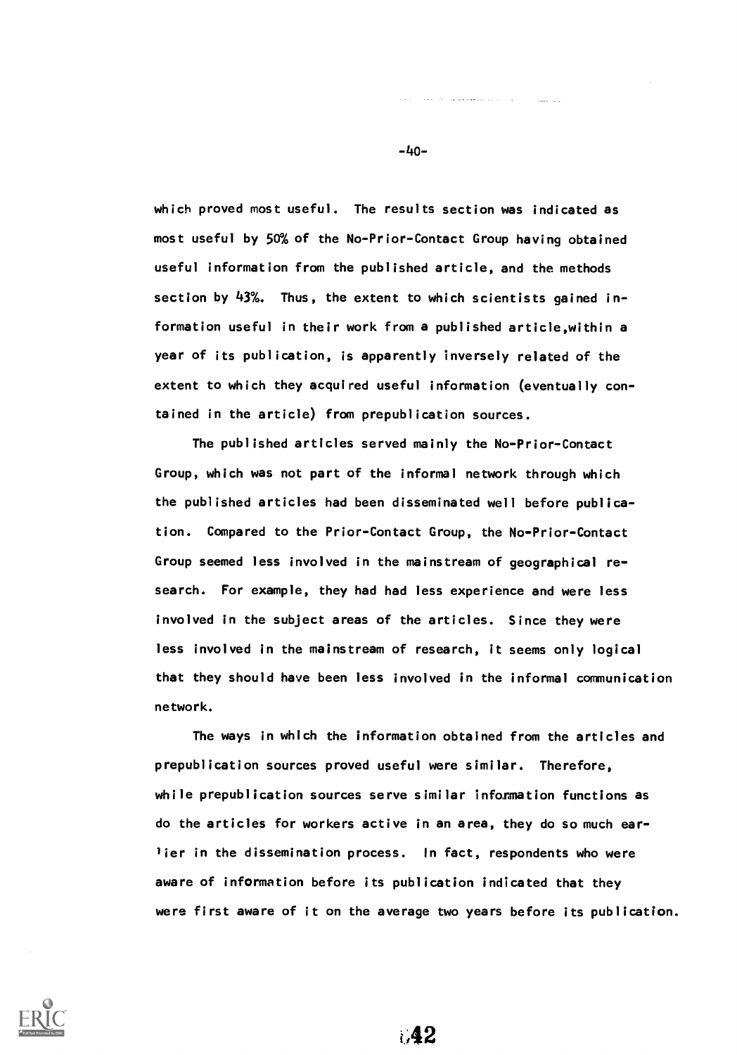which proved most useful. The results section was indicated as most useful by 50% of the No-Prior-Contact Group having obtained useful information from the published article, and the methods section by 43%. Thus, the extent to which scientists gained information useful in their work from a published article,within a year of its publication, is apparently inversely related of the extent to which they acquired useful information (eventually contained in the article) from prepublication sources.

The published articles served mainly the No-Prior-Contact Group, which was not part of the informal network through which the published articles had been disseminated well before publication. Compared to the Prior-Contact Group, the No-Prior-Contact Group seemed less involved in the mainstream of geographical research. For example, they had had less experience and were less involved in the subject areas of the articles. Since they were less involved in the mainstream of research, it seems only logical that they should have been less involved in the informal communication network.

The ways in which the information obtained from the articles and prepublication sources proved useful were similar. Therefore, while prepublication sources serve similar information functions as do the articles for workers active in an area, they do so much earlier in the dissemination process. In fact, respondents who were aware of information before its publication indicated that they were first aware of it on the average two years before its publication.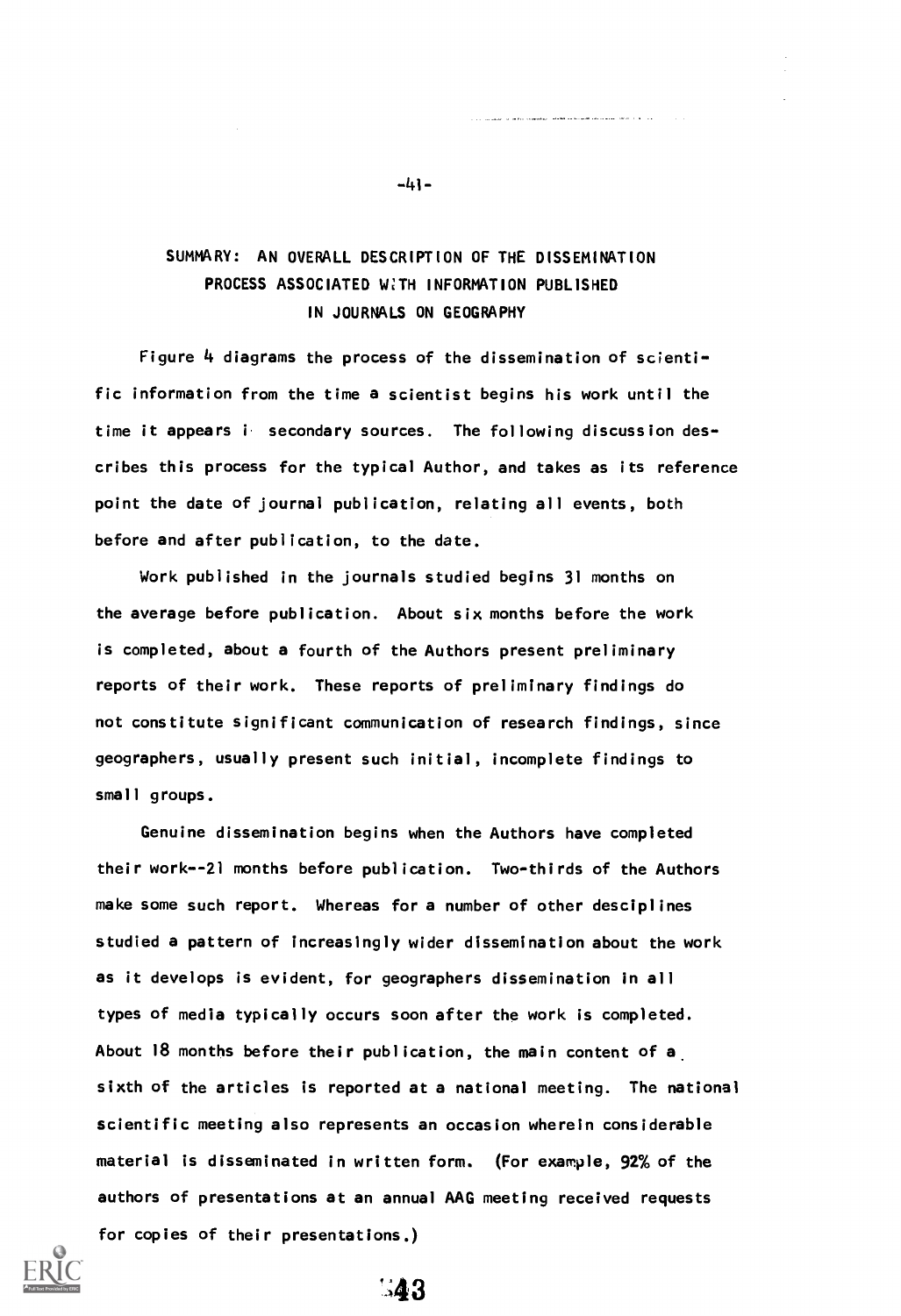## SUMMARY: AN OVERALL DESCRIPTION OF THE DISSEMINATION PROCESS ASSOCIATED WITH INFORMATION PUBLISHED IN JOURNALS ON GEOGRAPHY

Figure 4 diagrams the process of the dissemination of scientific information from the time a scientist begins his work until the time it appears in secondary sources. The following discussion describes this process for the typical Author, and takes as its reference point the date of journal publication, relating all events, both before and after publication, to the date.

Work published in the journals studied begins 31 months on the average before publication. About six months before the work is completed, about a fourth of the Authors present preliminary reports of their work. These reports of preliminary findings do not constitute significant communication of research findings, since geographers, usually present such initial, incomplete findings to small groups.

Genuine dissemination begins when the Authors have completed their work--21 months before publication. Two-thirds of the Authors make some such report. Whereas for a number of other desciplines studied a pattern of increasingly wider dissemination about the work as it develops is evident, for geographers dissemination in all types of media typically occurs soon after the work is completed. About 18 months before their publication, the main content of a sixth of the articles is reported at a national meeting. The national scientific meeting also represents an occasion wherein considerable material is disseminated in written form. (For example, 92% of the authors of presentations at an annual AAG meeting received requests for copies of their presentations.)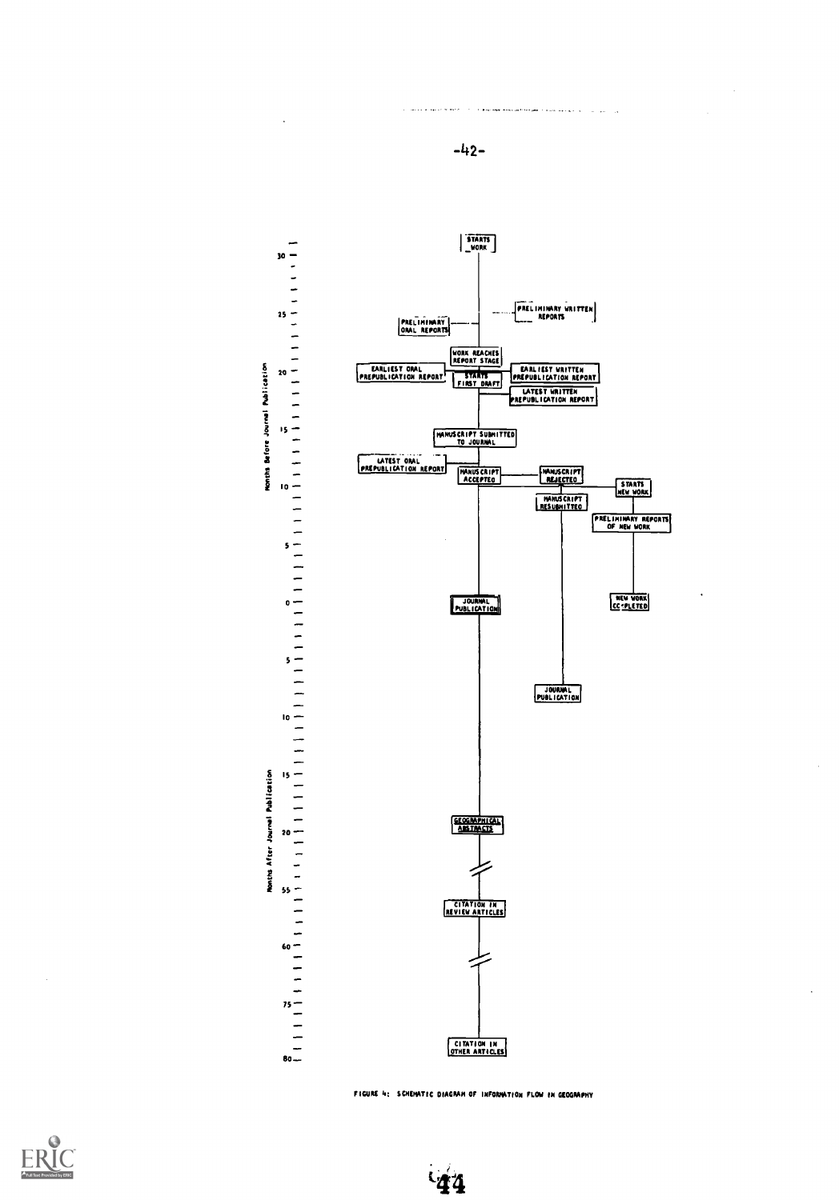Months Before Journal Publication

STARTS WORK

PRELIMINARY WRITTEN REPORTS

PRELIMINARY ORAL REPORTS

WORK REACHES REPORT STAGE

EARLIEST ORAL PREPUBLICATION REPORT

STARTS FIRST DRAFT

EARLIEST WRITTEN PREPUBLICATION REPORT

LATEST WRITTEN PREPUBLICATION REPORT

MANUSCRIPT SUBMITTED TO JOURNAL

LATEST ORAL PREPUBLICATION REPORT

MANUSCRIPT ACCEPTED

MANUSCRIPT REJECTED

STARTS NEW WORK

MANUSCRIPT RESUBMITTED

PRELIMINARY REPORTS OF NEW WORK

JOURNAL PUBLICATION

NEW WORK COMPLETED

JOURNAL PUBLICATION

Months After Journal Publication

GEOGRAPHICAL ABSTRACTS

CITATION IN REVIEW ARTICLES

CITATION IN OTHER ARTICLES

FIGURE 4: SCHEMATIC DIAGRAM OF INFORMATION FLOW IN GEOGRAPHY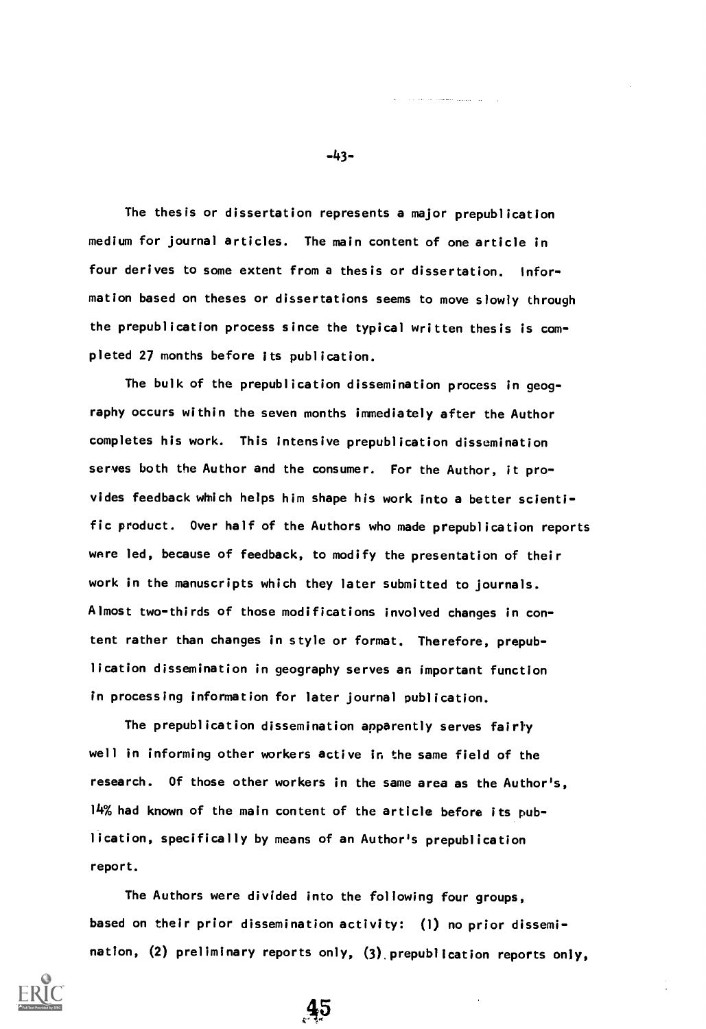The thesis or dissertation represents a major prepublication medium for journal articles. The main content of one article in four derives to some extent from a thesis or dissertation. Information based on theses or dissertations seems to move slowly through the prepublication process since the typical written thesis is completed 27 months before its publication.

The bulk of the prepublication dissemination process in geography occurs within the seven months immediately after the Author completes his work. This intensive prepublication dissemination serves both the Author and the consumer. For the Author, it provides feedback which helps him shape his work into a better scientific product. Over half of the Authors who made prepublication reports were led, because of feedback, to modify the presentation of their work in the manuscripts which they later submitted to journals. Almost two-thirds of those modifications involved changes in content rather than changes in style or format. Therefore, prepublication dissemination in geography serves an important function in processing information for later journal publication.

The prepublication dissemination apparently serves fairly well in informing other workers active in the same field of the research. Of those other workers in the same area as the Author's, 14% had known of the main content of the article before its publication, specifically by means of an Author's prepublication report.

The Authors were divided into the following four groups, based on their prior dissemination activity: (1) no prior dissemination, (2) preliminary reports only, (3) prepublication reports only,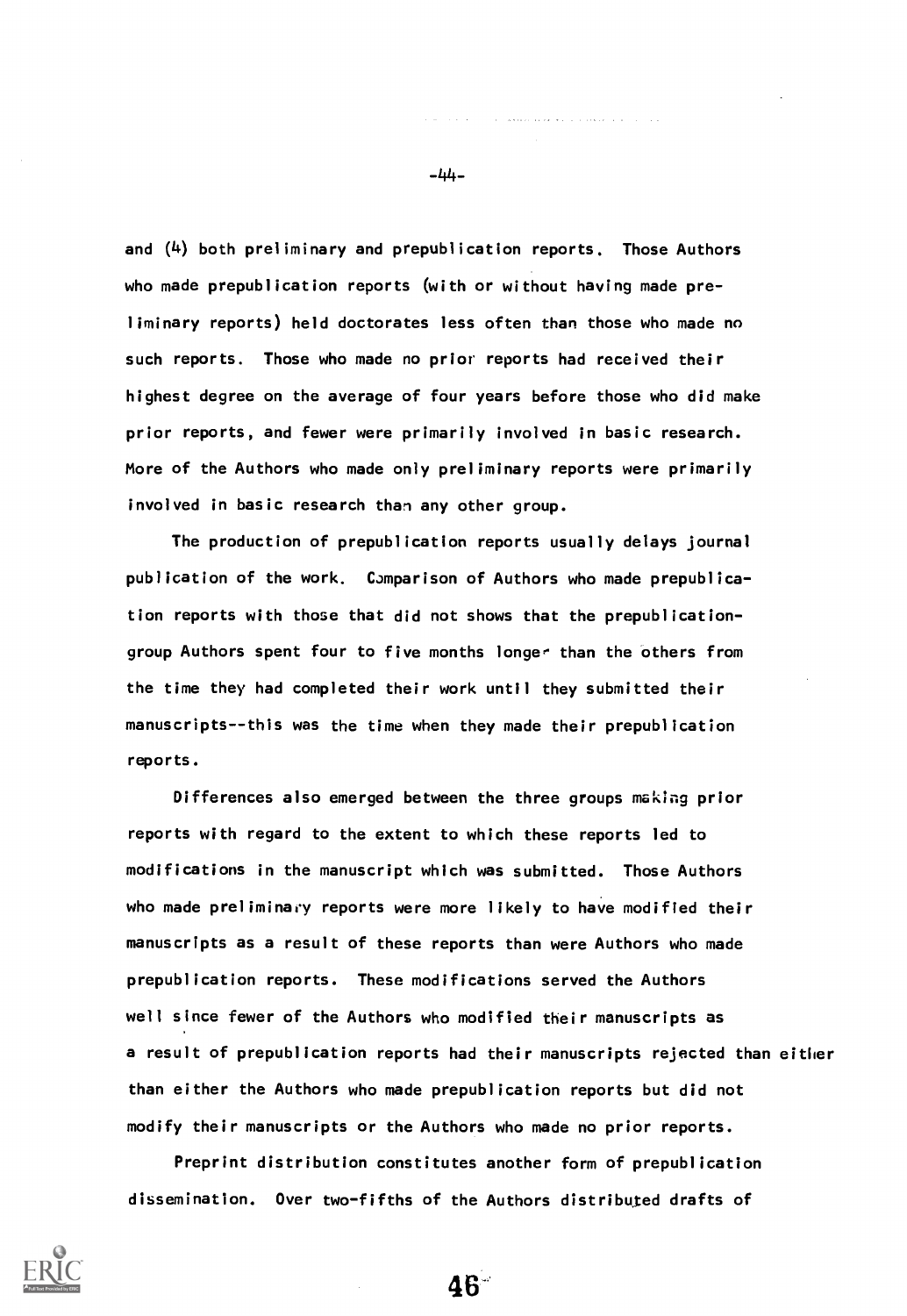and (4) both preliminary and prepublication reports. Those Authors who made prepublication reports (with or without having made preliminary reports) held doctorates less often than those who made no such reports. Those who made no prior reports had received their highest degree on the average of four years before those who did make prior reports, and fewer were primarily involved in basic research. More of the Authors who made only preliminary reports were primarily involved in basic research than any other group.

The production of prepublication reports usually delays journal publication of the work. Comparison of Authors who made prepublication reports with those that did not shows that the prepublication-group Authors spent four to five months longer than the others from the time they had completed their work until they submitted their manuscripts--this was the time when they made their prepublication reports.

Differences also emerged between the three groups making prior reports with regard to the extent to which these reports led to modifications in the manuscript which was submitted. Those Authors who made preliminary reports were more likely to have modified their manuscripts as a result of these reports than were Authors who made prepublication reports. These modifications served the Authors well since fewer of the Authors who modified their manuscripts as a result of prepublication reports had their manuscripts rejected than either than either the Authors who made prepublication reports but did not modify their manuscripts or the Authors who made no prior reports.

Preprint distribution constitutes another form of prepublication dissemination. Over two-fifths of the Authors distributed drafts of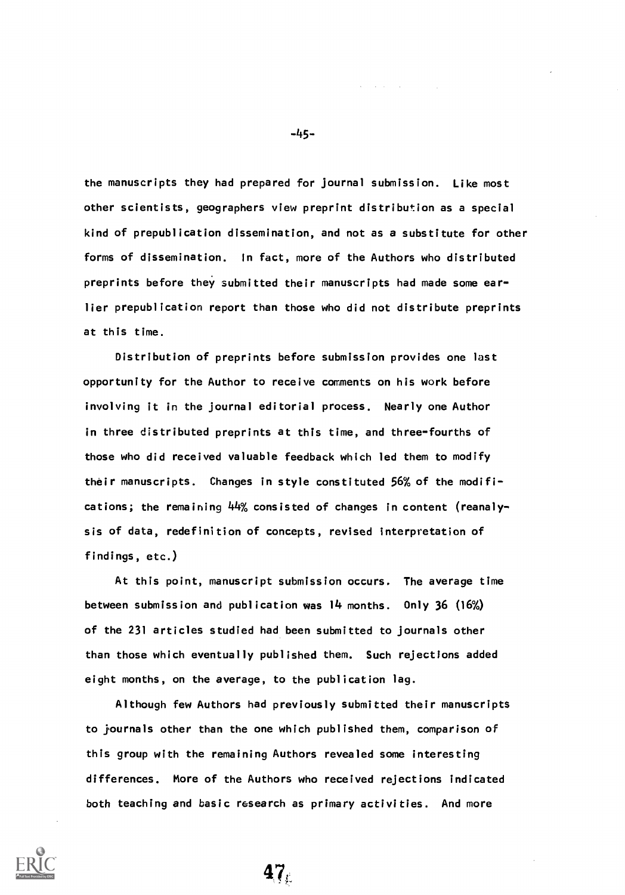the manuscripts they had prepared for journal submission. Like most other scientists, geographers view preprint distribution as a special kind of prepublication dissemination, and not as a substitute for other forms of dissemination. In fact, more of the Authors who distributed preprints before they submitted their manuscripts had made some earlier prepublication report than those who did not distribute preprints at this time.

Distribution of preprints before submission provides one last opportunity for the Author to receive comments on his work before involving it in the journal editorial process. Nearly one Author in three distributed preprints at this time, and three-fourths of those who did received valuable feedback which led them to modify their manuscripts. Changes in style constituted 56% of the modifications; the remaining 44% consisted of changes in content (reanalysis of data, redefinition of concepts, revised interpretation of findings, etc.)

At this point, manuscript submission occurs. The average time between submission and publication was 14 months. Only 36 (16%) of the 231 articles studied had been submitted to journals other than those which eventually published them. Such rejections added eight months, on the average, to the publication lag.

Although few Authors had previously submitted their manuscripts to journals other than the one which published them, comparison of this group with the remaining Authors revealed some interesting differences. More of the Authors who received rejections indicated both teaching and basic research as primary activities. And more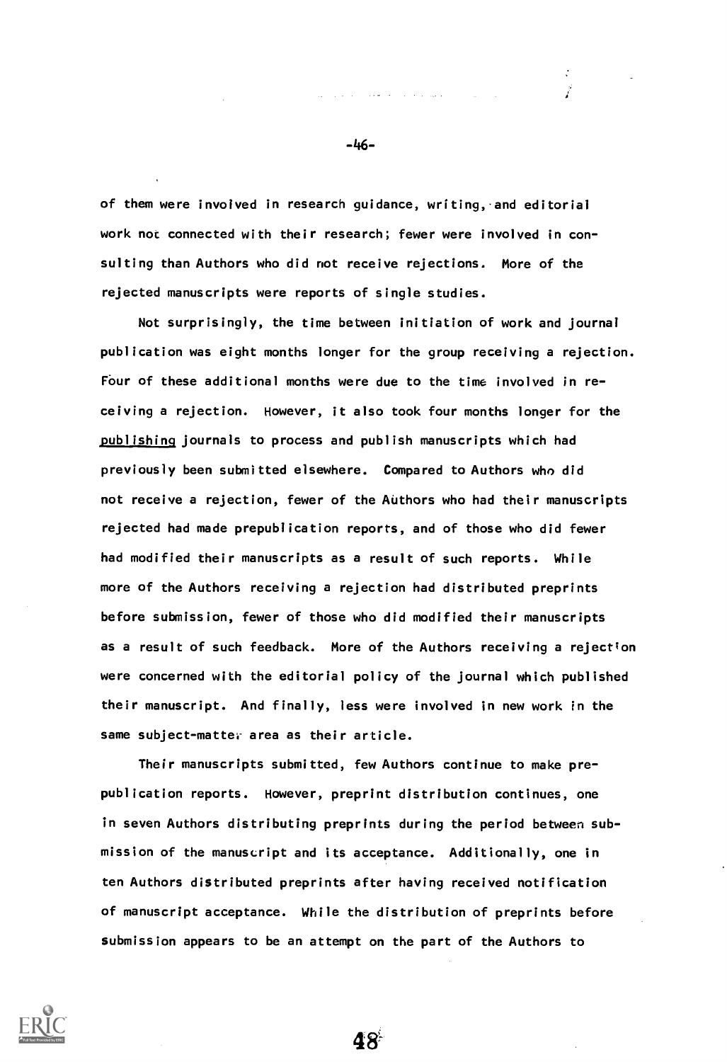of them were involved in research guidance, writing, and editorial work not connected with their research; fewer were involved in consulting than Authors who did not receive rejections. More of the rejected manuscripts were reports of single studies.

Not surprisingly, the time between initiation of work and journal publication was eight months longer for the group receiving a rejection. Four of these additional months were due to the time involved in receiving a rejection. However, it also took four months longer for the publishing journals to process and publish manuscripts which had previously been submitted elsewhere. Compared to Authors who did not receive a rejection, fewer of the Authors who had their manuscripts rejected had made prepublication reports, and of those who did fewer had modified their manuscripts as a result of such reports. While more of the Authors receiving a rejection had distributed preprints before submission, fewer of those who did modified their manuscripts as a result of such feedback. More of the Authors receiving a rejection were concerned with the editorial policy of the journal which published their manuscript. And finally, less were involved in new work in the same subject-matter area as their article.

Their manuscripts submitted, few Authors continue to make prepublication reports. However, preprint distribution continues, one in seven Authors distributing preprints during the period between submission of the manuscript and its acceptance. Additionally, one in ten Authors distributed preprints after having received notification of manuscript acceptance. While the distribution of preprints before submission appears to be an attempt on the part of the Authors to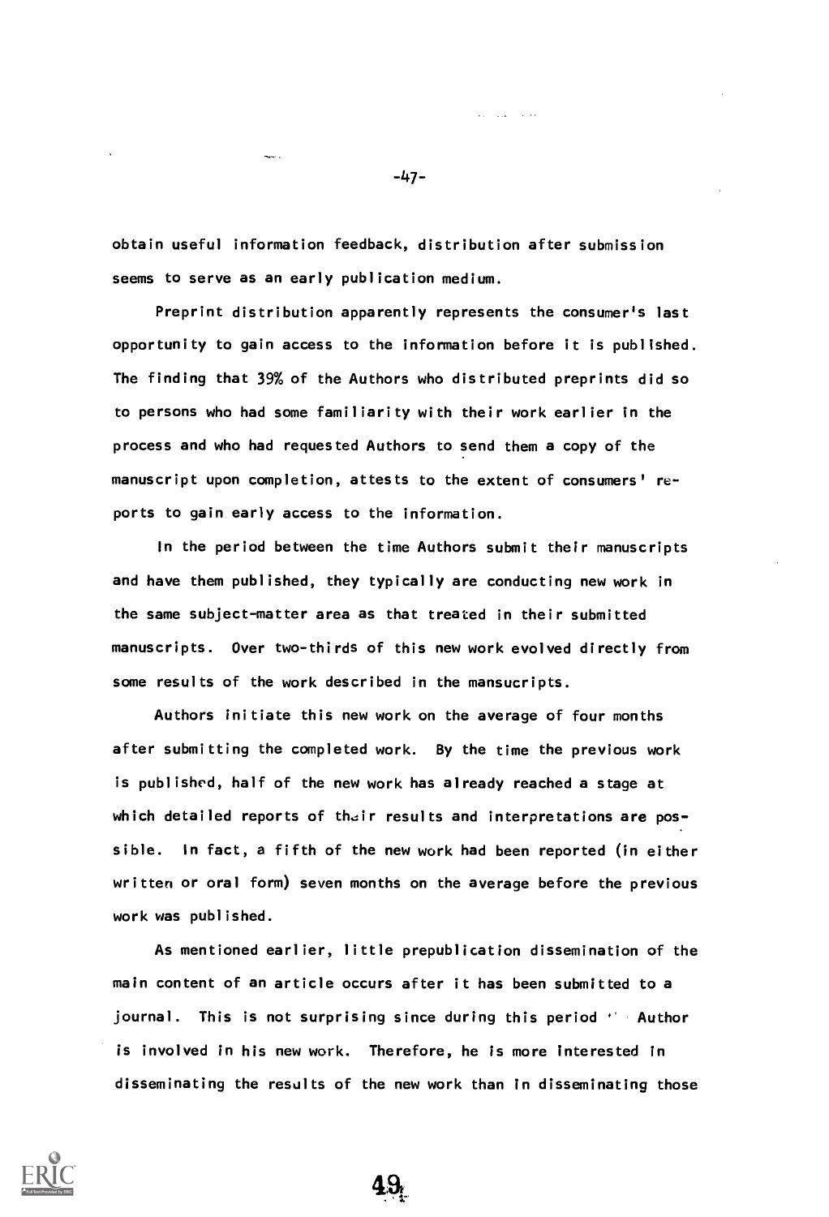obtain useful information feedback, distribution after submission seems to serve as an early publication medium.

Preprint distribution apparently represents the consumer's last opportunity to gain access to the information before it is published. The finding that 39% of the Authors who distributed preprints did so to persons who had some familiarity with their work earlier in the process and who had requested Authors to send them a copy of the manuscript upon completion, attests to the extent of consumers' reports to gain early access to the information.

In the period between the time Authors submit their manuscripts and have them published, they typically are conducting new work in the same subject-matter area as that treated in their submitted manuscripts. Over two-thirds of this new work evolved directly from some results of the work described in the mansucripts.

Authors initiate this new work on the average of four months after submitting the completed work. By the time the previous work is published, half of the new work has already reached a stage at which detailed reports of their results and interpretations are possible. In fact, a fifth of the new work had been reported (in either written or oral form) seven months on the average before the previous work was published.

As mentioned earlier, little prepublication dissemination of the main content of an article occurs after it has been submitted to a journal. This is not surprising since during this period the Author is involved in his new work. Therefore, he is more interested in disseminating the results of the new work than in disseminating those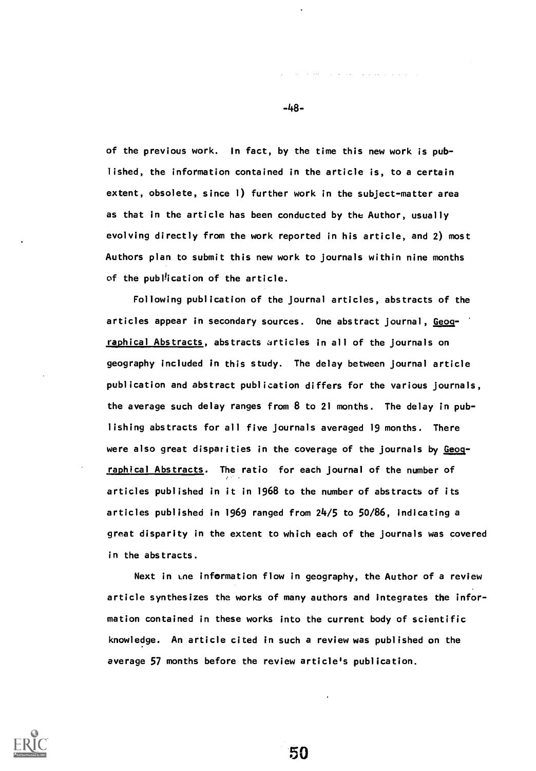of the previous work. In fact, by the time this new work is published, the information contained in the article is, to a certain extent, obsolete, since 1) further work in the subject-matter area as that in the article has been conducted by the Author, usually evolving directly from the work reported in his article, and 2) most Authors plan to submit this new work to journals within nine months of the publication of the article.

Following publication of the journal articles, abstracts of the articles appear in secondary sources. One abstract journal, <u>Geographical Abstracts</u>, abstracts articles in all of the journals on geography included in this study. The delay between journal article publication and abstract publication differs for the various journals, the average such delay ranges from 8 to 21 months. The delay in publishing abstracts for all five journals averaged 19 months. There were also great disparities in the coverage of the journals by <u>Geographical Abstracts</u>. The ratio for each journal of the number of articles published in it in 1968 to the number of abstracts of its articles published in 1969 ranged from 24/5 to 50/86, indicating a great disparity in the extent to which each of the journals was covered in the abstracts.

Next in the information flow in geography, the Author of a review article synthesizes the works of many authors and integrates the information contained in these works into the current body of scientific knowledge. An article cited in such a review was published on the average 57 months before the review article's publication.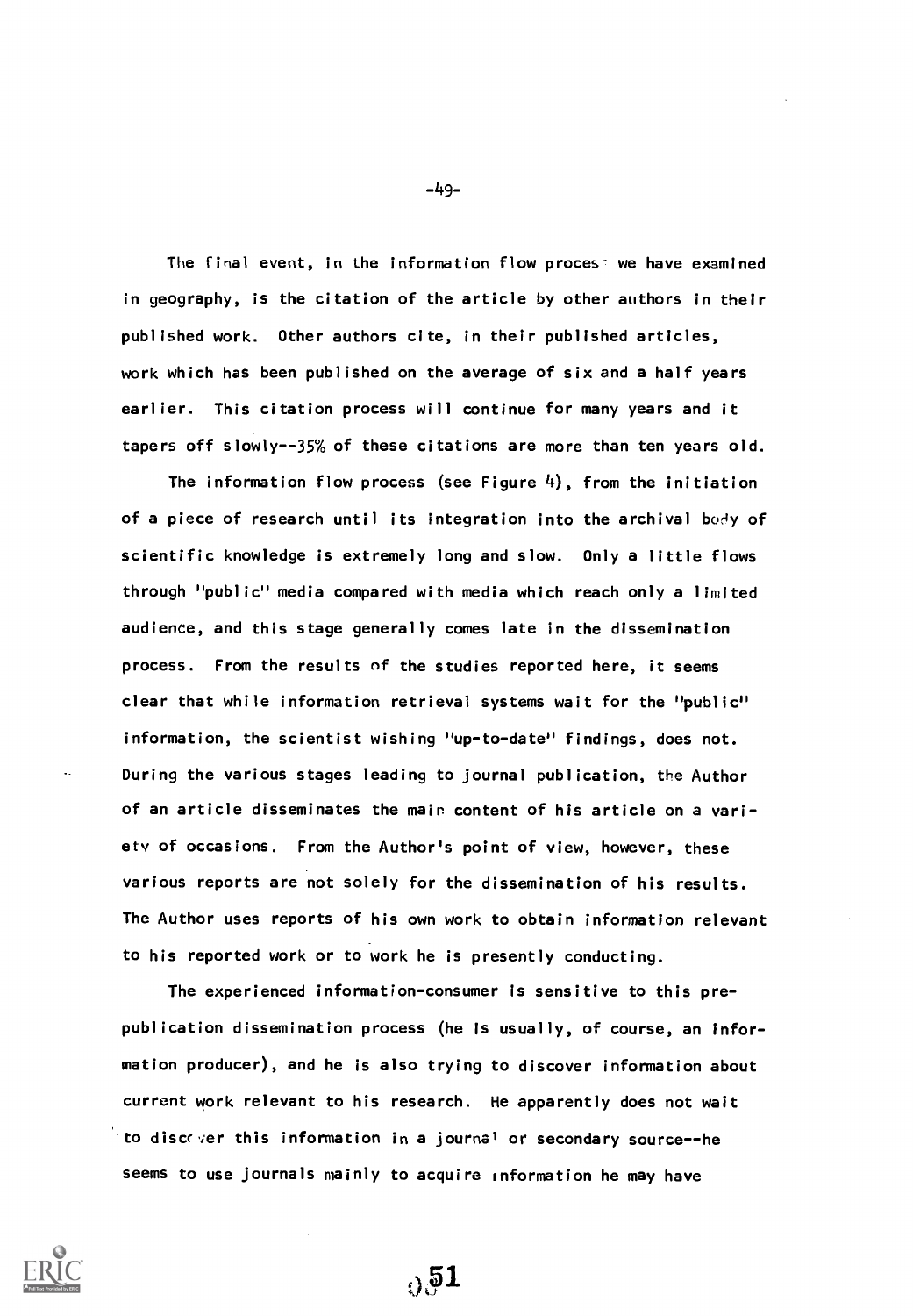The final event, in the information flow process we have examined in geography, is the citation of the article by other authors in their published work. Other authors cite, in their published articles, work which has been published on the average of six and a half years earlier. This citation process will continue for many years and it tapers off slowly--35% of these citations are more than ten years old.

The information flow process (see Figure 4), from the initiation of a piece of research until its integration into the archival body of scientific knowledge is extremely long and slow. Only a little flows through "public" media compared with media which reach only a limited audience, and this stage generally comes late in the dissemination process. From the results of the studies reported here, it seems clear that while information retrieval systems wait for the "public" information, the scientist wishing "up-to-date" findings, does not. During the various stages leading to journal publication, the Author of an article disseminates the main content of his article on a variety of occasions. From the Author's point of view, however, these various reports are not solely for the dissemination of his results. The Author uses reports of his own work to obtain information relevant to his reported work or to work he is presently conducting.

The experienced information-consumer is sensitive to this pre-publication dissemination process (he is usually, of course, an information producer), and he is also trying to discover information about current work relevant to his research. He apparently does not wait to discover this information in a journal or secondary source--he seems to use journals mainly to acquire information he may have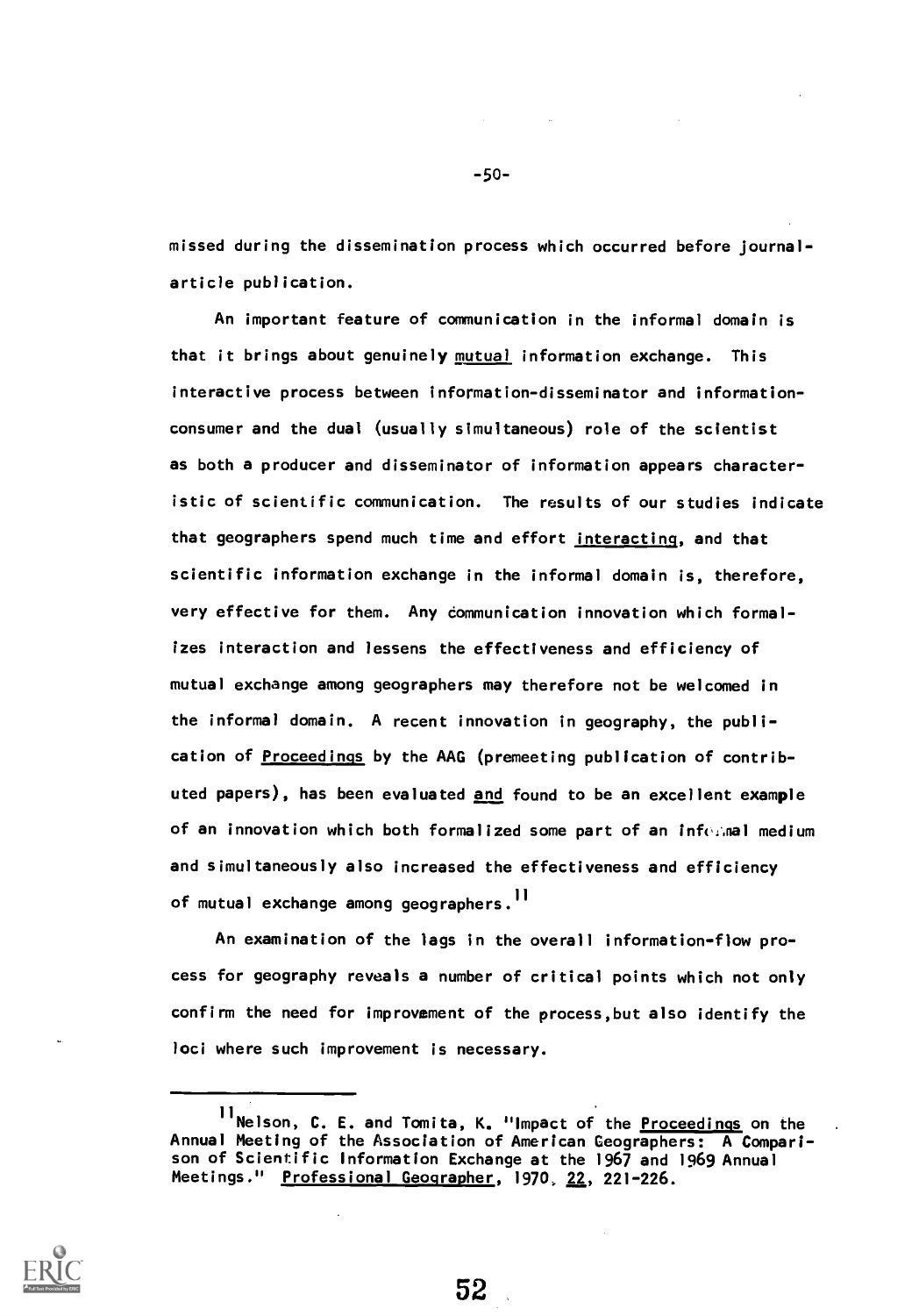missed during the dissemination process which occurred before journal-article publication.

An important feature of communication in the informal domain is that it brings about genuinely _mutual_ information exchange. This interactive process between information-disseminator and information-consumer and the dual (usually simultaneous) role of the scientist as both a producer and disseminator of information appears characteristic of scientific communication. The results of our studies indicate that geographers spend much time and effort _interacting_, and that scientific information exchange in the informal domain is, therefore, very effective for them. Any communication innovation which formalizes interaction and lessens the effectiveness and efficiency of mutual exchange among geographers may therefore not be welcomed in the informal domain. A recent innovation in geography, the publication of _Proceedings_ by the AAG (premeeting publication of contributed papers), has been evaluated _and_ found to be an excellent example of an innovation which both formalized some part of an informal medium and simultaneously also increased the effectiveness and efficiency of mutual exchange among geographers.[11]

An examination of the lags in the overall information-flow process for geography reveals a number of critical points which not only confirm the need for improvement of the process, but also identify the loci where such improvement is necessary.

---

[11] Nelson, C. E. and Tomita, K. "Impact of the _Proceedings_ on the Annual Meeting of the Association of American Geographers: A Comparison of Scientific Information Exchange at the 1967 and 1969 Annual Meetings." _Professional Geographer_, 1970, _22_, 221-226.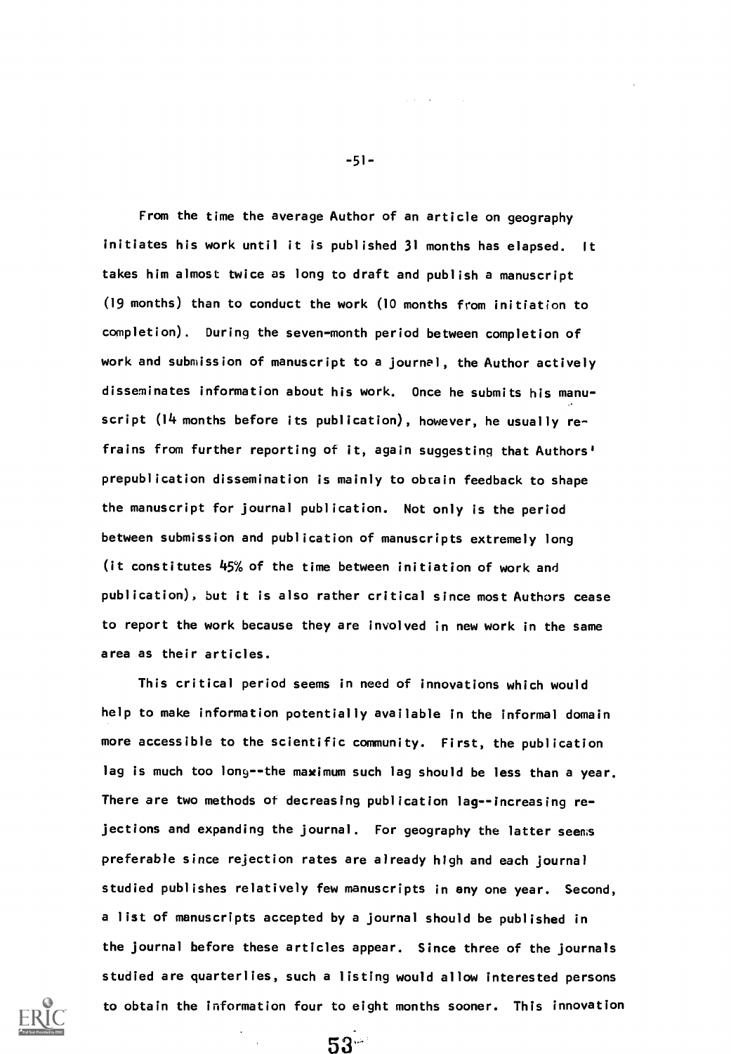From the time the average Author of an article on geography initiates his work until it is published 31 months has elapsed. It takes him almost twice as long to draft and publish a manuscript (19 months) than to conduct the work (10 months from initiation to completion). During the seven-month period between completion of work and submission of manuscript to a journal, the Author actively disseminates information about his work. Once he submits his manuscript (14 months before its publication), however, he usually refrains from further reporting of it, again suggesting that Authors' prepublication dissemination is mainly to obtain feedback to shape the manuscript for journal publication. Not only is the period between submission and publication of manuscripts extremely long (it constitutes 45% of the time between initiation of work and publication), but it is also rather critical since most Authors cease to report the work because they are involved in new work in the same area as their articles.

This critical period seems in need of innovations which would help to make information potentially available in the informal domain more accessible to the scientific community. First, the publication lag is much too long--the maximum such lag should be less than a year. There are two methods of decreasing publication lag--increasing rejections and expanding the journal. For geography the latter seems preferable since rejection rates are already high and each journal studied publishes relatively few manuscripts in any one year. Second, a list of manuscripts accepted by a journal should be published in the journal before these articles appear. Since three of the journals studied are quarterlies, such a listing would allow interested persons to obtain the information four to eight months sooner. This innovation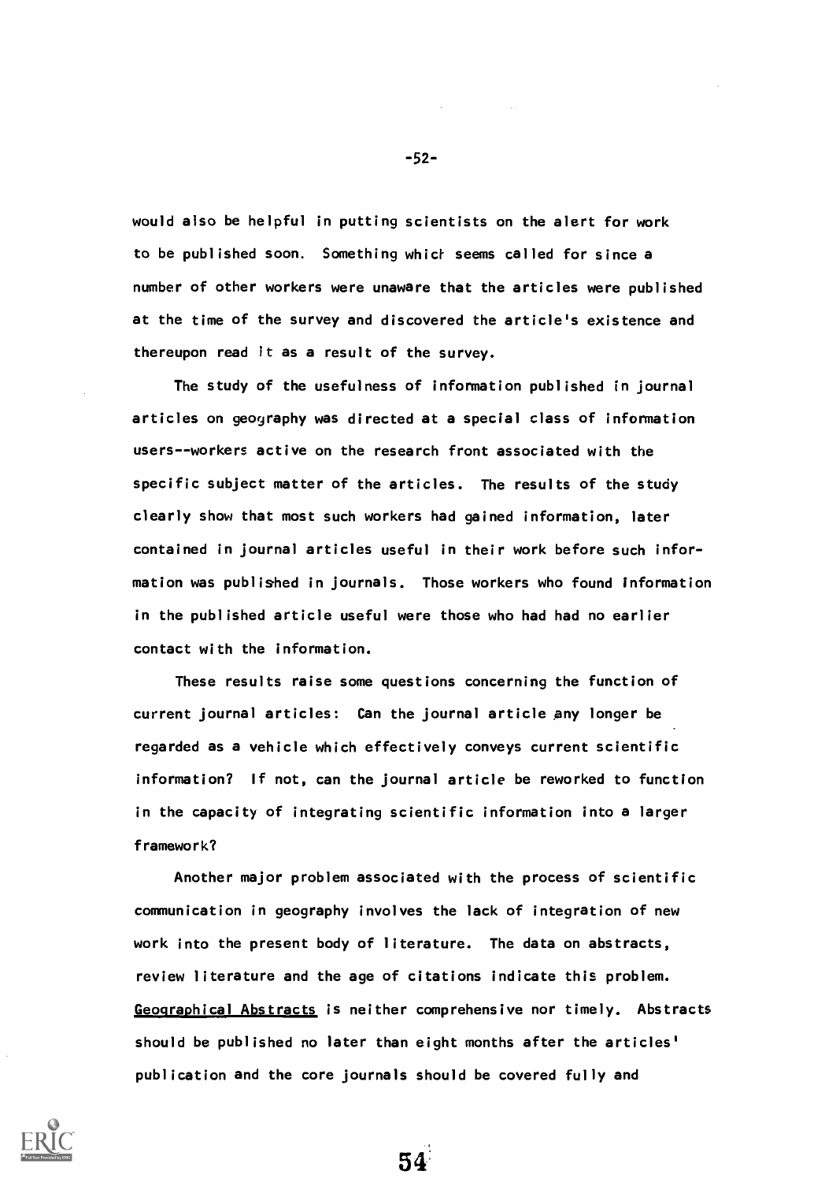would also be helpful in putting scientists on the alert for work to be published soon. Something which seems called for since a number of other workers were unaware that the articles were published at the time of the survey and discovered the article's existence and thereupon read it as a result of the survey.

The study of the usefulness of information published in journal articles on geography was directed at a special class of information users--workers active on the research front associated with the specific subject matter of the articles. The results of the study clearly show that most such workers had gained information, later contained in journal articles useful in their work before such information was published in journals. Those workers who found information in the published article useful were those who had had no earlier contact with the information.

These results raise some questions concerning the function of current journal articles: Can the journal article any longer be regarded as a vehicle which effectively conveys current scientific information? If not, can the journal article be reworked to function in the capacity of integrating scientific information into a larger framework?

Another major problem associated with the process of scientific communication in geography involves the lack of integration of new work into the present body of literature. The data on abstracts, review literature and the age of citations indicate this problem. Geographical Abstracts is neither comprehensive nor timely. Abstracts should be published no later than eight months after the articles' publication and the core journals should be covered fully and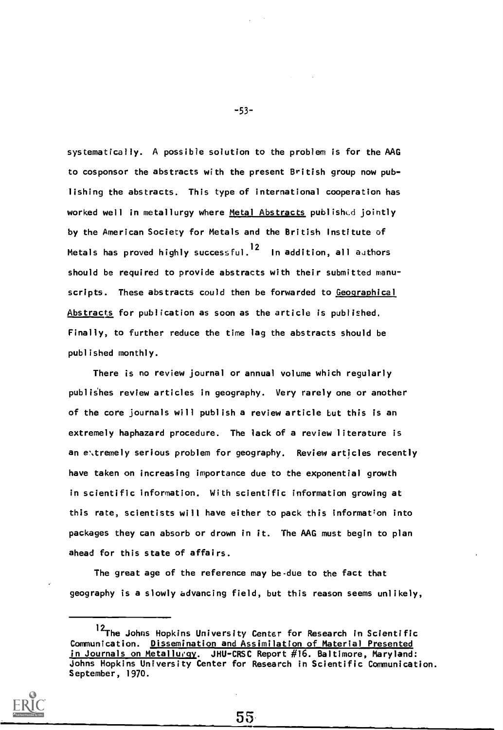systematically. A possible solution to the problem is for the AAG to cosponsor the abstracts with the present British group now publishing the abstracts. This type of international cooperation has worked well in metallurgy where Metal Abstracts published jointly by the American Society for Metals and the British Institute of Metals has proved highly successful.[12] In addition, all authors should be required to provide abstracts with their submitted manuscripts. These abstracts could then be forwarded to Geographical Abstracts for publication as soon as the article is published. Finally, to further reduce the time lag the abstracts should be published monthly.

There is no review journal or annual volume which regularly publishes review articles in geography. Very rarely one or another of the core journals will publish a review article but this is an extremely haphazard procedure. The lack of a review literature is an extremely serious problem for geography. Review articles recently have taken on increasing importance due to the exponential growth in scientific information. With scientific information growing at this rate, scientists will have either to pack this information into packages they can absorb or drown in it. The AAG must begin to plan ahead for this state of affairs.

The great age of the reference may be due to the fact that geography is a slowly advancing field, but this reason seems unlikely,

---

[12] The Johns Hopkins University Center for Research in Scientific Communication. Dissemination and Assimilation of Material Presented in Journals on Metallurgy. JHU-CRSC Report #16. Baltimore, Maryland: Johns Hopkins University Center for Research in Scientific Communication. September, 1970.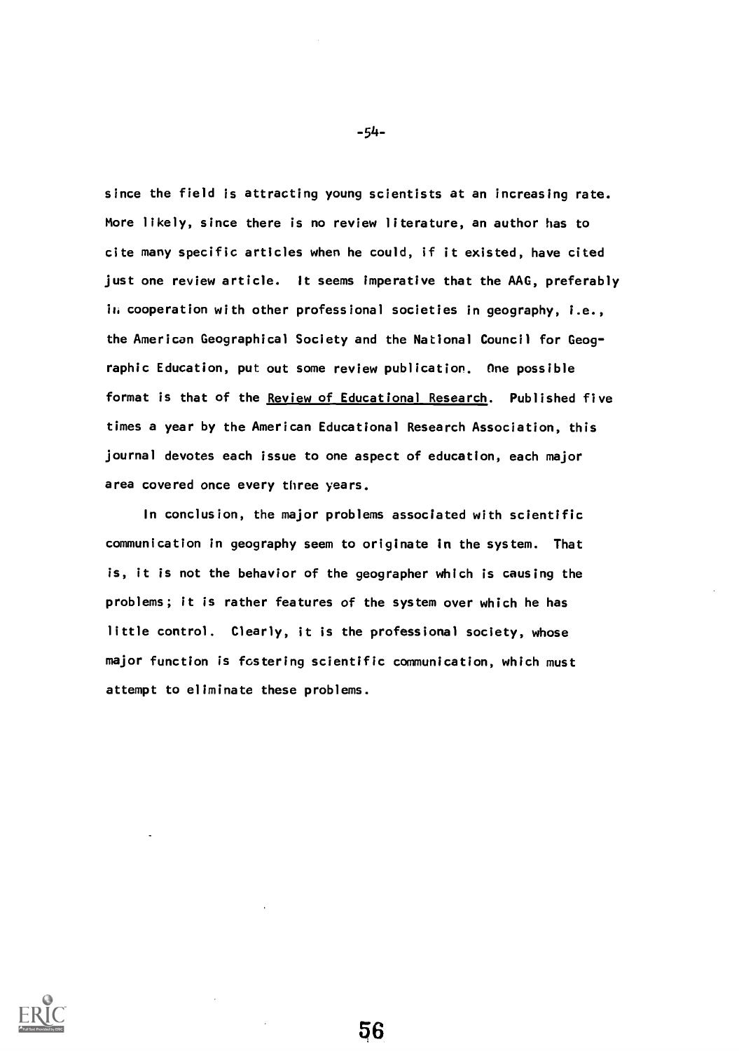since the field is attracting young scientists at an increasing rate. More likely, since there is no review literature, an author has to cite many specific articles when he could, if it existed, have cited just one review article. It seems imperative that the AAG, preferably in cooperation with other professional societies in geography, i.e., the American Geographical Society and the National Council for Geographic Education, put out some review publication. One possible format is that of the Review of Educational Research. Published five times a year by the American Educational Research Association, this journal devotes each issue to one aspect of education, each major area covered once every three years.

In conclusion, the major problems associated with scientific communication in geography seem to originate in the system. That is, it is not the behavior of the geographer which is causing the problems; it is rather features of the system over which he has little control. Clearly, it is the professional society, whose major function is fostering scientific communication, which must attempt to eliminate these problems.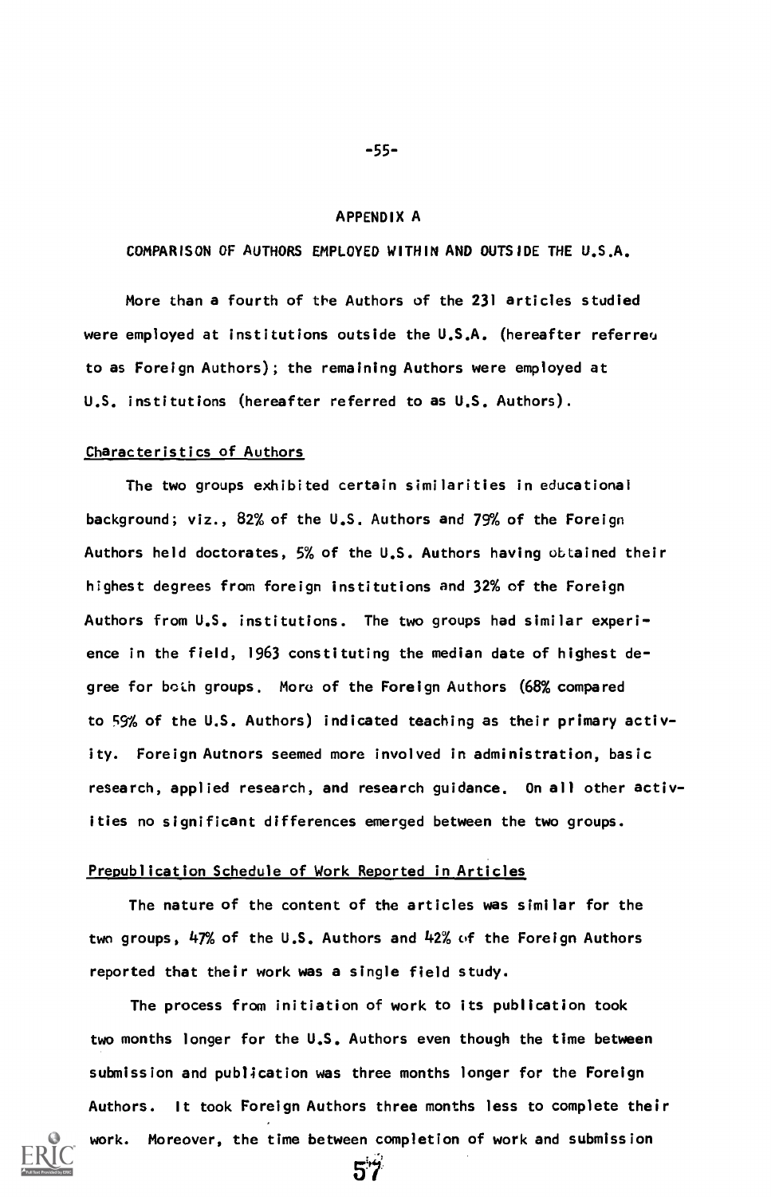## APPENDIX A

### COMPARISON OF AUTHORS EMPLOYED WITHIN AND OUTSIDE THE U.S.A.

More than a fourth of the Authors of the 231 articles studied were employed at institutions outside the U.S.A. (hereafter referred to as Foreign Authors); the remaining Authors were employed at U.S. institutions (hereafter referred to as U.S. Authors).

#### Characteristics of Authors

The two groups exhibited certain similarities in educational background; viz., 82% of the U.S. Authors and 79% of the Foreign Authors held doctorates, 5% of the U.S. Authors having obtained their highest degrees from foreign institutions and 32% of the Foreign Authors from U.S. institutions. The two groups had similar experience in the field, 1963 constituting the median date of highest degree for both groups. More of the Foreign Authors (68% compared to 59% of the U.S. Authors) indicated teaching as their primary activity. Foreign Authors seemed more involved in administration, basic research, applied research, and research guidance. On all other activities no significant differences emerged between the two groups.

#### Prepublication Schedule of Work Reported in Articles

The nature of the content of the articles was similar for the two groups, 47% of the U.S. Authors and 42% of the Foreign Authors reported that their work was a single field study.

The process from initiation of work to its publication took two months longer for the U.S. Authors even though the time between submission and publication was three months longer for the Foreign Authors. It took Foreign Authors three months less to complete their work. Moreover, the time between completion of work and submission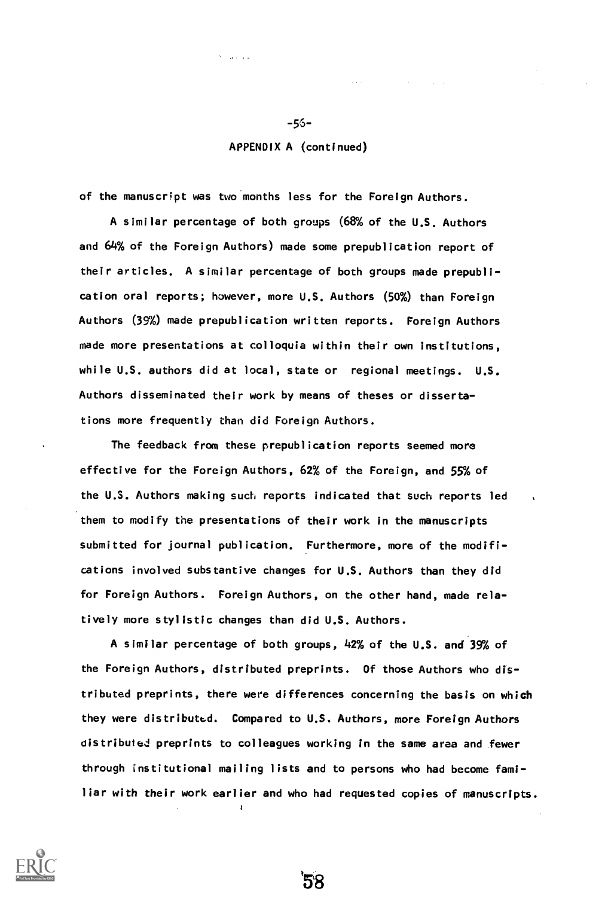APPENDIX A (continued)

of the manuscript was two months less for the Foreign Authors.

A similar percentage of both groups (68% of the U.S. Authors and 64% of the Foreign Authors) made some prepublication report of their articles. A similar percentage of both groups made prepublication oral reports; however, more U.S. Authors (50%) than Foreign Authors (39%) made prepublication written reports. Foreign Authors made more presentations at colloquia within their own institutions, while U.S. authors did at local, state or regional meetings. U.S. Authors disseminated their work by means of theses or dissertations more frequently than did Foreign Authors.

The feedback from these prepublication reports seemed more effective for the Foreign Authors, 62% of the Foreign, and 55% of the U.S. Authors making such reports indicated that such reports led them to modify the presentations of their work in the manuscripts submitted for journal publication. Furthermore, more of the modifications involved substantive changes for U.S. Authors than they did for Foreign Authors. Foreign Authors, on the other hand, made relatively more stylistic changes than did U.S. Authors.

A similar percentage of both groups, 42% of the U.S. and 39% of the Foreign Authors, distributed preprints. Of those Authors who distributed preprints, there were differences concerning the basis on which they were distributed. Compared to U.S. Authors, more Foreign Authors distributed preprints to colleagues working in the same area and fewer through institutional mailing lists and to persons who had become familiar with their work earlier and who had requested copies of manuscripts.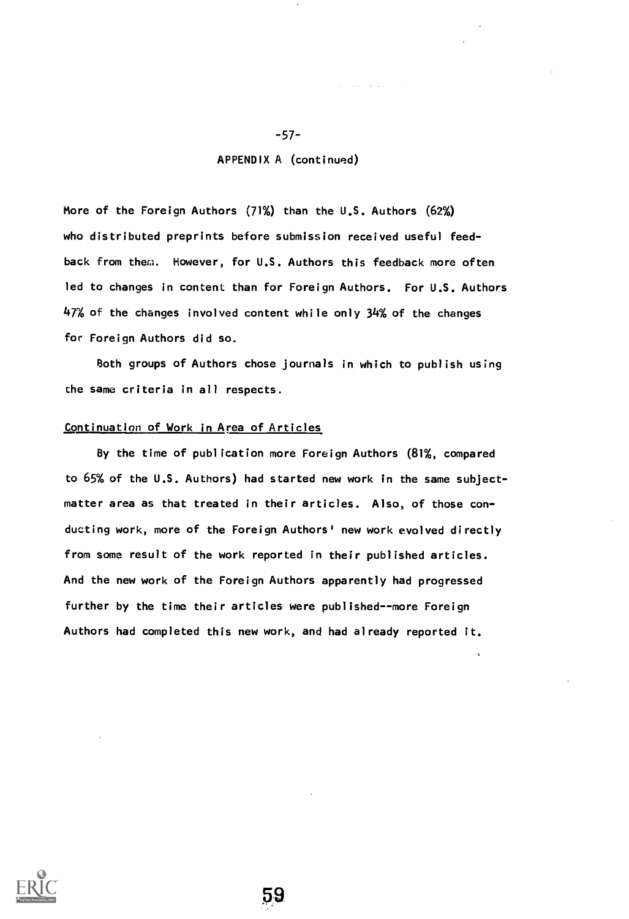APPENDIX A (continued)

More of the Foreign Authors (71%) than the U.S. Authors (62%) who distributed preprints before submission received useful feedback from them. However, for U.S. Authors this feedback more often led to changes in content than for Foreign Authors. For U.S. Authors 47% of the changes involved content while only 34% of the changes for Foreign Authors did so.

Both groups of Authors chose journals in which to publish using the same criteria in all respects.

## Continuation of Work in Area of Articles

By the time of publication more Foreign Authors (81%, compared to 65% of the U.S. Authors) had started new work in the same subject-matter area as that treated in their articles. Also, of those conducting work, more of the Foreign Authors' new work evolved directly from some result of the work reported in their published articles. And the new work of the Foreign Authors apparently had progressed further by the time their articles were published--more Foreign Authors had completed this new work, and had already reported it.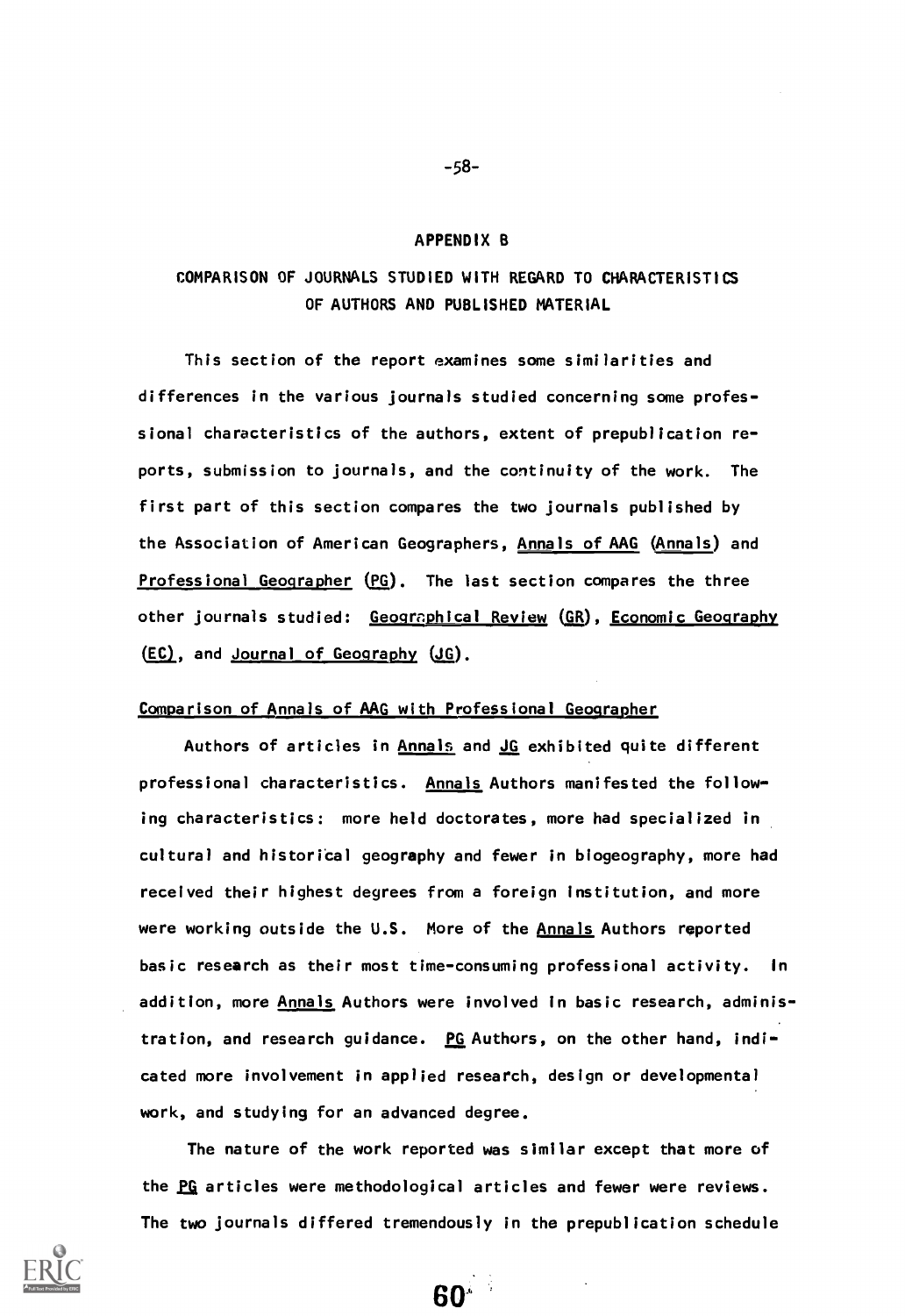## APPENDIX B

### COMPARISON OF JOURNALS STUDIED WITH REGARD TO CHARACTERISTICS OF AUTHORS AND PUBLISHED MATERIAL

This section of the report examines some similarities and differences in the various journals studied concerning some professional characteristics of the authors, extent of prepublication reports, submission to journals, and the continuity of the work. The first part of this section compares the two journals published by the Association of American Geographers, Annals of AAG (Annals) and Professional Geographer (PG). The last section compares the three other journals studied: Geographical Review (GR), Economic Geography (EC), and Journal of Geography (JG).

#### Comparison of Annals of AAG with Professional Geographer

Authors of articles in Annals and JG exhibited quite different professional characteristics. Annals Authors manifested the following characteristics: more held doctorates, more had specialized in cultural and historical geography and fewer in biogeography, more had received their highest degrees from a foreign institution, and more were working outside the U.S. More of the Annals Authors reported basic research as their most time-consuming professional activity. In addition, more Annals Authors were involved in basic research, administration, and research guidance. PG Authors, on the other hand, indicated more involvement in applied research, design or developmental work, and studying for an advanced degree.

The nature of the work reported was similar except that more of the PG articles were methodological articles and fewer were reviews. The two journals differed tremendously in the prepublication schedule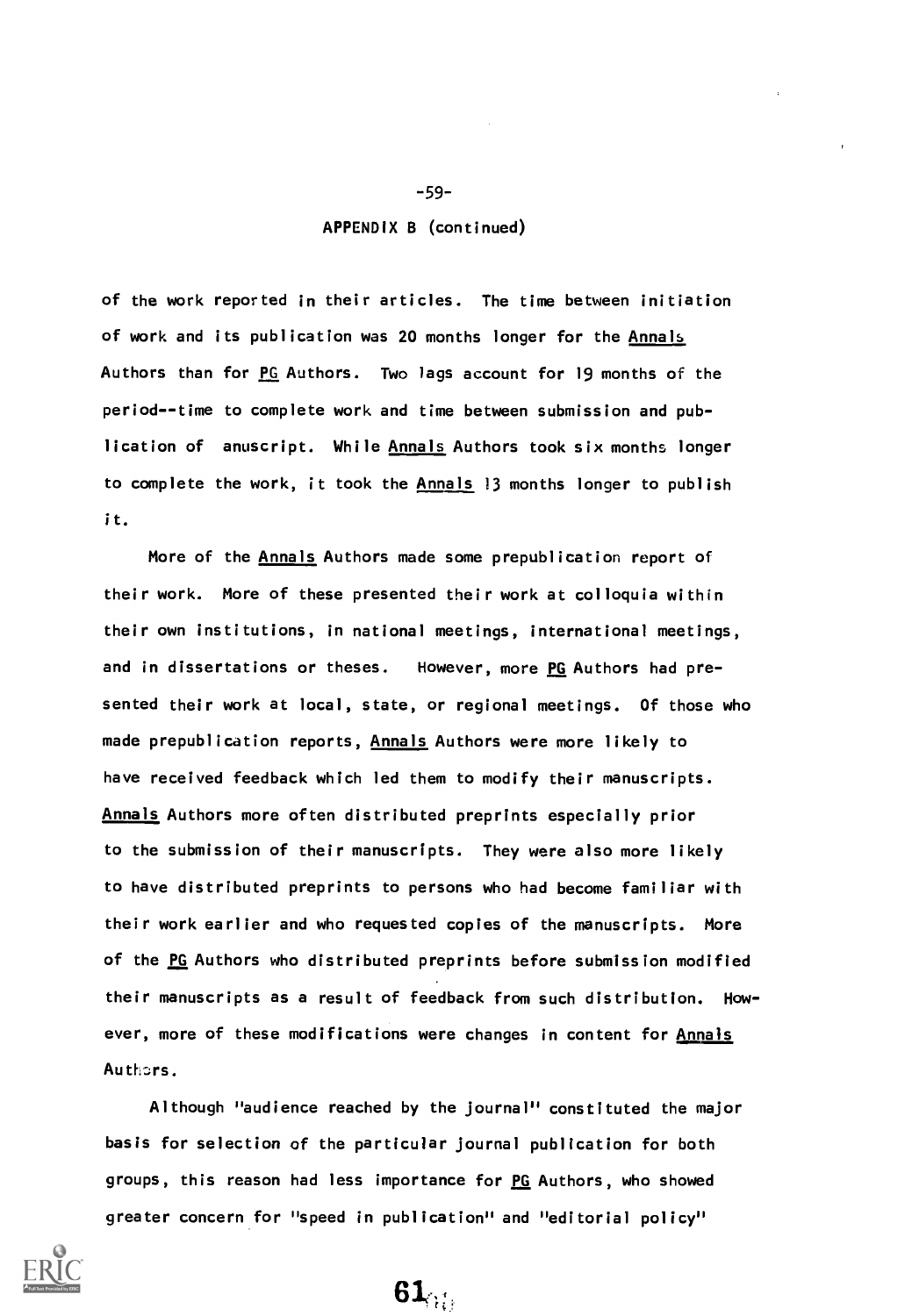APPENDIX B (continued)

of the work reported in their articles. The time between initiation of work and its publication was 20 months longer for the _Annals_ Authors than for _PG_ Authors. Two lags account for 19 months of the period--time to complete work and time between submission and publication of anuscript. While _Annals_ Authors took six months longer to complete the work, it took the _Annals_ 13 months longer to publish it.

More of the _Annals_ Authors made some prepublication report of their work. More of these presented their work at colloquia within their own institutions, in national meetings, international meetings, and in dissertations or theses. However, more _PG_ Authors had presented their work at local, state, or regional meetings. Of those who made prepublication reports, _Annals_ Authors were more likely to have received feedback which led them to modify their manuscripts. _Annals_ Authors more often distributed preprints especially prior to the submission of their manuscripts. They were also more likely to have distributed preprints to persons who had become familiar with their work earlier and who requested copies of the manuscripts. More of the _PG_ Authors who distributed preprints before submission modified their manuscripts as a result of feedback from such distribution. However, more of these modifications were changes in content for _Annals_ Authors.

Although "audience reached by the journal" constituted the major basis for selection of the particular journal publication for both groups, this reason had less importance for _PG_ Authors, who showed greater concern for "speed in publication" and "editorial policy"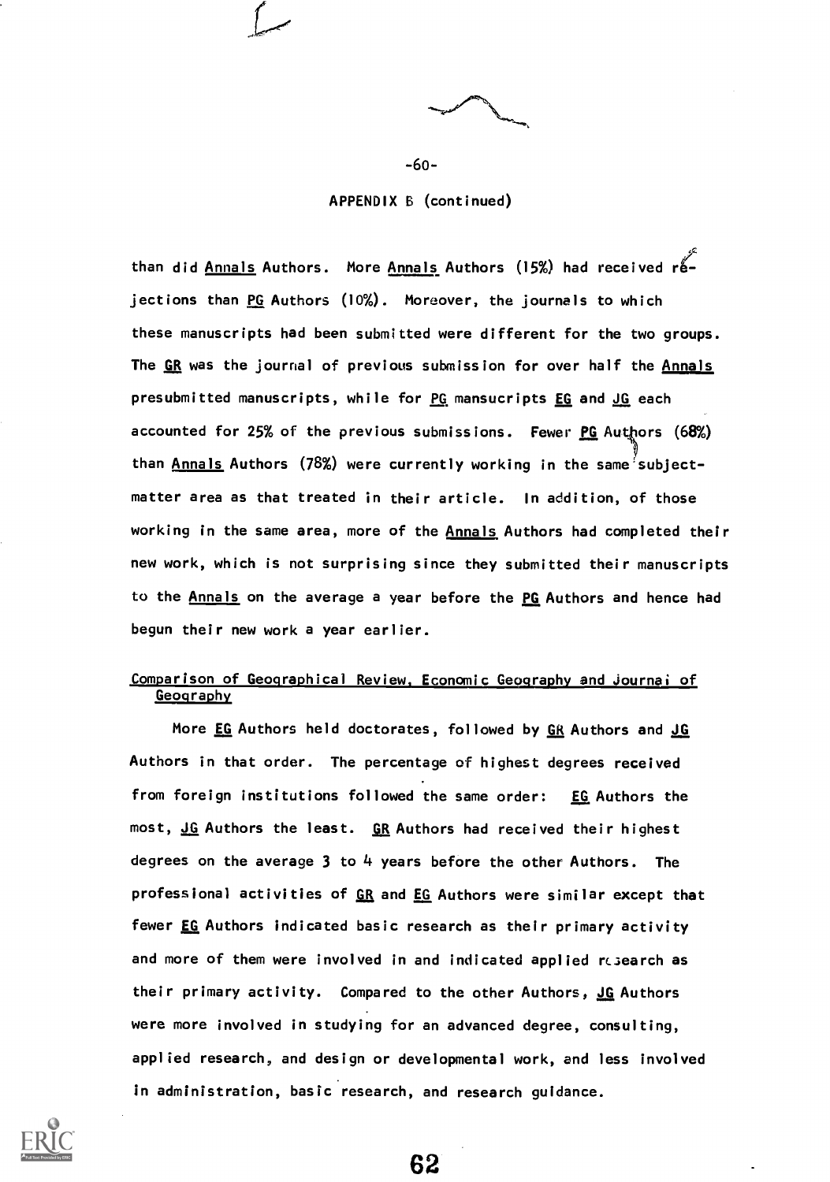APPENDIX B (continued)

than did _Annals_ Authors. More _Annals_ Authors (15%) had received rejections than _PG_ Authors (10%). Moreover, the journals to which these manuscripts had been submitted were different for the two groups. The _GR_ was the journal of previous submission for over half the _Annals_ presubmitted manuscripts, while for _PG_ mansucripts _EG_ and _JG_ each accounted for 25% of the previous submissions. Fewer _PG_ Authors (68%) than _Annals_ Authors (78%) were currently working in the same subject-matter area as that treated in their article. In addition, of those working in the same area, more of the _Annals_ Authors had completed their new work, which is not surprising since they submitted their manuscripts to the _Annals_ on the average a year before the _PG_ Authors and hence had begun their new work a year earlier.

## Comparison of Geographical Review, Economic Geography and Journal of Geography

More _EG_ Authors held doctorates, followed by _GR_ Authors and _JG_ Authors in that order. The percentage of highest degrees received from foreign institutions followed the same order: _EG_ Authors the most, _JG_ Authors the least. _GR_ Authors had received their highest degrees on the average 3 to 4 years before the other Authors. The professional activities of _GR_ and _EG_ Authors were similar except that fewer _EG_ Authors indicated basic research as their primary activity and more of them were involved in and indicated applied research as their primary activity. Compared to the other Authors, _JG_ Authors were more involved in studying for an advanced degree, consulting, applied research, and design or developmental work, and less involved in administration, basic research, and research guidance.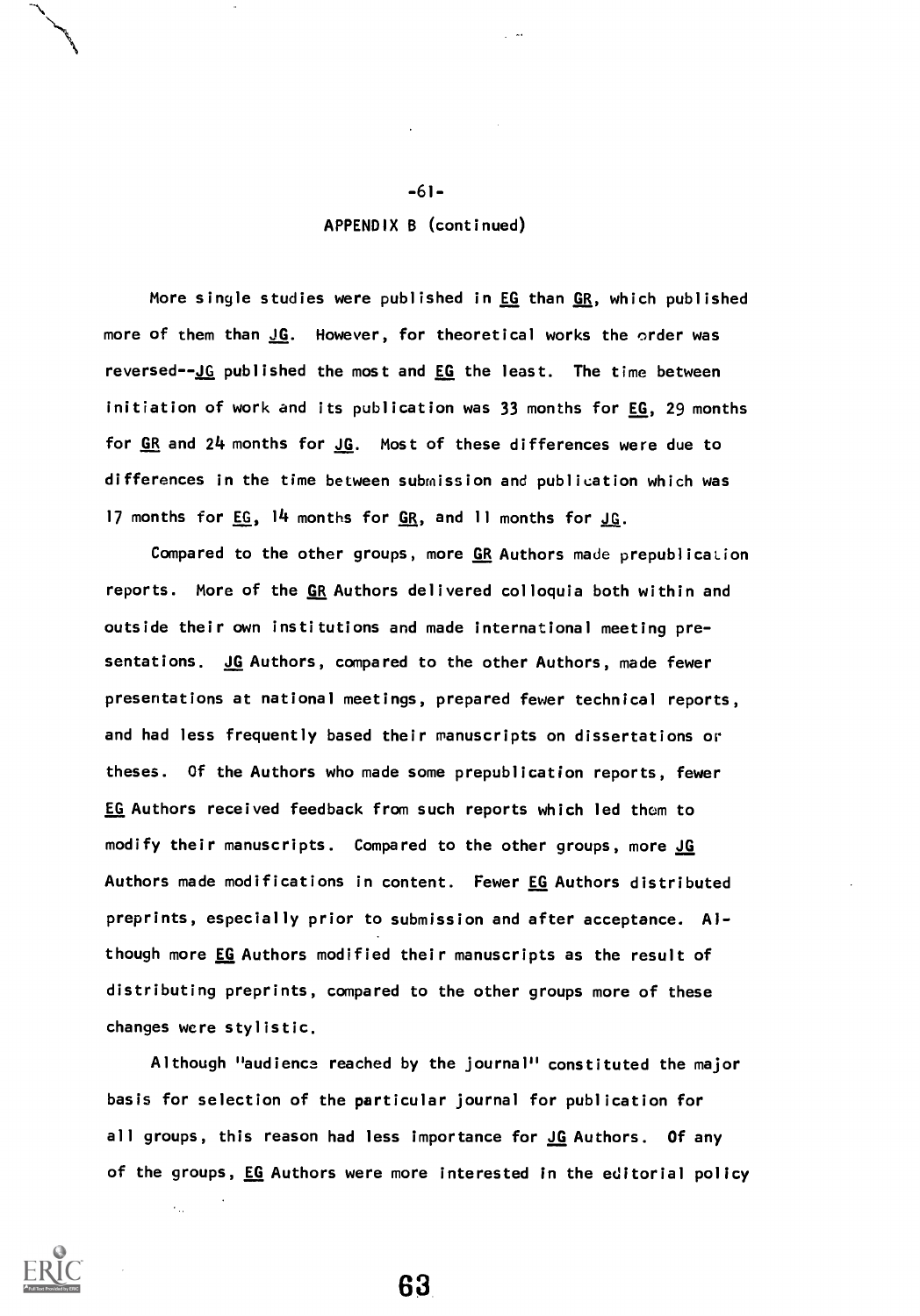APPENDIX B (continued)

More single studies were published in EG than GR, which published more of them than JG. However, for theoretical works the order was reversed--JG published the most and EG the least. The time between initiation of work and its publication was 33 months for EG, 29 months for GR and 24 months for JG. Most of these differences were due to differences in the time between submission and publication which was 17 months for EG, 14 months for GR, and 11 months for JG.

Compared to the other groups, more GR Authors made prepublication reports. More of the GR Authors delivered colloquia both within and outside their own institutions and made international meeting presentations. JG Authors, compared to the other Authors, made fewer presentations at national meetings, prepared fewer technical reports, and had less frequently based their manuscripts on dissertations or theses. Of the Authors who made some prepublication reports, fewer EG Authors received feedback from such reports which led them to modify their manuscripts. Compared to the other groups, more JG Authors made modifications in content. Fewer EG Authors distributed preprints, especially prior to submission and after acceptance. Although more EG Authors modified their manuscripts as the result of distributing preprints, compared to the other groups more of these changes were stylistic.

Although "audience reached by the journal" constituted the major basis for selection of the particular journal for publication for all groups, this reason had less importance for JG Authors. Of any of the groups, EG Authors were more interested in the editorial policy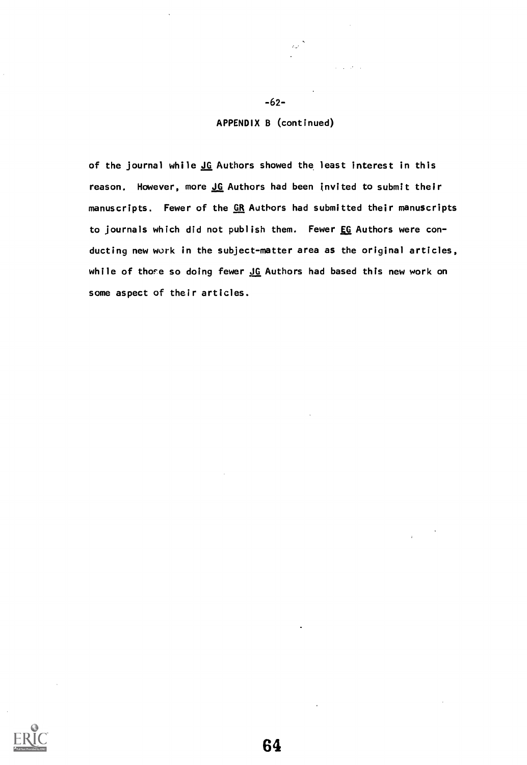APPENDIX B (continued)

of the journal while JG Authors showed the least interest in this reason. However, more JG Authors had been invited to submit their manuscripts. Fewer of the GR Authors had submitted their manuscripts to journals which did not publish them. Fewer EG Authors were conducting new work in the subject-matter area as the original articles, while of those so doing fewer JG Authors had based this new work on some aspect of their articles.